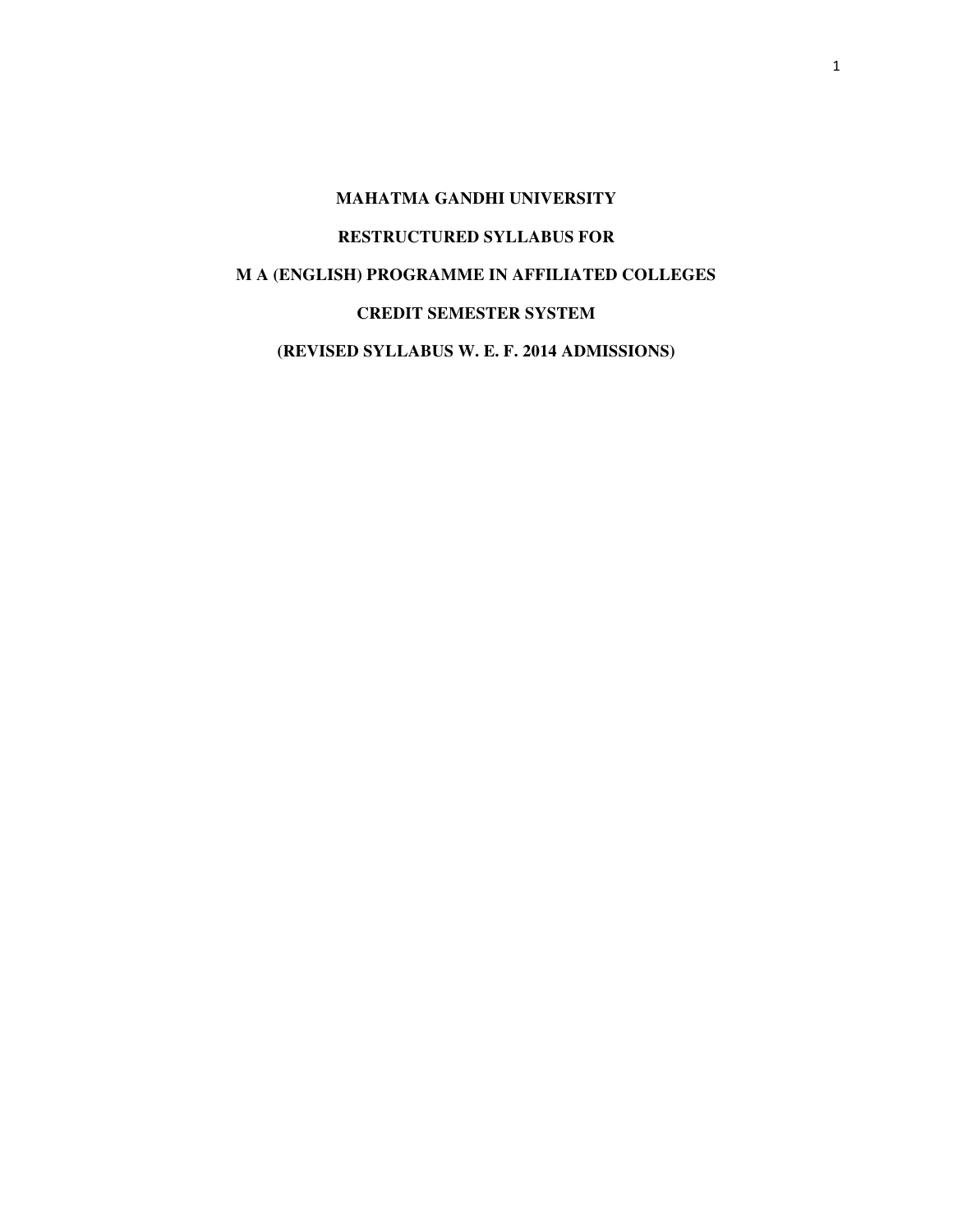# MAHATMA GANDHI UNIVERSITY

## RESTRUCTURED SYLLABUS FOR

## M A (ENGLISH) PROGRAMME IN AFFILIATED COLLEGES

## CREDIT SEMESTER SYSTEM

## (REVISED SYLLABUS W. E. F. 2014 ADMISSIONS)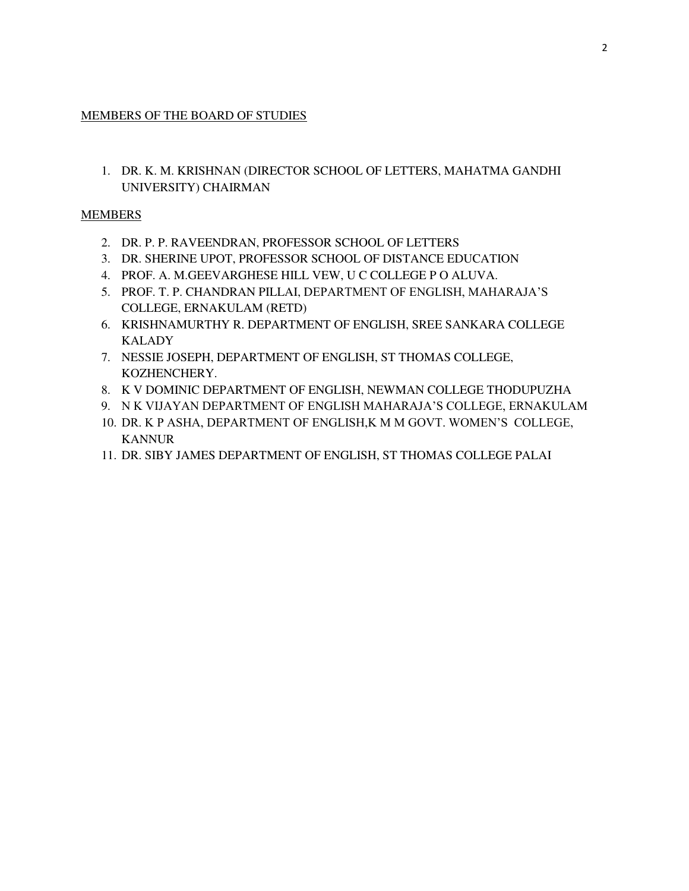MEMBERS OF THE BOARD OF STUDIES

1. DR. K. M. KRISHNAN (DIRECTOR SCHOOL OF LETTERS, MAHATMA GANDHI UNIVERSITY) CHAIRMAN

MEMBERS

2. DR. P. P. RAVEENDRAN, PROFESSOR SCHOOL OF LETTERS
3. DR. SHERINE UPOT, PROFESSOR SCHOOL OF DISTANCE EDUCATION
4. PROF. A. M.GEEVARGHESE HILL VEW, U C COLLEGE P O ALUVA.
5. PROF. T. P. CHANDRAN PILLAI, DEPARTMENT OF ENGLISH, MAHARAJA'S COLLEGE, ERNAKULAM (RETD)
6. KRISHNAMURTHY R. DEPARTMENT OF ENGLISH, SREE SANKARA COLLEGE KALADY
7. NESSIE JOSEPH, DEPARTMENT OF ENGLISH, ST THOMAS COLLEGE, KOZHENCHERY.
8. K V DOMINIC DEPARTMENT OF ENGLISH, NEWMAN COLLEGE THODUPUZHA
9. N K VIJAYAN DEPARTMENT OF ENGLISH MAHARAJA'S COLLEGE, ERNAKULAM
10. DR. K P ASHA, DEPARTMENT OF ENGLISH,K M M GOVT. WOMEN'S COLLEGE, KANNUR
11. DR. SIBY JAMES DEPARTMENT OF ENGLISH, ST THOMAS COLLEGE PALAI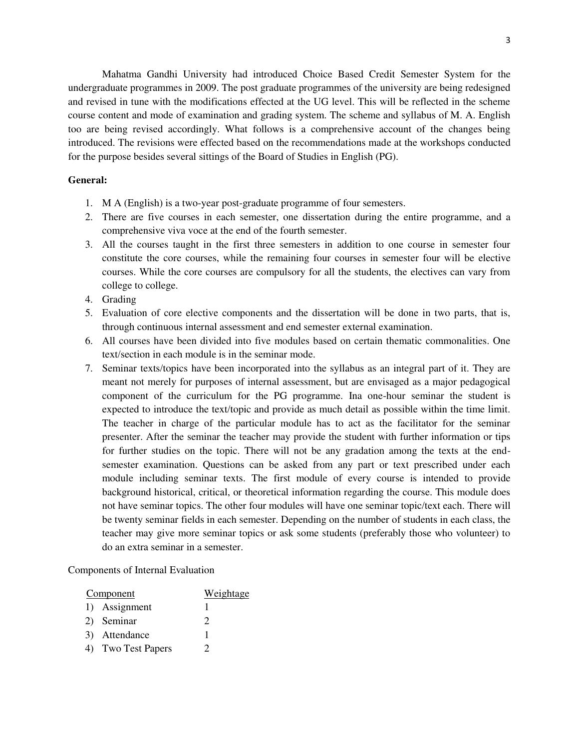Mahatma Gandhi University had introduced Choice Based Credit Semester System for the undergraduate programmes in 2009. The post graduate programmes of the university are being redesigned and revised in tune with the modifications effected at the UG level. This will be reflected in the scheme course content and mode of examination and grading system. The scheme and syllabus of M. A. English too are being revised accordingly. What follows is a comprehensive account of the changes being introduced. The revisions were effected based on the recommendations made at the workshops conducted for the purpose besides several sittings of the Board of Studies in English (PG).

**General:**

1. M A (English) is a two-year post-graduate programme of four semesters.
2. There are five courses in each semester, one dissertation during the entire programme, and a comprehensive viva voce at the end of the fourth semester.
3. All the courses taught in the first three semesters in addition to one course in semester four constitute the core courses, while the remaining four courses in semester four will be elective courses. While the core courses are compulsory for all the students, the electives can vary from college to college.
4. Grading
5. Evaluation of core elective components and the dissertation will be done in two parts, that is, through continuous internal assessment and end semester external examination.
6. All courses have been divided into five modules based on certain thematic commonalities. One text/section in each module is in the seminar mode.
7. Seminar texts/topics have been incorporated into the syllabus as an integral part of it. They are meant not merely for purposes of internal assessment, but are envisaged as a major pedagogical component of the curriculum for the PG programme. Ina one-hour seminar the student is expected to introduce the text/topic and provide as much detail as possible within the time limit. The teacher in charge of the particular module has to act as the facilitator for the seminar presenter. After the seminar the teacher may provide the student with further information or tips for further studies on the topic. There will not be any gradation among the texts at the end-semester examination. Questions can be asked from any part or text prescribed under each module including seminar texts. The first module of every course is intended to provide background historical, critical, or theoretical information regarding the course. This module does not have seminar topics. The other four modules will have one seminar topic/text each. There will be twenty seminar fields in each semester. Depending on the number of students in each class, the teacher may give more seminar topics or ask some students (preferably those who volunteer) to do an extra seminar in a semester.

Components of Internal Evaluation

| Component | Weightage |
|---|---|
| 1) Assignment | 1 |
| 2) Seminar | 2 |
| 3) Attendance | 1 |
| 4) Two Test Papers | 2 |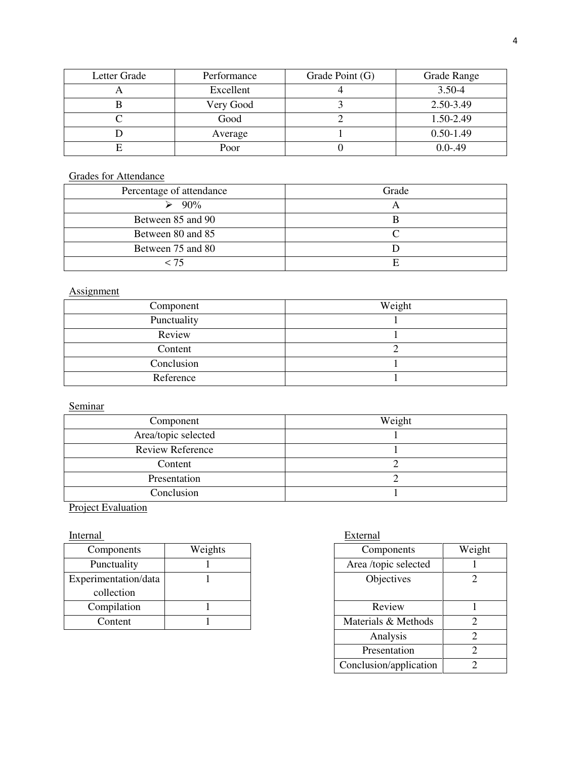| Letter Grade | Performance | Grade Point (G) | Grade Range |
|---|---|---|---|
| A | Excellent | 4 | 3.50-4 |
| B | Very Good | 3 | 2.50-3.49 |
| C | Good | 2 | 1.50-2.49 |
| D | Average | 1 | 0.50-1.49 |
| E | Poor | 0 | 0.0-.49 |

Grades for Attendance

| Percentage of attendance | Grade |
|---|---|
| ➢ 90% | A |
| Between 85 and 90 | B |
| Between 80 and 85 | C |
| Between 75 and 80 | D |
| < 75 | E |

Assignment

| Component | Weight |
|---|---|
| Punctuality | 1 |
| Review | 1 |
| Content | 2 |
| Conclusion | 1 |
| Reference | 1 |

Seminar

| Component | Weight |
|---|---|
| Area/topic selected | 1 |
| Review Reference | 1 |
| Content | 2 |
| Presentation | 2 |
| Conclusion | 1 |

Project Evaluation

Internal

| Components | Weights |
|---|---|
| Punctuality | 1 |
| Experimentation/data collection | 1 |
| Compilation | 1 |
| Content | 1 |

External

| Components | Weight |
|---|---|
| Area /topic selected | 1 |
| Objectives | 2 |
| Review | 1 |
| Materials & Methods | 2 |
| Analysis | 2 |
| Presentation | 2 |
| Conclusion/application | 2 |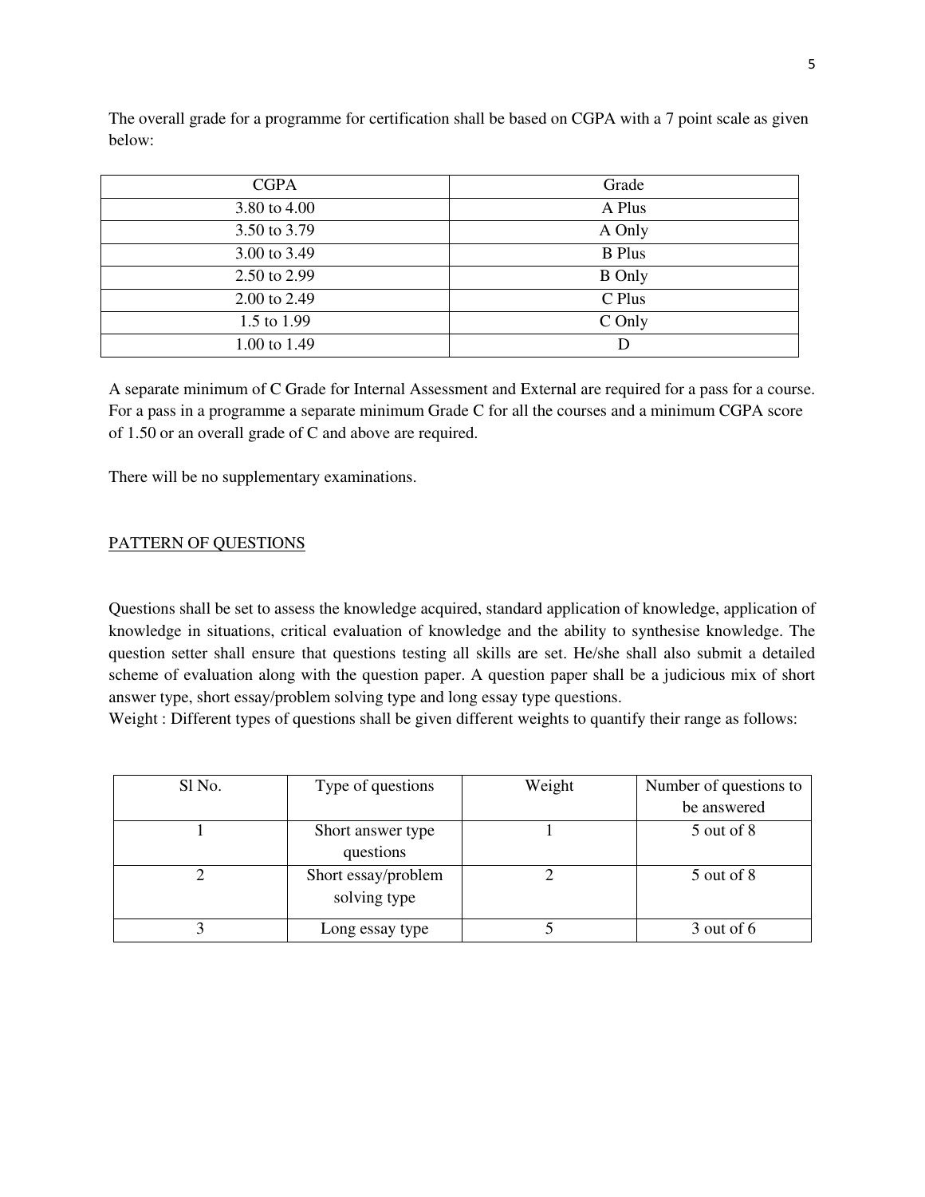The overall grade for a programme for certification shall be based on CGPA with a 7 point scale as given below:

| CGPA | Grade |
|---|---|
| 3.80 to 4.00 | A Plus |
| 3.50 to 3.79 | A Only |
| 3.00 to 3.49 | B Plus |
| 2.50 to 2.99 | B Only |
| 2.00 to 2.49 | C Plus |
| 1.5 to 1.99 | C Only |
| 1.00 to 1.49 | D |

A separate minimum of C Grade for Internal Assessment and External are required for a pass for a course. For a pass in a programme a separate minimum Grade C for all the courses and a minimum CGPA score of 1.50 or an overall grade of C and above are required.

There will be no supplementary examinations.

## PATTERN OF QUESTIONS

Questions shall be set to assess the knowledge acquired, standard application of knowledge, application of knowledge in situations, critical evaluation of knowledge and the ability to synthesise knowledge. The question setter shall ensure that questions testing all skills are set. He/she shall also submit a detailed scheme of evaluation along with the question paper. A question paper shall be a judicious mix of short answer type, short essay/problem solving type and long essay type questions.

Weight : Different types of questions shall be given different weights to quantify their range as follows:

| Sl No. | Type of questions | Weight | Number of questions to be answered |
|---|---|---|---|
| 1 | Short answer type questions | 1 | 5 out of 8 |
| 2 | Short essay/problem solving type | 2 | 5 out of 8 |
| 3 | Long essay type | 5 | 3 out of 6 |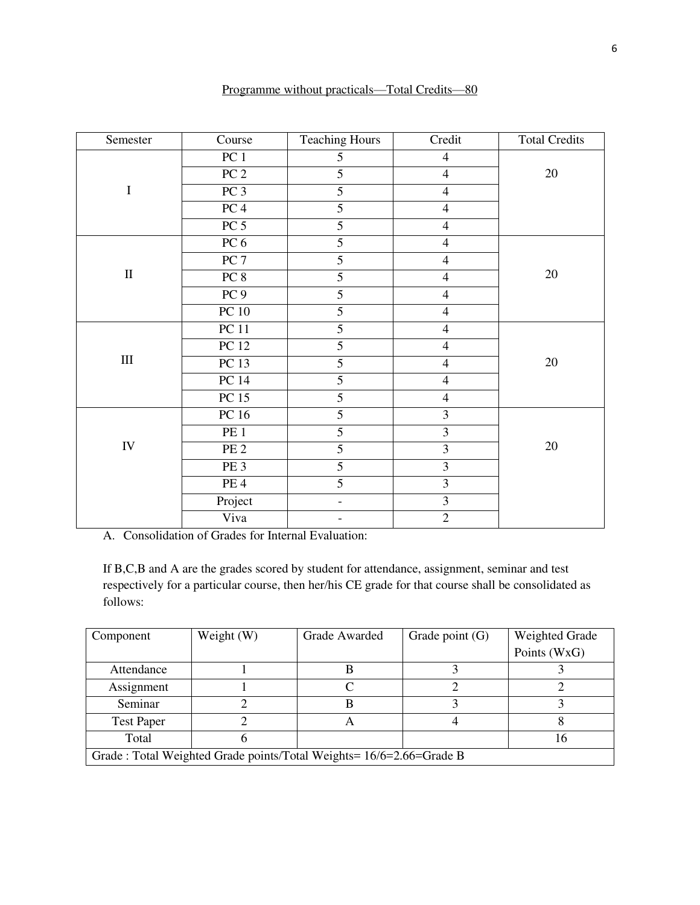Programme without practicals—Total Credits—80

| Semester | Course | Teaching Hours | Credit | Total Credits |
|---|---|---|---|---|
| I | PC 1 | 5 | 4 | 20 |
| | PC 2 | 5 | 4 | |
| | PC 3 | 5 | 4 | |
| | PC 4 | 5 | 4 | |
| | PC 5 | 5 | 4 | |
| II | PC 6 | 5 | 4 | 20 |
| | PC 7 | 5 | 4 | |
| | PC 8 | 5 | 4 | |
| | PC 9 | 5 | 4 | |
| | PC 10 | 5 | 4 | |
| III | PC 11 | 5 | 4 | 20 |
| | PC 12 | 5 | 4 | |
| | PC 13 | 5 | 4 | |
| | PC 14 | 5 | 4 | |
| | PC 15 | 5 | 4 | |
| IV | PC 16 | 5 | 3 | 20 |
| | PE 1 | 5 | 3 | |
| | PE 2 | 5 | 3 | |
| | PE 3 | 5 | 3 | |
| | PE 4 | 5 | 3 | |
| | Project | - | 3 | |
| | Viva | - | 2 | |

A. Consolidation of Grades for Internal Evaluation:

If B,C,B and A are the grades scored by student for attendance, assignment, seminar and test respectively for a particular course, then her/his CE grade for that course shall be consolidated as follows:

| Component | Weight (W) | Grade Awarded | Grade point (G) | Weighted Grade Points (WxG) |
|---|---|---|---|---|
| Attendance | 1 | B | 3 | 3 |
| Assignment | 1 | C | 2 | 2 |
| Seminar | 2 | B | 3 | 3 |
| Test Paper | 2 | A | 4 | 8 |
| Total | 6 | | | 16 |
| Grade : Total Weighted Grade points/Total Weights= 16/6=2.66=Grade B | | | | |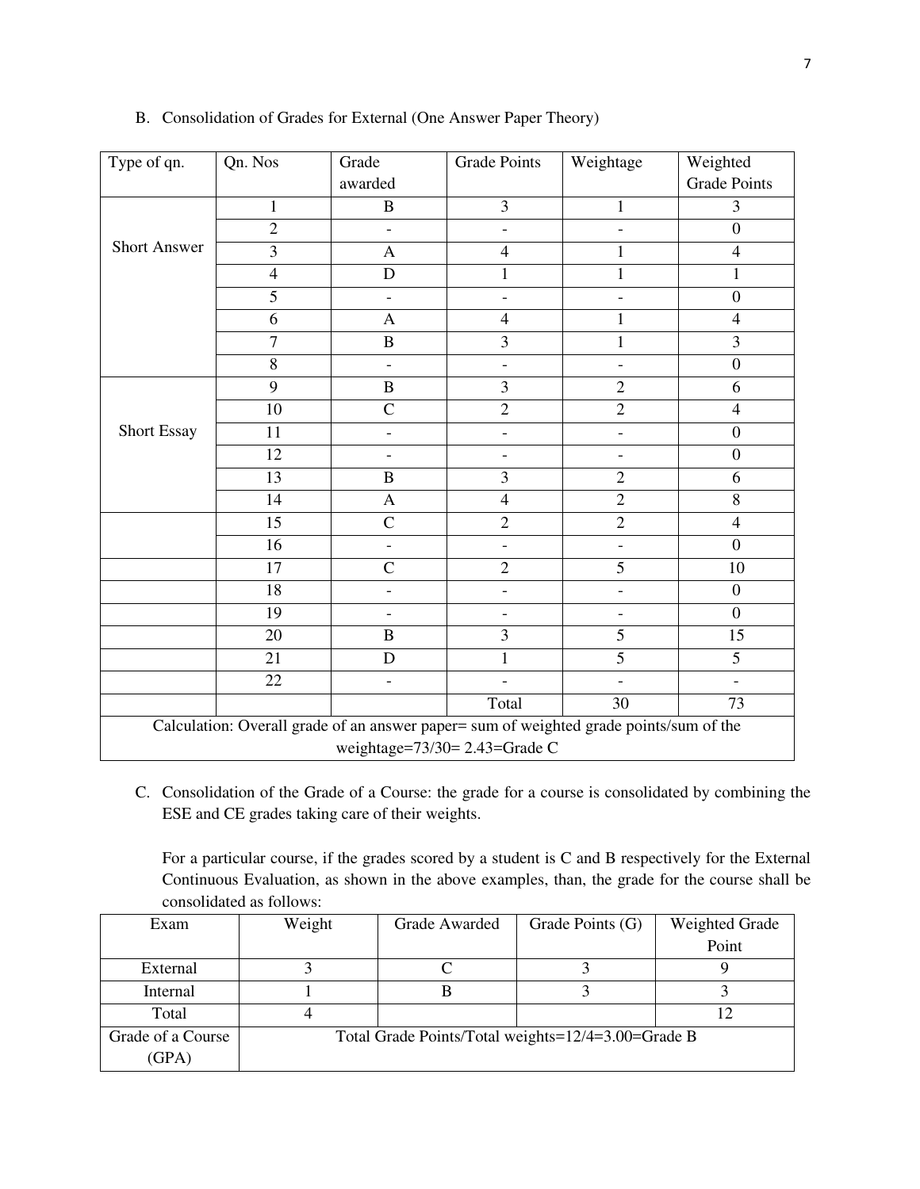B. Consolidation of Grades for External (One Answer Paper Theory)

| Type of qn. | Qn. Nos | Grade awarded | Grade Points | Weightage | Weighted Grade Points |
|---|---|---|---|---|---|
| Short Answer | 1 | B | 3 | 1 | 3 |
| | 2 | - | - | - | 0 |
| | 3 | A | 4 | 1 | 4 |
| | 4 | D | 1 | 1 | 1 |
| | 5 | - | - | - | 0 |
| | 6 | A | 4 | 1 | 4 |
| | 7 | B | 3 | 1 | 3 |
| | 8 | - | - | - | 0 |
| Short Essay | 9 | B | 3 | 2 | 6 |
| | 10 | C | 2 | 2 | 4 |
| | 11 | - | - | - | 0 |
| | 12 | - | - | - | 0 |
| | 13 | B | 3 | 2 | 6 |
| | 14 | A | 4 | 2 | 8 |
| | 15 | C | 2 | 2 | 4 |
| | 16 | - | - | - | 0 |
| | 17 | C | 2 | 5 | 10 |
| | 18 | - | - | - | 0 |
| | 19 | - | - | - | 0 |
| | 20 | B | 3 | 5 | 15 |
| | 21 | D | 1 | 5 | 5 |
| | 22 | - | - | - | - |
| | | | Total | 30 | 73 |
| Calculation: Overall grade of an answer paper= sum of weighted grade points/sum of the weightage=73/30= 2.43=Grade C | | | | | |

C. Consolidation of the Grade of a Course: the grade for a course is consolidated by combining the ESE and CE grades taking care of their weights.

For a particular course, if the grades scored by a student is C and B respectively for the External Continuous Evaluation, as shown in the above examples, than, the grade for the course shall be consolidated as follows:

| Exam | Weight | Grade Awarded | Grade Points (G) | Weighted Grade Point |
|---|---|---|---|---|
| External | 3 | C | 3 | 9 |
| Internal | 1 | B | 3 | 3 |
| Total | 4 | | | 12 |
| Grade of a Course (GPA) | Total Grade Points/Total weights=12/4=3.00=Grade B | | | |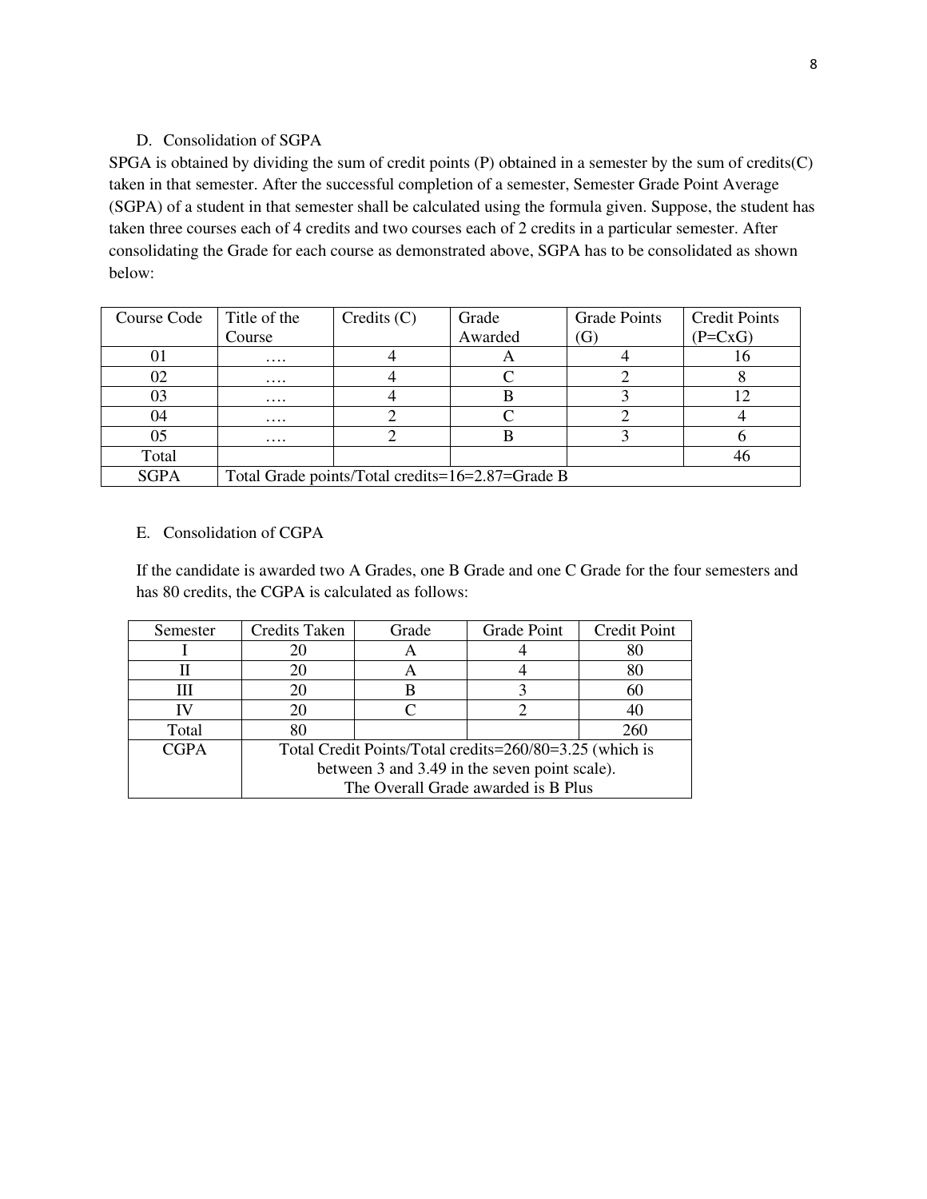### D. Consolidation of SGPA

SPGA is obtained by dividing the sum of credit points (P) obtained in a semester by the sum of credits(C) taken in that semester. After the successful completion of a semester, Semester Grade Point Average (SGPA) of a student in that semester shall be calculated using the formula given. Suppose, the student has taken three courses each of 4 credits and two courses each of 2 credits in a particular semester. After consolidating the Grade for each course as demonstrated above, SGPA has to be consolidated as shown below:

| Course Code | Title of the Course | Credits (C) | Grade Awarded | Grade Points (G) | Credit Points (P=CxG) |
|---|---|---|---|---|---|
| 01 | …. | 4 | A | 4 | 16 |
| 02 | …. | 4 | C | 2 | 8 |
| 03 | …. | 4 | B | 3 | 12 |
| 04 | …. | 2 | C | 2 | 4 |
| 05 | …. | 2 | B | 3 | 6 |
| Total | | | | | 46 |
| SGPA | Total Grade points/Total credits=16=2.87=Grade B | | | | |

### E. Consolidation of CGPA

If the candidate is awarded two A Grades, one B Grade and one C Grade for the four semesters and has 80 credits, the CGPA is calculated as follows:

| Semester | Credits Taken | Grade | Grade Point | Credit Point |
|---|---|---|---|---|
| I | 20 | A | 4 | 80 |
| II | 20 | A | 4 | 80 |
| III | 20 | B | 3 | 60 |
| IV | 20 | C | 2 | 40 |
| Total | 80 | | | 260 |
| CGPA | Total Credit Points/Total credits=260/80=3.25 (which is between 3 and 3.49 in the seven point scale). The Overall Grade awarded is B Plus | | | |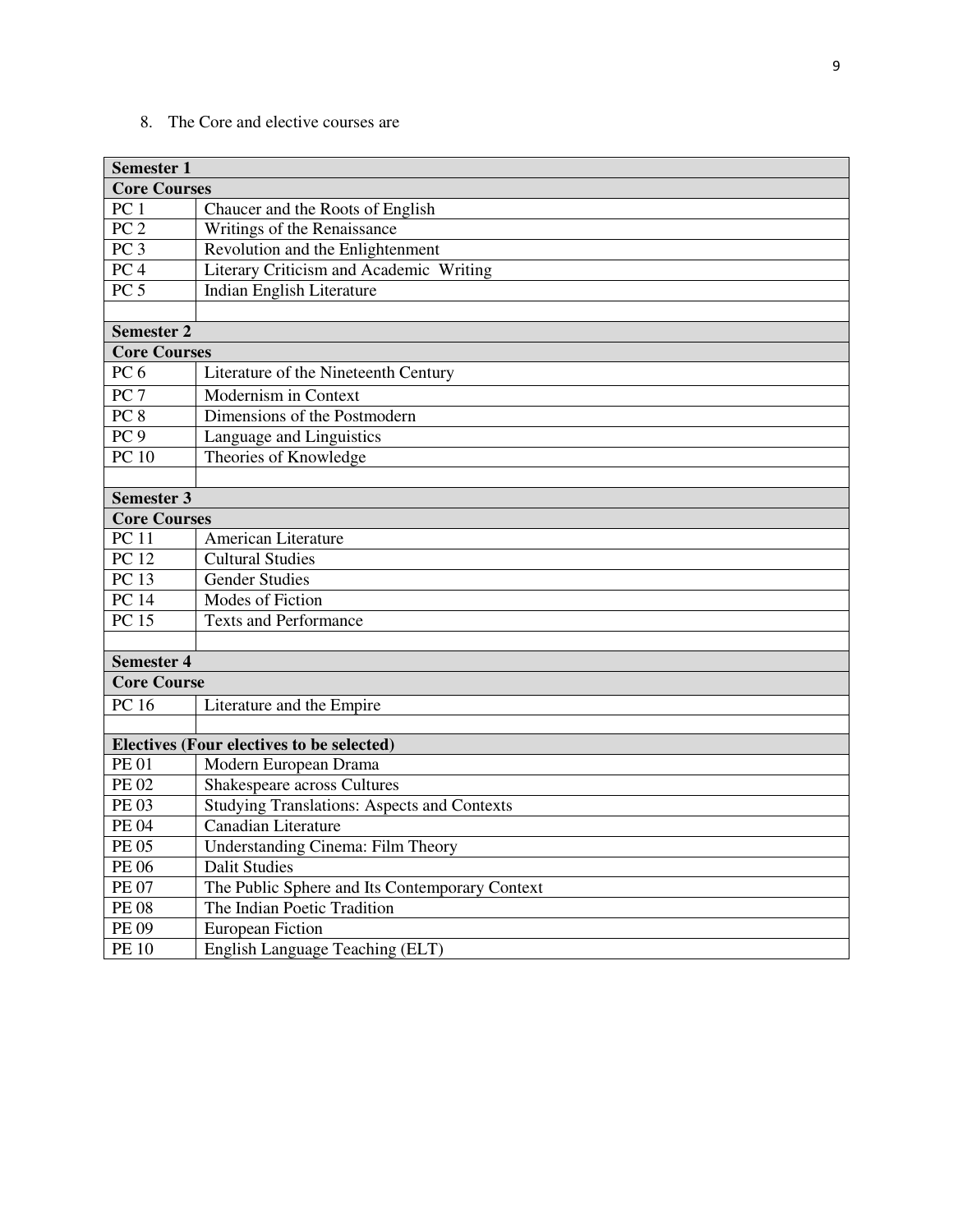8. The Core and elective courses are

| **Semester 1** | |
|---|---|
| **Core Courses** | |
| PC 1 | Chaucer and the Roots of English |
| PC 2 | Writings of the Renaissance |
| PC 3 | Revolution and the Enlightenment |
| PC 4 | Literary Criticism and Academic Writing |
| PC 5 | Indian English Literature |
| | |
| **Semester 2** | |
| **Core Courses** | |
| PC 6 | Literature of the Nineteenth Century |
| PC 7 | Modernism in Context |
| PC 8 | Dimensions of the Postmodern |
| PC 9 | Language and Linguistics |
| PC 10 | Theories of Knowledge |
| | |
| **Semester 3** | |
| **Core Courses** | |
| PC 11 | American Literature |
| PC 12 | Cultural Studies |
| PC 13 | Gender Studies |
| PC 14 | Modes of Fiction |
| PC 15 | Texts and Performance |
| | |
| **Semester 4** | |
| **Core Course** | |
| PC 16 | Literature and the Empire |
| | |
| **Electives (Four electives to be selected)** | |
| PE 01 | Modern European Drama |
| PE 02 | Shakespeare across Cultures |
| PE 03 | Studying Translations: Aspects and Contexts |
| PE 04 | Canadian Literature |
| PE 05 | Understanding Cinema: Film Theory |
| PE 06 | Dalit Studies |
| PE 07 | The Public Sphere and Its Contemporary Context |
| PE 08 | The Indian Poetic Tradition |
| PE 09 | European Fiction |
| PE 10 | English Language Teaching (ELT) |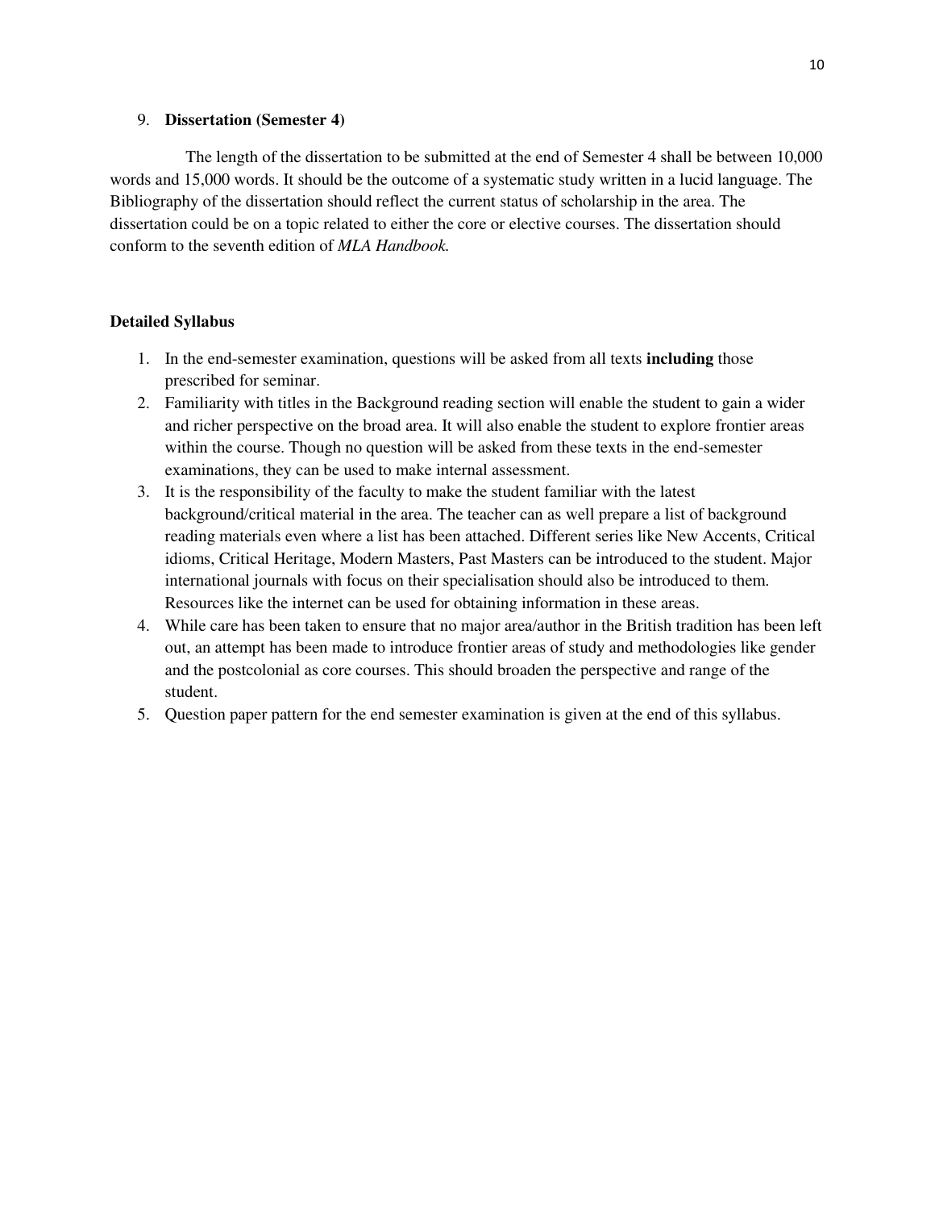9. **Dissertation (Semester 4)**

The length of the dissertation to be submitted at the end of Semester 4 shall be between 10,000 words and 15,000 words. It should be the outcome of a systematic study written in a lucid language. The Bibliography of the dissertation should reflect the current status of scholarship in the area. The dissertation could be on a topic related to either the core or elective courses. The dissertation should conform to the seventh edition of *MLA Handbook.*

**Detailed Syllabus**

1. In the end-semester examination, questions will be asked from all texts **including** those prescribed for seminar.
2. Familiarity with titles in the Background reading section will enable the student to gain a wider and richer perspective on the broad area. It will also enable the student to explore frontier areas within the course. Though no question will be asked from these texts in the end-semester examinations, they can be used to make internal assessment.
3. It is the responsibility of the faculty to make the student familiar with the latest background/critical material in the area. The teacher can as well prepare a list of background reading materials even where a list has been attached. Different series like New Accents, Critical idioms, Critical Heritage, Modern Masters, Past Masters can be introduced to the student. Major international journals with focus on their specialisation should also be introduced to them. Resources like the internet can be used for obtaining information in these areas.
4. While care has been taken to ensure that no major area/author in the British tradition has been left out, an attempt has been made to introduce frontier areas of study and methodologies like gender and the postcolonial as core courses. This should broaden the perspective and range of the student.
5. Question paper pattern for the end semester examination is given at the end of this syllabus.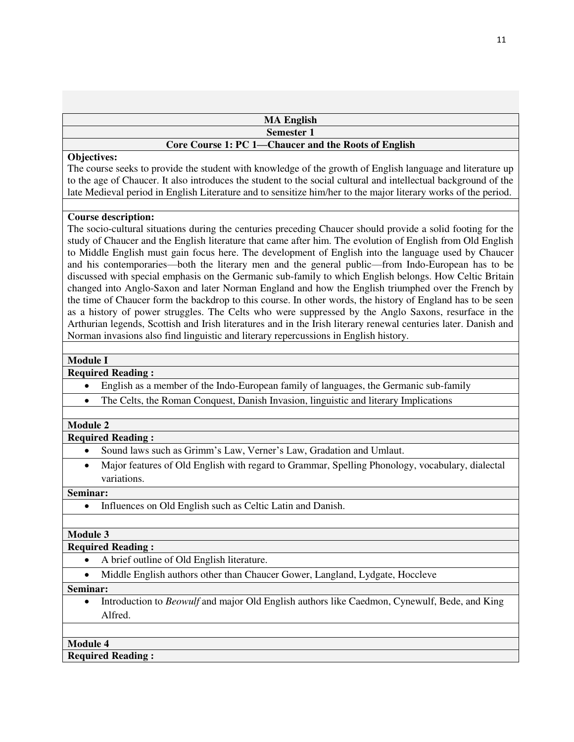**MA English**

**Semester 1**

**Core Course 1: PC 1—Chaucer and the Roots of English**

**Objectives:**

The course seeks to provide the student with knowledge of the growth of English language and literature up to the age of Chaucer. It also introduces the student to the social cultural and intellectual background of the late Medieval period in English Literature and to sensitize him/her to the major literary works of the period.

**Course description:**

The socio-cultural situations during the centuries preceding Chaucer should provide a solid footing for the study of Chaucer and the English literature that came after him. The evolution of English from Old English to Middle English must gain focus here. The development of English into the language used by Chaucer and his contemporaries—both the literary men and the general public—from Indo-European has to be discussed with special emphasis on the Germanic sub-family to which English belongs. How Celtic Britain changed into Anglo-Saxon and later Norman England and how the English triumphed over the French by the time of Chaucer form the backdrop to this course. In other words, the history of England has to be seen as a history of power struggles. The Celts who were suppressed by the Anglo Saxons, resurface in the Arthurian legends, Scottish and Irish literatures and in the Irish literary renewal centuries later. Danish and Norman invasions also find linguistic and literary repercussions in English history.

**Module I**

**Required Reading :**

- English as a member of the Indo-European family of languages, the Germanic sub-family
- The Celts, the Roman Conquest, Danish Invasion, linguistic and literary Implications

**Module 2**

**Required Reading :**

- Sound laws such as Grimm's Law, Verner's Law, Gradation and Umlaut.
- Major features of Old English with regard to Grammar, Spelling Phonology, vocabulary, dialectal variations.

**Seminar:**

- Influences on Old English such as Celtic Latin and Danish.

**Module 3**

**Required Reading :**

- A brief outline of Old English literature.
- Middle English authors other than Chaucer Gower, Langland, Lydgate, Hoccleve

**Seminar:**

- Introduction to *Beowulf* and major Old English authors like Caedmon, Cynewulf, Bede, and King Alfred.

**Module 4**

**Required Reading :**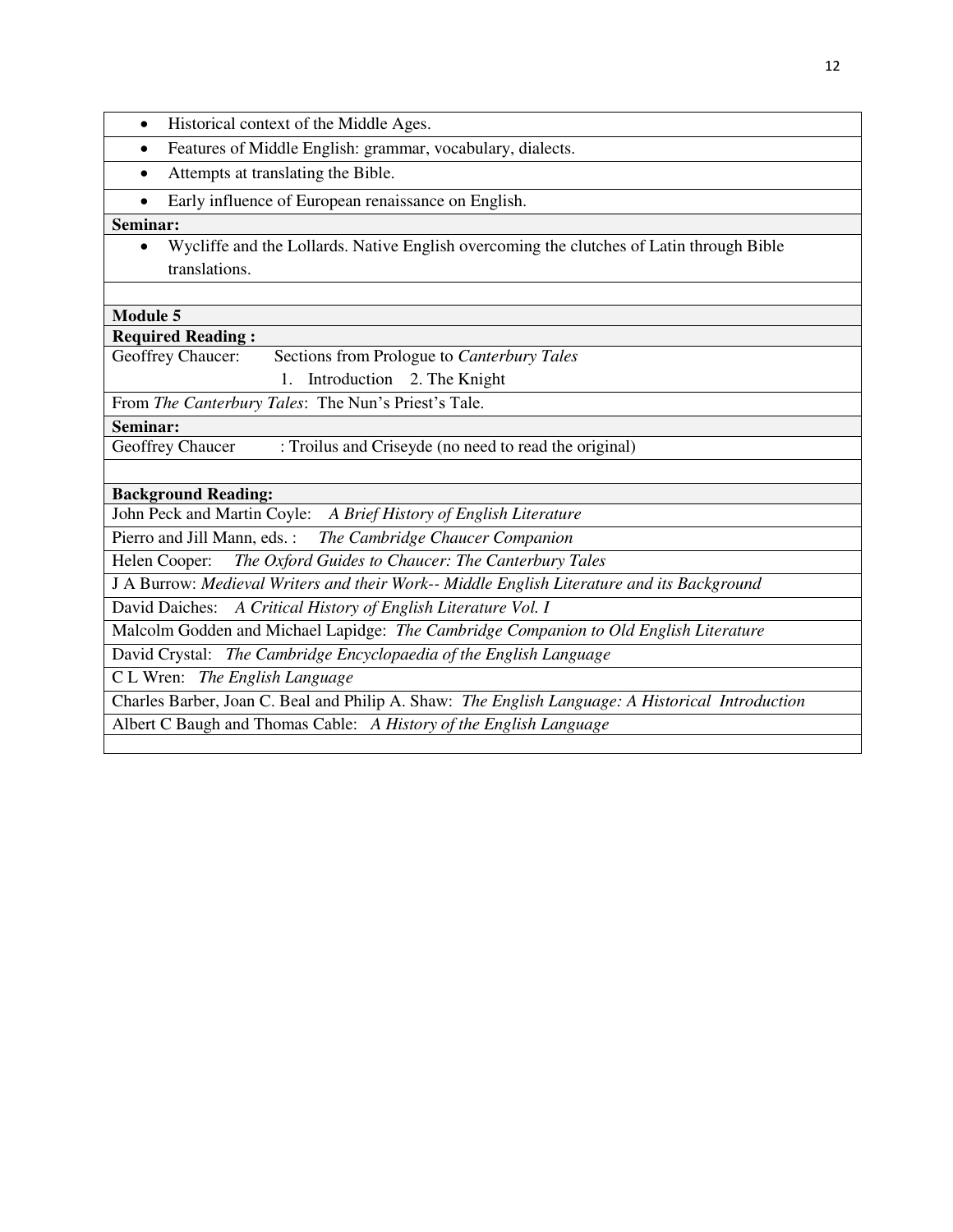- Historical context of the Middle Ages.
- Features of Middle English: grammar, vocabulary, dialects.
- Attempts at translating the Bible.
- Early influence of European renaissance on English.

**Seminar:**

- Wycliffe and the Lollards. Native English overcoming the clutches of Latin through Bible translations.

**Module 5**

**Required Reading :**

Geoffrey Chaucer: Sections from Prologue to *Canterbury Tales*

1. Introduction 2. The Knight

From *The Canterbury Tales*: The Nun's Priest's Tale.

**Seminar:**

Geoffrey Chaucer : Troilus and Criseyde (no need to read the original)

**Background Reading:**

John Peck and Martin Coyle: *A Brief History of English Literature*

Pierro and Jill Mann, eds. : *The Cambridge Chaucer Companion*

Helen Cooper: *The Oxford Guides to Chaucer: The Canterbury Tales*

J A Burrow: *Medieval Writers and their Work-- Middle English Literature and its Background*

David Daiches: *A Critical History of English Literature Vol. I*

Malcolm Godden and Michael Lapidge: *The Cambridge Companion to Old English Literature*

David Crystal: *The Cambridge Encyclopaedia of the English Language*

C L Wren: *The English Language*

Charles Barber, Joan C. Beal and Philip A. Shaw: *The English Language: A Historical Introduction*

Albert C Baugh and Thomas Cable: *A History of the English Language*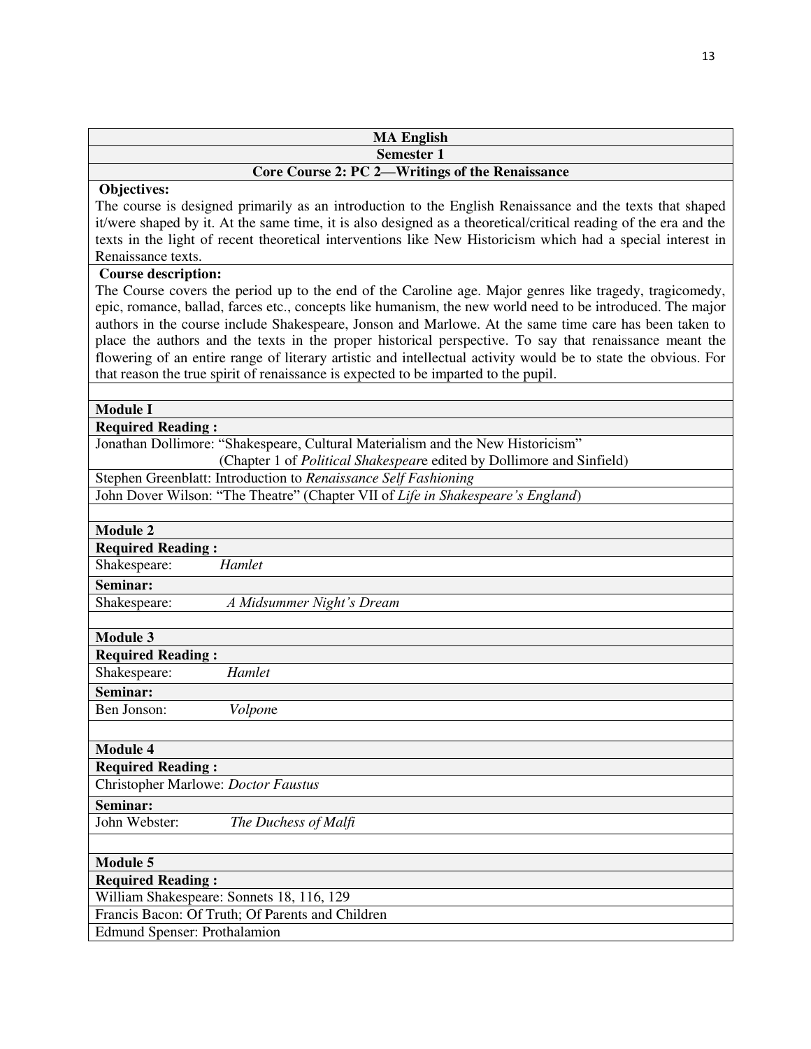**MA English**

**Semester 1**

**Core Course 2: PC 2—Writings of the Renaissance**

**Objectives:**

The course is designed primarily as an introduction to the English Renaissance and the texts that shaped it/were shaped by it. At the same time, it is also designed as a theoretical/critical reading of the era and the texts in the light of recent theoretical interventions like New Historicism which had a special interest in Renaissance texts.

**Course description:**

The Course covers the period up to the end of the Caroline age. Major genres like tragedy, tragicomedy, epic, romance, ballad, farces etc., concepts like humanism, the new world need to be introduced. The major authors in the course include Shakespeare, Jonson and Marlowe. At the same time care has been taken to place the authors and the texts in the proper historical perspective. To say that renaissance meant the flowering of an entire range of literary artistic and intellectual activity would be to state the obvious. For that reason the true spirit of renaissance is expected to be imparted to the pupil.

**Module I**

**Required Reading :**

Jonathan Dollimore: "Shakespeare, Cultural Materialism and the New Historicism" (Chapter 1 of *Political Shakespeare* edited by Dollimore and Sinfield)

Stephen Greenblatt: Introduction to *Renaissance Self Fashioning*

John Dover Wilson: "The Theatre" (Chapter VII of *Life in Shakespeare's England*)

**Module 2**

**Required Reading :**

Shakespeare: *Hamlet*

**Seminar:**

Shakespeare: *A Midsummer Night's Dream*

**Module 3**

**Required Reading :**

Shakespeare: *Hamlet*

**Seminar:**

Ben Jonson: *Volpone*

**Module 4**

**Required Reading :**

Christopher Marlowe: *Doctor Faustus*

**Seminar:**

John Webster: *The Duchess of Malfi*

**Module 5**

**Required Reading :**

William Shakespeare: Sonnets 18, 116, 129

Francis Bacon: Of Truth; Of Parents and Children

Edmund Spenser: Prothalamion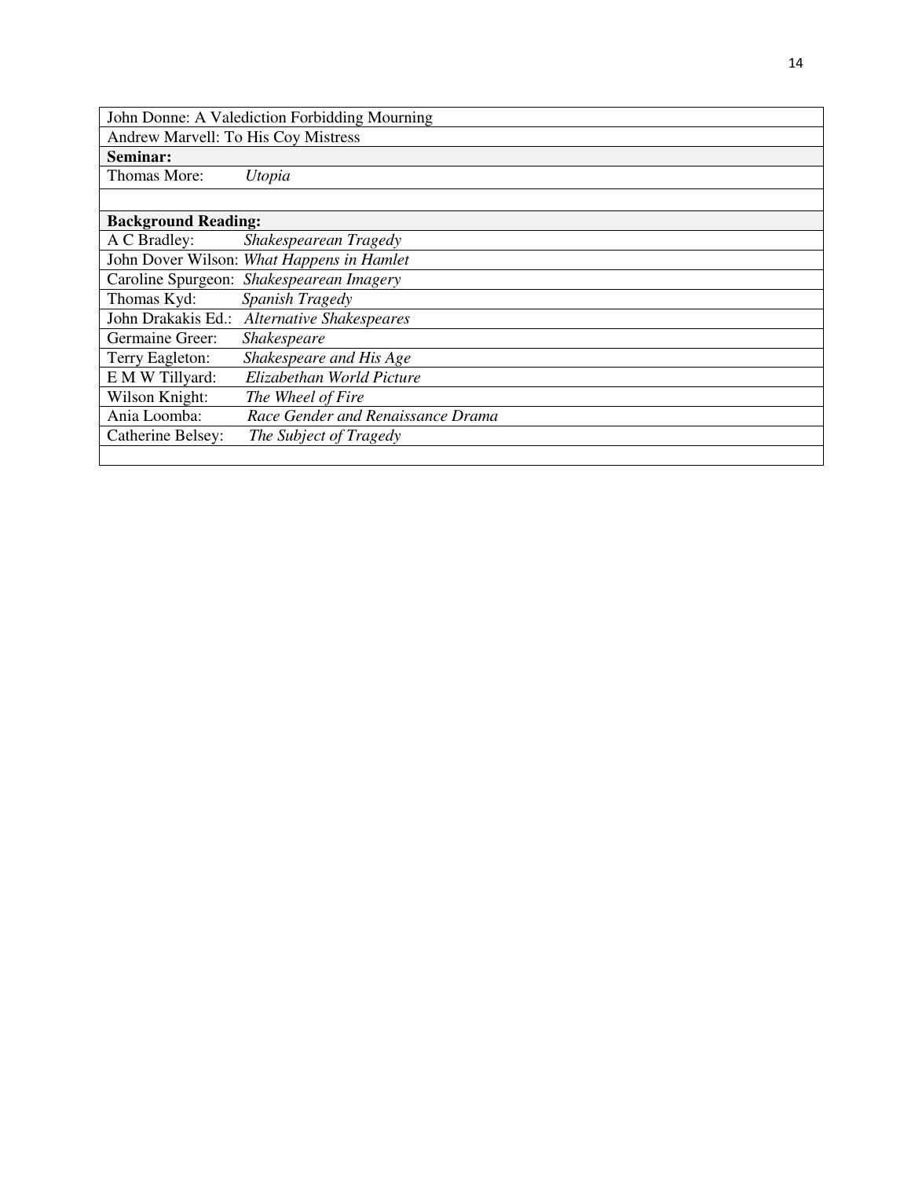| John Donne: A Valediction Forbidding Mourning |
|---|
| Andrew Marvell: To His Coy Mistress |
| **Seminar:** |
| Thomas More: *Utopia* |
| |
| **Background Reading:** |
| A C Bradley: *Shakespearean Tragedy* |
| John Dover Wilson: *What Happens in Hamlet* |
| Caroline Spurgeon: *Shakespearean Imagery* |
| Thomas Kyd: *Spanish Tragedy* |
| John Drakakis Ed.: *Alternative Shakespeares* |
| Germaine Greer: *Shakespeare* |
| Terry Eagleton: *Shakespeare and His Age* |
| E M W Tillyard: *Elizabethan World Picture* |
| Wilson Knight: *The Wheel of Fire* |
| Ania Loomba: *Race Gender and Renaissance Drama* |
| Catherine Belsey: *The Subject of Tragedy* |
| |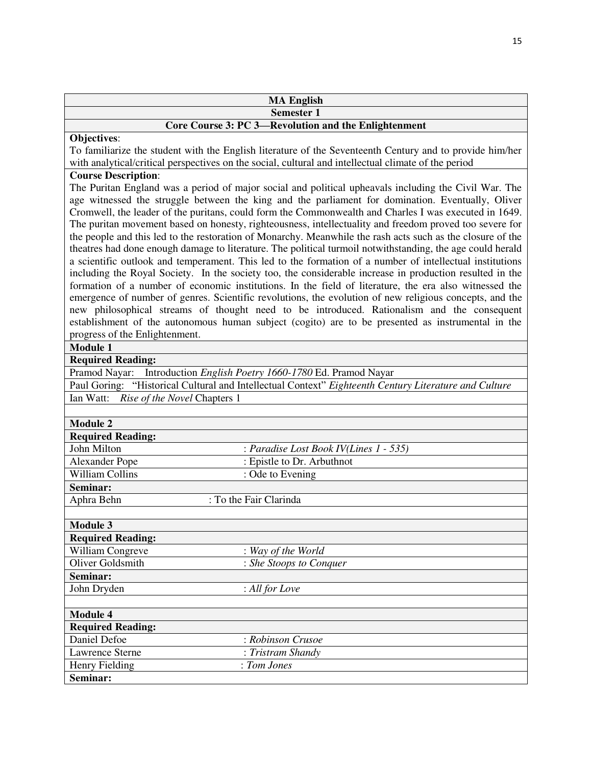| **MA English** | |
|---|---|
| **Semester 1** | |
| **Core Course 3: PC 3—Revolution and the Enlightenment** | |
| **Objectives**: To familiarize the student with the English literature of the Seventeenth Century and to provide him/her with analytical/critical perspectives on the social, cultural and intellectual climate of the period | |
| **Course Description**: The Puritan England was a period of major social and political upheavals including the Civil War. The age witnessed the struggle between the king and the parliament for domination. Eventually, Oliver Cromwell, the leader of the puritans, could form the Commonwealth and Charles I was executed in 1649. The puritan movement based on honesty, righteousness, intellectuality and freedom proved too severe for the people and this led to the restoration of Monarchy. Meanwhile the rash acts such as the closure of the theatres had done enough damage to literature. The political turmoil notwithstanding, the age could herald a scientific outlook and temperament. This led to the formation of a number of intellectual institutions including the Royal Society. In the society too, the considerable increase in production resulted in the formation of a number of economic institutions. In the field of literature, the era also witnessed the emergence of number of genres. Scientific revolutions, the evolution of new religious concepts, and the new philosophical streams of thought need to be introduced. Rationalism and the consequent establishment of the autonomous human subject (cogito) are to be presented as instrumental in the progress of the Enlightenment. | |
| **Module 1** | |
| **Required Reading:** | |
| Pramod Nayar: Introduction *English Poetry 1660-1780* Ed. Pramod Nayar | |
| Paul Goring: "Historical Cultural and Intellectual Context" *Eighteenth Century Literature and Culture* | |
| Ian Watt: *Rise of the Novel* Chapters 1 | |
| | |
| **Module 2** | |
| **Required Reading:** | |
| John Milton | : *Paradise Lost Book IV(Lines 1 - 535)* |
| Alexander Pope | : Epistle to Dr. Arbuthnot |
| William Collins | : Ode to Evening |
| **Seminar:** | |
| Aphra Behn | : To the Fair Clarinda |
| | |
| **Module 3** | |
| **Required Reading:** | |
| William Congreve | : *Way of the World* |
| Oliver Goldsmith | : *She Stoops to Conquer* |
| **Seminar:** | |
| John Dryden | : *All for Love* |
| | |
| **Module 4** | |
| **Required Reading:** | |
| Daniel Defoe | : *Robinson Crusoe* |
| Lawrence Sterne | : *Tristram Shandy* |
| Henry Fielding | : *Tom Jones* |
| **Seminar:** | |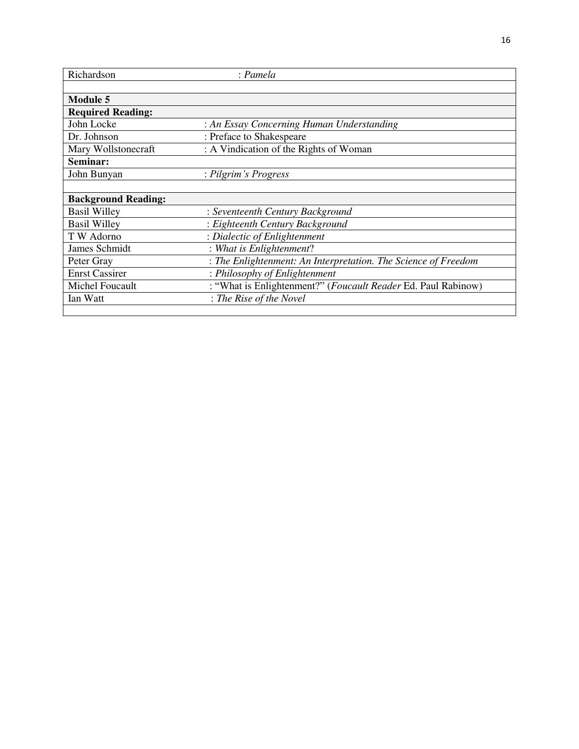| | |
|---|---|
| Richardson | : *Pamela* |
| | |
| **Module 5** | |
| **Required Reading:** | |
| John Locke | : *An Essay Concerning Human Understanding* |
| Dr. Johnson | : Preface to Shakespeare |
| Mary Wollstonecraft | : A Vindication of the Rights of Woman |
| **Seminar:** | |
| John Bunyan | : *Pilgrim's Progress* |
| | |
| **Background Reading:** | |
| Basil Willey | : *Seventeenth Century Background* |
| Basil Willey | : *Eighteenth Century Background* |
| T W Adorno | : *Dialectic of Enlightenment* |
| James Schmidt | : *What is Enlightenment*? |
| Peter Gray | : *The Enlightenment: An Interpretation. The Science of Freedom* |
| Enrst Cassirer | : *Philosophy of Enlightenment* |
| Michel Foucault | : "What is Enlightenment?" (*Foucault Reader* Ed. Paul Rabinow) |
| Ian Watt | : *The Rise of the Novel* |
| | |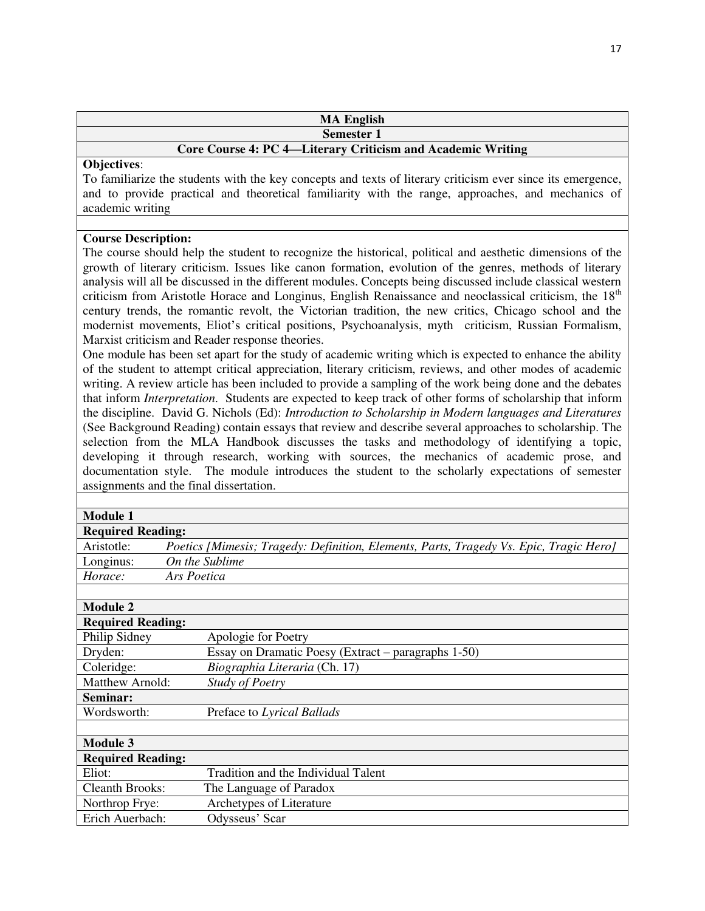# MA English

## Semester 1

### Core Course 4: PC 4—Literary Criticism and Academic Writing

**Objectives**:

To familiarize the students with the key concepts and texts of literary criticism ever since its emergence, and to provide practical and theoretical familiarity with the range, approaches, and mechanics of academic writing

**Course Description:**

The course should help the student to recognize the historical, political and aesthetic dimensions of the growth of literary criticism. Issues like canon formation, evolution of the genres, methods of literary analysis will all be discussed in the different modules. Concepts being discussed include classical western criticism from Aristotle Horace and Longinus, English Renaissance and neoclassical criticism, the 18th century trends, the romantic revolt, the Victorian tradition, the new critics, Chicago school and the modernist movements, Eliot's critical positions, Psychoanalysis, myth criticism, Russian Formalism, Marxist criticism and Reader response theories.

One module has been set apart for the study of academic writing which is expected to enhance the ability of the student to attempt critical appreciation, literary criticism, reviews, and other modes of academic writing. A review article has been included to provide a sampling of the work being done and the debates that inform *Interpretation*. Students are expected to keep track of other forms of scholarship that inform the discipline. David G. Nichols (Ed): *Introduction to Scholarship in Modern languages and Literatures* (See Background Reading) contain essays that review and describe several approaches to scholarship. The selection from the MLA Handbook discusses the tasks and methodology of identifying a topic, developing it through research, working with sources, the mechanics of academic prose, and documentation style. The module introduces the student to the scholarly expectations of semester assignments and the final dissertation.

**Module 1**

**Required Reading:**

| | |
|---|---|
| Aristotle: | *Poetics [Mimesis; Tragedy: Definition, Elements, Parts, Tragedy Vs. Epic, Tragic Hero]* |
| Longinus: | *On the Sublime* |
| *Horace:* | *Ars Poetica* |

**Module 2**

**Required Reading:**

| | |
|---|---|
| Philip Sidney | Apologie for Poetry |
| Dryden: | Essay on Dramatic Poesy (Extract – paragraphs 1-50) |
| Coleridge: | *Biographia Literaria* (Ch. 17) |
| Matthew Arnold: | *Study of Poetry* |

**Seminar:**

| | |
|---|---|
| Wordsworth: | Preface to *Lyrical Ballads* |

**Module 3**

**Required Reading:**

| | |
|---|---|
| Eliot: | Tradition and the Individual Talent |
| Cleanth Brooks: | The Language of Paradox |
| Northrop Frye: | Archetypes of Literature |
| Erich Auerbach: | Odysseus' Scar |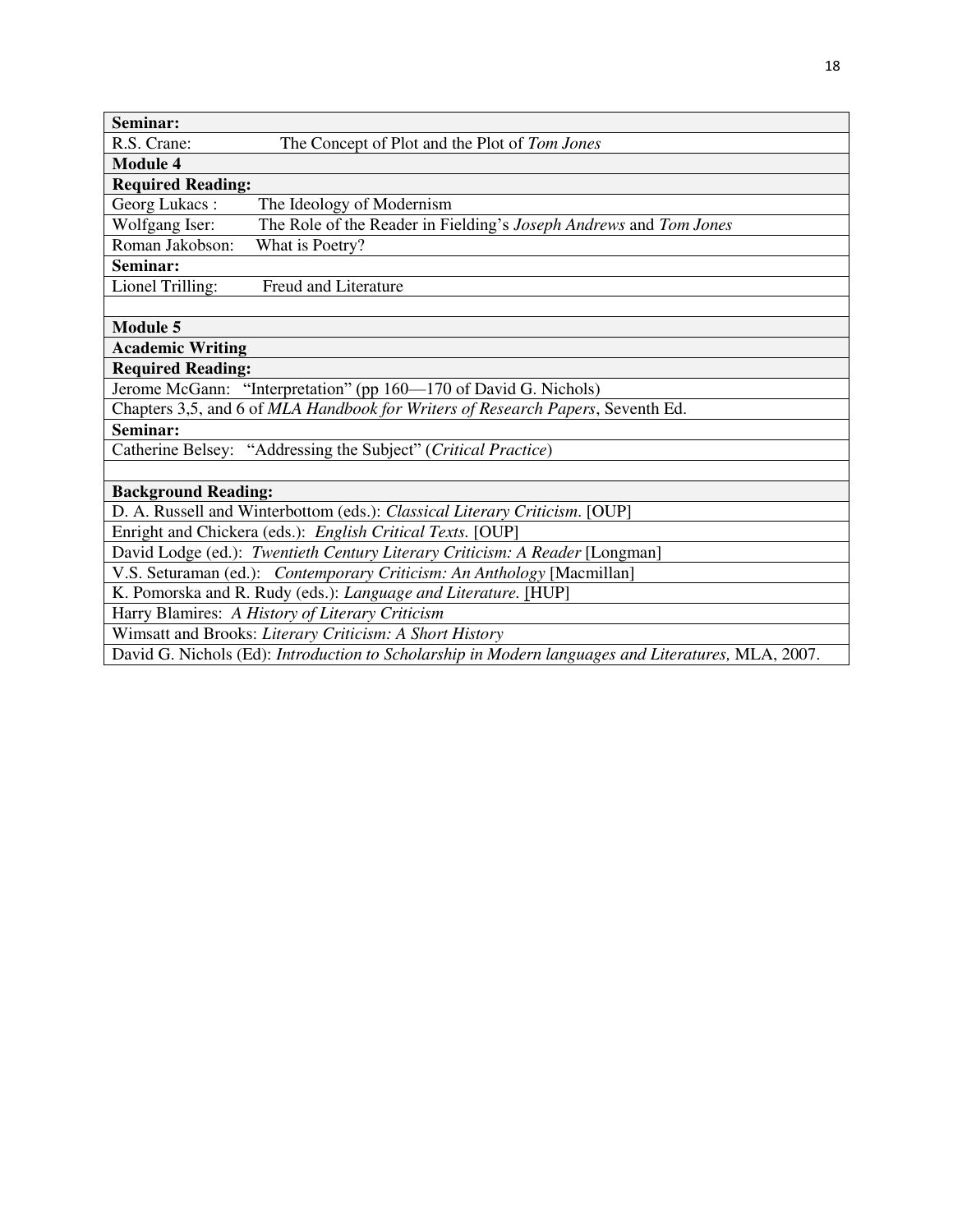| **Seminar:** |
|---|
| R.S. Crane: The Concept of Plot and the Plot of *Tom Jones* |
| **Module 4** |
| **Required Reading:** |
| Georg Lukacs : The Ideology of Modernism |
| Wolfgang Iser: The Role of the Reader in Fielding's *Joseph Andrews* and *Tom Jones* |
| Roman Jakobson: What is Poetry? |
| **Seminar:** |
| Lionel Trilling: Freud and Literature |
| |
| **Module 5** |
| **Academic Writing** |
| **Required Reading:** |
| Jerome McGann: "Interpretation" (pp 160—170 of David G. Nichols) |
| Chapters 3,5, and 6 of *MLA Handbook for Writers of Research Papers*, Seventh Ed. |
| **Seminar:** |
| Catherine Belsey: "Addressing the Subject" (*Critical Practice*) |
| |
| **Background Reading:** |
| D. A. Russell and Winterbottom (eds.): *Classical Literary Criticism.* [OUP] |
| Enright and Chickera (eds.): *English Critical Texts.* [OUP] |
| David Lodge (ed.): *Twentieth Century Literary Criticism: A Reader* [Longman] |
| V.S. Seturaman (ed.): *Contemporary Criticism: An Anthology* [Macmillan] |
| K. Pomorska and R. Rudy (eds.): *Language and Literature.* [HUP] |
| Harry Blamires: *A History of Literary Criticism* |
| Wimsatt and Brooks: *Literary Criticism: A Short History* |
| David G. Nichols (Ed): *Introduction to Scholarship in Modern languages and Literatures,* MLA, 2007. |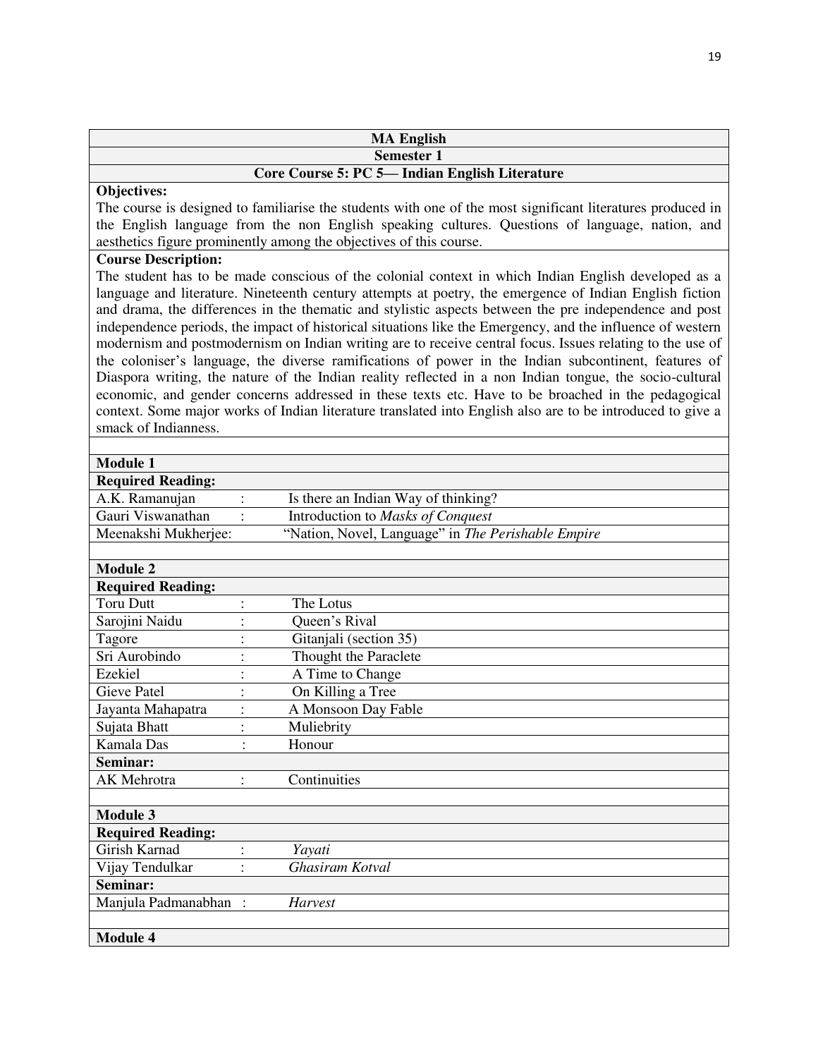| MA English |
|---|
| Semester 1 |
| Core Course 5: PC 5— Indian English Literature |

**Objectives:**

The course is designed to familiarise the students with one of the most significant literatures produced in the English language from the non English speaking cultures. Questions of language, nation, and aesthetics figure prominently among the objectives of this course.

**Course Description:**

The student has to be made conscious of the colonial context in which Indian English developed as a language and literature. Nineteenth century attempts at poetry, the emergence of Indian English fiction and drama, the differences in the thematic and stylistic aspects between the pre independence and post independence periods, the impact of historical situations like the Emergency, and the influence of western modernism and postmodernism on Indian writing are to receive central focus. Issues relating to the use of the coloniser's language, the diverse ramifications of power in the Indian subcontinent, features of Diaspora writing, the nature of the Indian reality reflected in a non Indian tongue, the socio-cultural economic, and gender concerns addressed in these texts etc. Have to be broached in the pedagogical context. Some major works of Indian literature translated into English also are to be introduced to give a smack of Indianness.

**Module 1**

**Required Reading:**

| | | |
|---|---|---|
| A.K. Ramanujan | : | Is there an Indian Way of thinking? |
| Gauri Viswanathan | : | Introduction to *Masks of Conquest* |
| Meenakshi Mukherjee: | | "Nation, Novel, Language" in *The Perishable Empire* |

**Module 2**

**Required Reading:**

| | | |
|---|---|---|
| Toru Dutt | : | The Lotus |
| Sarojini Naidu | : | Queen's Rival |
| Tagore | : | Gitanjali (section 35) |
| Sri Aurobindo | : | Thought the Paraclete |
| Ezekiel | : | A Time to Change |
| Gieve Patel | : | On Killing a Tree |
| Jayanta Mahapatra | : | A Monsoon Day Fable |
| Sujata Bhatt | : | Muliebrity |
| Kamala Das | : | Honour |

**Seminar:**

| | | |
|---|---|---|
| AK Mehrotra | : | Continuities |

**Module 3**

**Required Reading:**

| | | |
|---|---|---|
| Girish Karnad | : | *Yayati* |
| Vijay Tendulkar | : | *Ghasiram Kotval* |

**Seminar:**

| | | |
|---|---|---|
| Manjula Padmanabhan | : | *Harvest* |

**Module 4**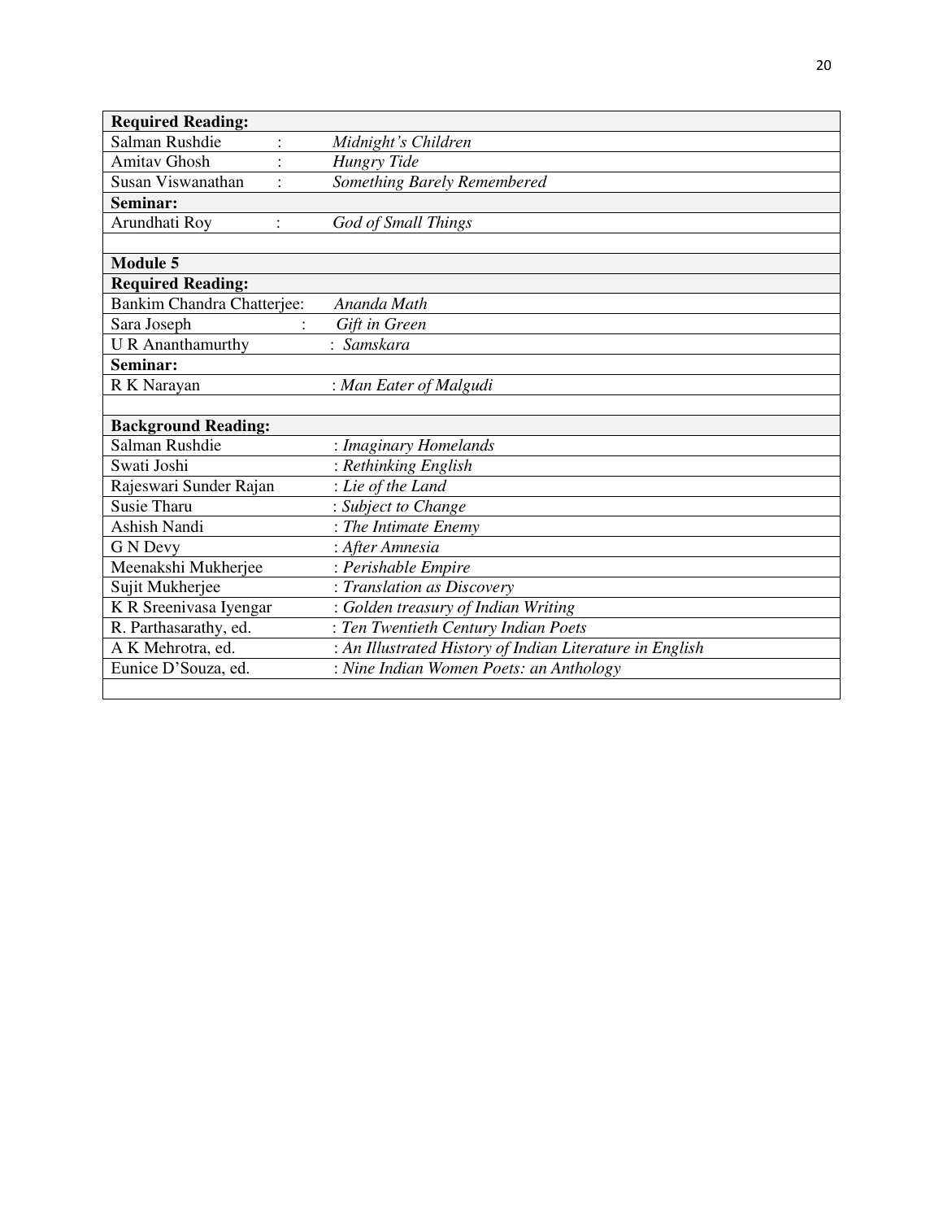| **Required Reading:** | |
|---|---|
| Salman Rushdie : | *Midnight's Children* |
| Amitav Ghosh : | *Hungry Tide* |
| Susan Viswanathan : | *Something Barely Remembered* |
| **Seminar:** | |
| Arundhati Roy : | *God of Small Things* |
| | |
| **Module 5** | |
| **Required Reading:** | |
| Bankim Chandra Chatterjee: | *Ananda Math* |
| Sara Joseph : | *Gift in Green* |
| U R Ananthamurthy | : *Samskara* |
| **Seminar:** | |
| R K Narayan | : *Man Eater of Malgudi* |
| | |
| **Background Reading:** | |
| Salman Rushdie | : *Imaginary Homelands* |
| Swati Joshi | : *Rethinking English* |
| Rajeswari Sunder Rajan | : *Lie of the Land* |
| Susie Tharu | : *Subject to Change* |
| Ashish Nandi | : *The Intimate Enemy* |
| G N Devy | : *After Amnesia* |
| Meenakshi Mukherjee | : *Perishable Empire* |
| Sujit Mukherjee | : *Translation as Discovery* |
| K R Sreenivasa Iyengar | : *Golden treasury of Indian Writing* |
| R. Parthasarathy, ed. | : *Ten Twentieth Century Indian Poets* |
| A K Mehrotra, ed. | : *An Illustrated History of Indian Literature in English* |
| Eunice D'Souza, ed. | : *Nine Indian Women Poets: an Anthology* |
| | |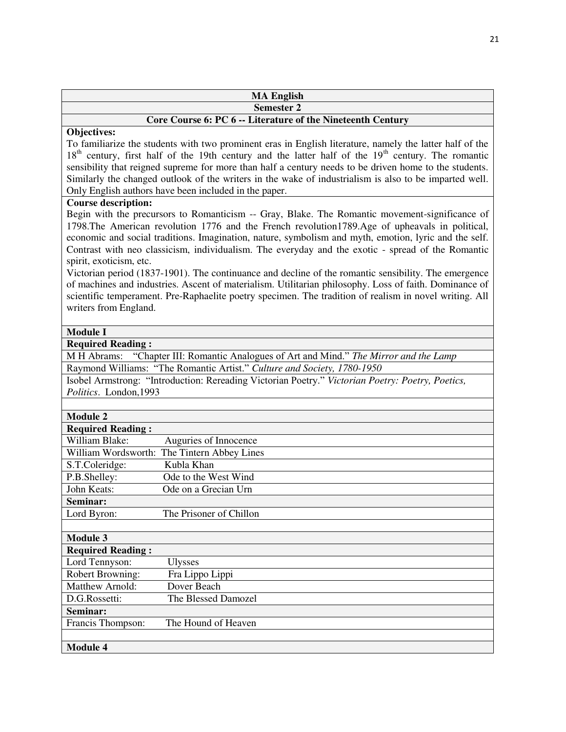## MA English

### Semester 2

### Core Course 6: PC 6 -- Literature of the Nineteenth Century

**Objectives:**

To familiarize the students with two prominent eras in English literature, namely the latter half of the 18th century, first half of the 19th century and the latter half of the 19th century. The romantic sensibility that reigned supreme for more than half a century needs to be driven home to the students. Similarly the changed outlook of the writers in the wake of industrialism is also to be imparted well. Only English authors have been included in the paper.

**Course description:**

Begin with the precursors to Romanticism -- Gray, Blake. The Romantic movement-significance of 1798.The American revolution 1776 and the French revolution1789.Age of upheavals in political, economic and social traditions. Imagination, nature, symbolism and myth, emotion, lyric and the self. Contrast with neo classicism, individualism. The everyday and the exotic - spread of the Romantic spirit, exoticism, etc.

Victorian period (1837-1901). The continuance and decline of the romantic sensibility. The emergence of machines and industries. Ascent of materialism. Utilitarian philosophy. Loss of faith. Dominance of scientific temperament. Pre-Raphaelite poetry specimen. The tradition of realism in novel writing. All writers from England.

**Module I**

**Required Reading :**

M H Abrams: "Chapter III: Romantic Analogues of Art and Mind." *The Mirror and the Lamp*

Raymond Williams: "The Romantic Artist." *Culture and Society, 1780-1950*

Isobel Armstrong: "Introduction: Rereading Victorian Poetry." *Victorian Poetry: Poetry, Poetics, Politics*. London,1993

**Module 2**

**Required Reading :**

| | |
|---|---|
| William Blake: | Auguries of Innocence |
| William Wordsworth: | The Tintern Abbey Lines |
| S.T.Coleridge: | Kubla Khan |
| P.B.Shelley: | Ode to the West Wind |
| John Keats: | Ode on a Grecian Urn |

**Seminar:**

| | |
|---|---|
| Lord Byron: | The Prisoner of Chillon |

**Module 3**

**Required Reading :**

| | |
|---|---|
| Lord Tennyson: | Ulysses |
| Robert Browning: | Fra Lippo Lippi |
| Matthew Arnold: | Dover Beach |
| D.G.Rossetti: | The Blessed Damozel |

**Seminar:**

| | |
|---|---|
| Francis Thompson: | The Hound of Heaven |

**Module 4**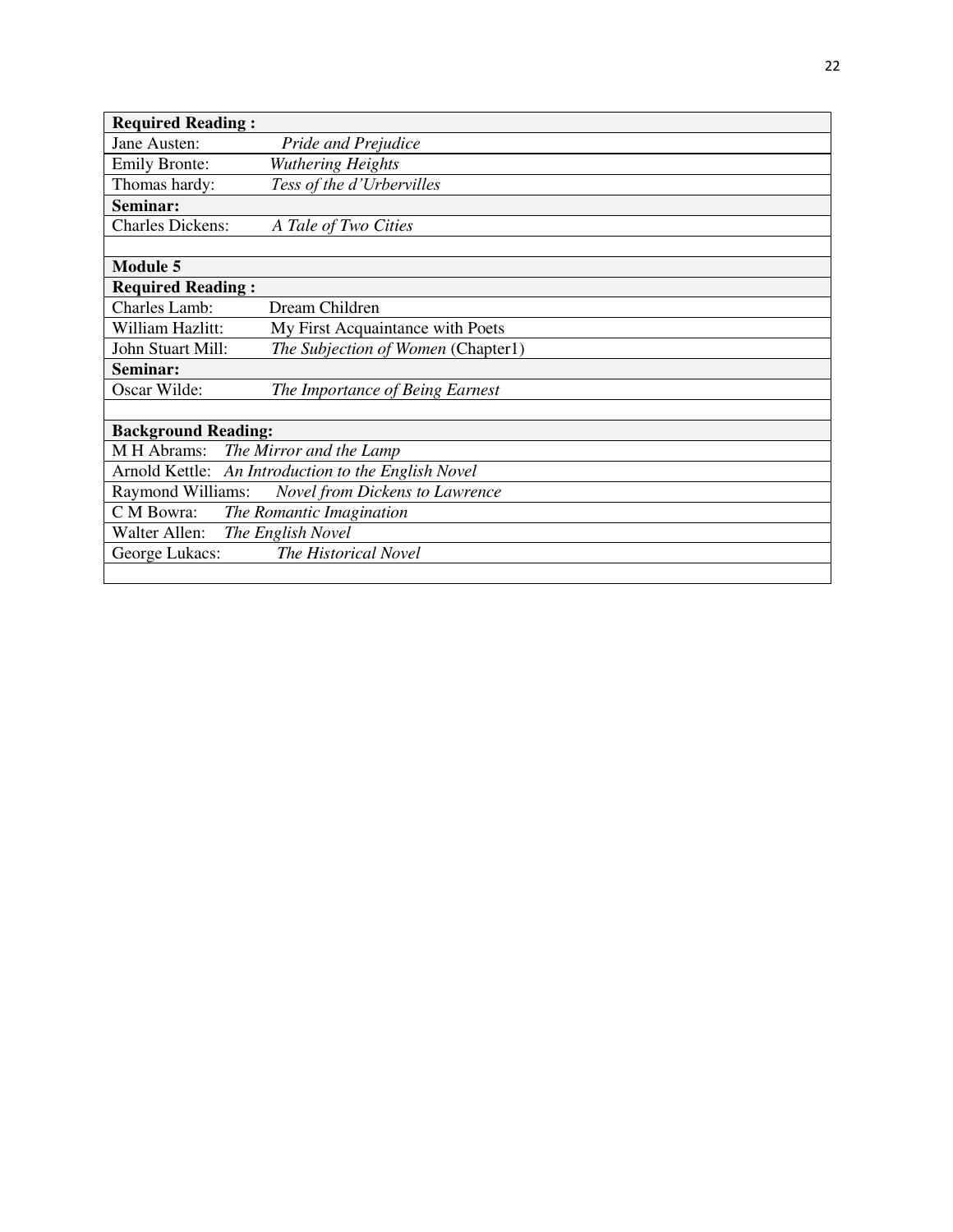| **Required Reading :** | |
|---|---|
| Jane Austen: | *Pride and Prejudice* |
| Emily Bronte: | *Wuthering Heights* |
| Thomas hardy: | *Tess of the d'Urbervilles* |
| **Seminar:** | |
| Charles Dickens: | *A Tale of Two Cities* |
| | |
| **Module 5** | |
| **Required Reading :** | |
| Charles Lamb: | Dream Children |
| William Hazlitt: | My First Acquaintance with Poets |
| John Stuart Mill: | *The Subjection of Women* (Chapter1) |
| **Seminar:** | |
| Oscar Wilde: | *The Importance of Being Earnest* |
| | |
| **Background Reading:** | |
| M H Abrams: | *The Mirror and the Lamp* |
| Arnold Kettle: | *An Introduction to the English Novel* |
| Raymond Williams: | *Novel from Dickens to Lawrence* |
| C M Bowra: | *The Romantic Imagination* |
| Walter Allen: | *The English Novel* |
| George Lukacs: | *The Historical Novel* |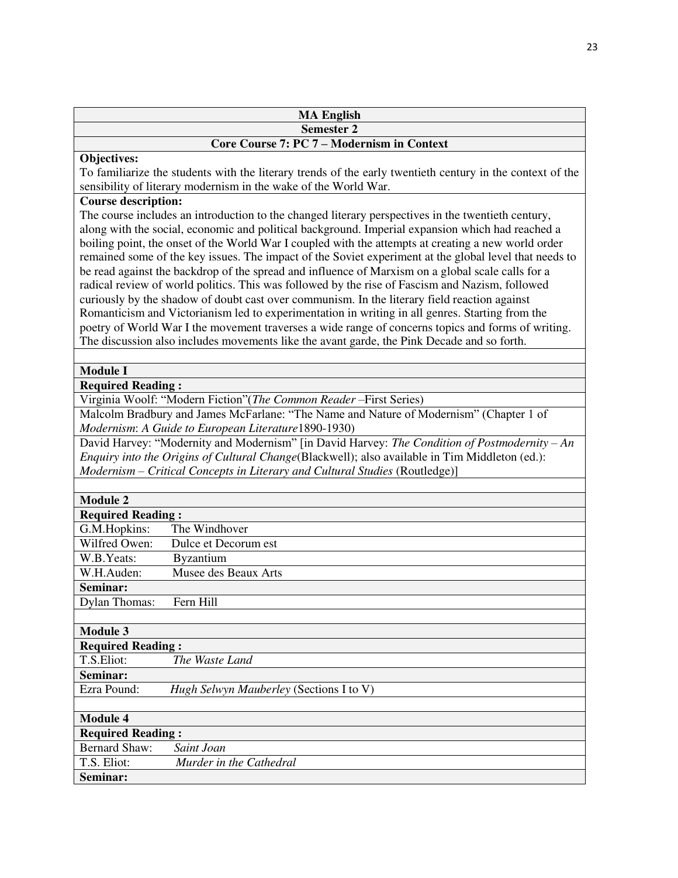**MA English**

**Semester 2**

**Core Course 7: PC 7 – Modernism in Context**

**Objectives:**

To familiarize the students with the literary trends of the early twentieth century in the context of the sensibility of literary modernism in the wake of the World War.

**Course description:**

The course includes an introduction to the changed literary perspectives in the twentieth century, along with the social, economic and political background. Imperial expansion which had reached a boiling point, the onset of the World War I coupled with the attempts at creating a new world order remained some of the key issues. The impact of the Soviet experiment at the global level that needs to be read against the backdrop of the spread and influence of Marxism on a global scale calls for a radical review of world politics. This was followed by the rise of Fascism and Nazism, followed curiously by the shadow of doubt cast over communism. In the literary field reaction against Romanticism and Victorianism led to experimentation in writing in all genres. Starting from the poetry of World War I the movement traverses a wide range of concerns topics and forms of writing. The discussion also includes movements like the avant garde, the Pink Decade and so forth.

**Module I**

**Required Reading :**

Virginia Woolf: "Modern Fiction"(*The Common Reader* –First Series)

Malcolm Bradbury and James McFarlane: "The Name and Nature of Modernism" (Chapter 1 of *Modernism*: *A Guide to European Literature*1890-1930)

David Harvey: "Modernity and Modernism" [in David Harvey: *The Condition of Postmodernity – An Enquiry into the Origins of Cultural Change*(Blackwell); also available in Tim Middleton (ed.): *Modernism – Critical Concepts in Literary and Cultural Studies* (Routledge)]

**Module 2**

**Required Reading :**

| | |
|---|---|
| G.M.Hopkins: | The Windhover |
| Wilfred Owen: | Dulce et Decorum est |
| W.B.Yeats: | Byzantium |
| W.H.Auden: | Musee des Beaux Arts |

**Seminar:**

| | |
|---|---|
| Dylan Thomas: | Fern Hill |

**Module 3**

**Required Reading :**

| | |
|---|---|
| T.S.Eliot: | *The Waste Land* |

**Seminar:**

| | |
|---|---|
| Ezra Pound: | *Hugh Selwyn Mauberley* (Sections I to V) |

**Module 4**

**Required Reading :**

| | |
|---|---|
| Bernard Shaw: | *Saint Joan* |
| T.S. Eliot: | *Murder in the Cathedral* |

**Seminar:**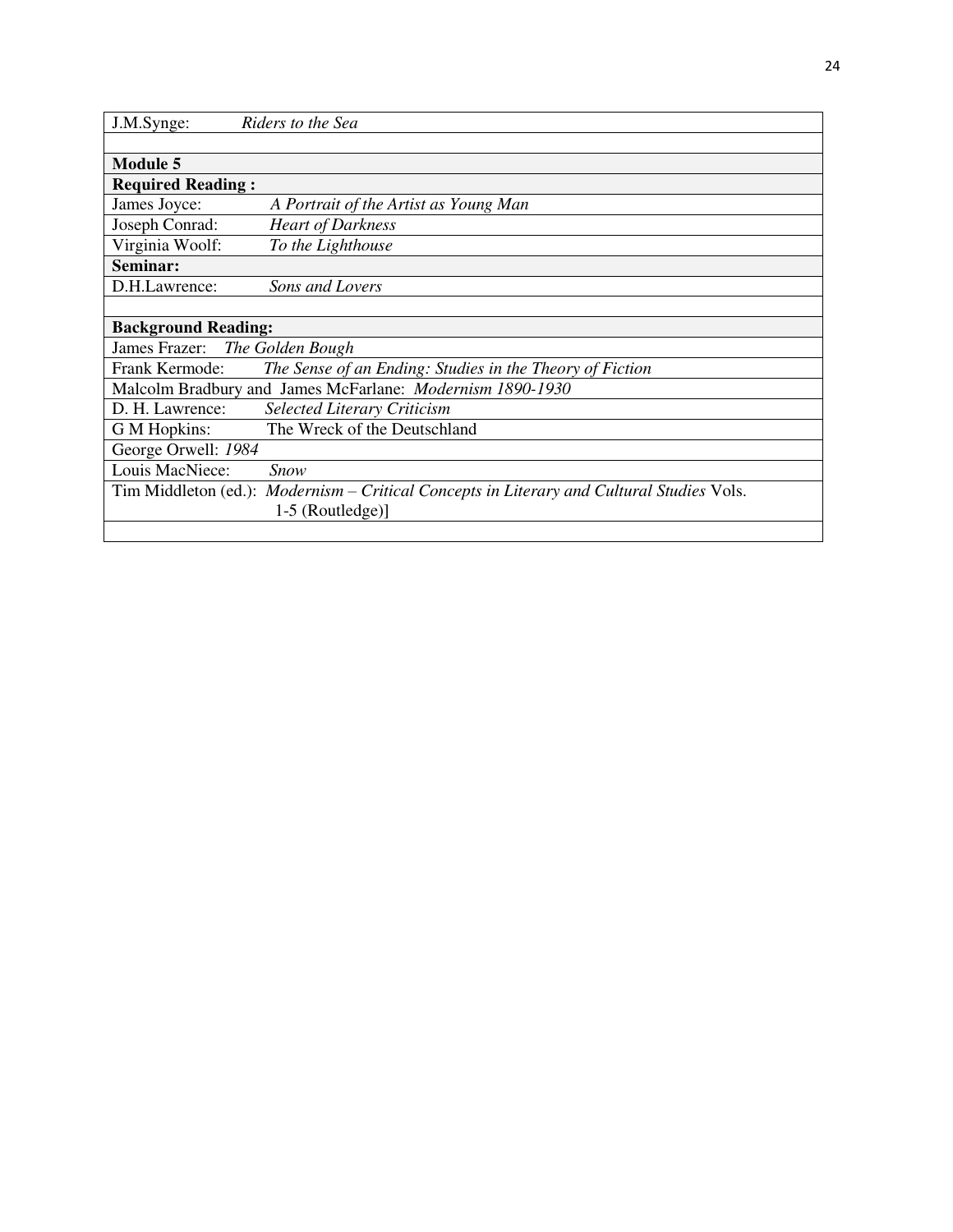| J.M.Synge: *Riders to the Sea* |
|---|
| |
| **Module 5** |
| **Required Reading :** |
| James Joyce: *A Portrait of the Artist as Young Man* |
| Joseph Conrad: *Heart of Darkness* |
| Virginia Woolf: *To the Lighthouse* |
| **Seminar:** |
| D.H.Lawrence: *Sons and Lovers* |
| |
| **Background Reading:** |
| James Frazer: *The Golden Bough* |
| Frank Kermode: *The Sense of an Ending: Studies in the Theory of Fiction* |
| Malcolm Bradbury and James McFarlane: *Modernism 1890-1930* |
| D. H. Lawrence: *Selected Literary Criticism* |
| G M Hopkins: The Wreck of the Deutschland |
| George Orwell: *1984* |
| Louis MacNiece: *Snow* |
| Tim Middleton (ed.): *Modernism – Critical Concepts in Literary and Cultural Studies* Vols. 1-5 (Routledge)] |
| |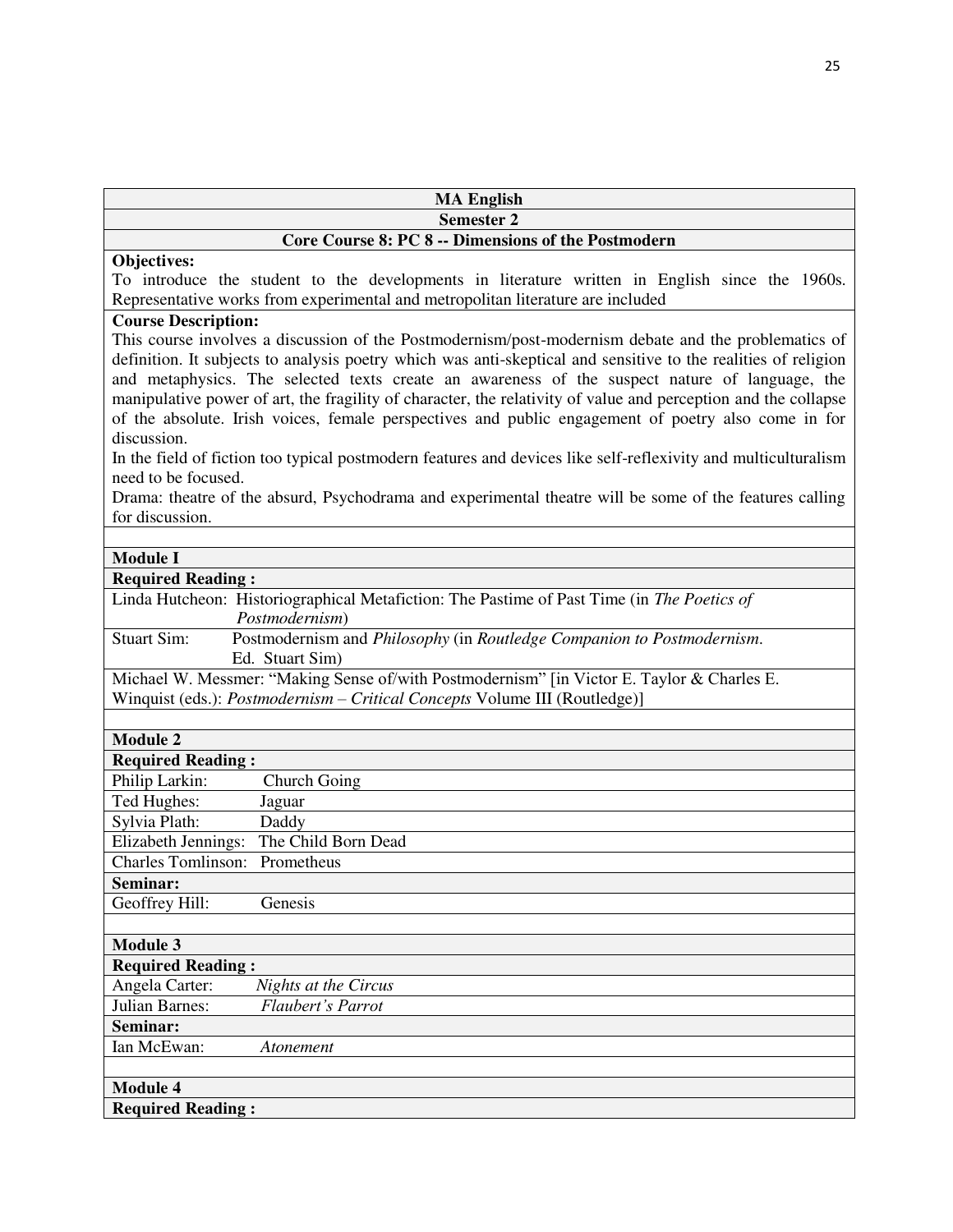**MA English**

**Semester 2**

**Core Course 8: PC 8 -- Dimensions of the Postmodern**

**Objectives:**

To introduce the student to the developments in literature written in English since the 1960s. Representative works from experimental and metropolitan literature are included

**Course Description:**

This course involves a discussion of the Postmodernism/post-modernism debate and the problematics of definition. It subjects to analysis poetry which was anti-skeptical and sensitive to the realities of religion and metaphysics. The selected texts create an awareness of the suspect nature of language, the manipulative power of art, the fragility of character, the relativity of value and perception and the collapse of the absolute. Irish voices, female perspectives and public engagement of poetry also come in for discussion.

In the field of fiction too typical postmodern features and devices like self-reflexivity and multiculturalism need to be focused.

Drama: theatre of the absurd, Psychodrama and experimental theatre will be some of the features calling for discussion.

**Module I**

**Required Reading :**

| | |
|---|---|
| Linda Hutcheon: | Historiographical Metafiction: The Pastime of Past Time (in *The Poetics of Postmodernism*) |
| Stuart Sim: | Postmodernism and *Philosophy* (in *Routledge Companion to Postmodernism*. Ed. Stuart Sim) |

Michael W. Messmer: "Making Sense of/with Postmodernism" [in Victor E. Taylor & Charles E. Winquist (eds.): *Postmodernism – Critical Concepts* Volume III (Routledge)]

**Module 2**

**Required Reading :**

| | |
|---|---|
| Philip Larkin: | Church Going |
| Ted Hughes: | Jaguar |
| Sylvia Plath: | Daddy |
| Elizabeth Jennings: | The Child Born Dead |
| Charles Tomlinson: | Prometheus |

**Seminar:**

| | |
|---|---|
| Geoffrey Hill: | Genesis |

**Module 3**

**Required Reading :**

| | |
|---|---|
| Angela Carter: | *Nights at the Circus* |
| Julian Barnes: | *Flaubert's Parrot* |

**Seminar:**

| | |
|---|---|
| Ian McEwan: | *Atonement* |

**Module 4**

**Required Reading :**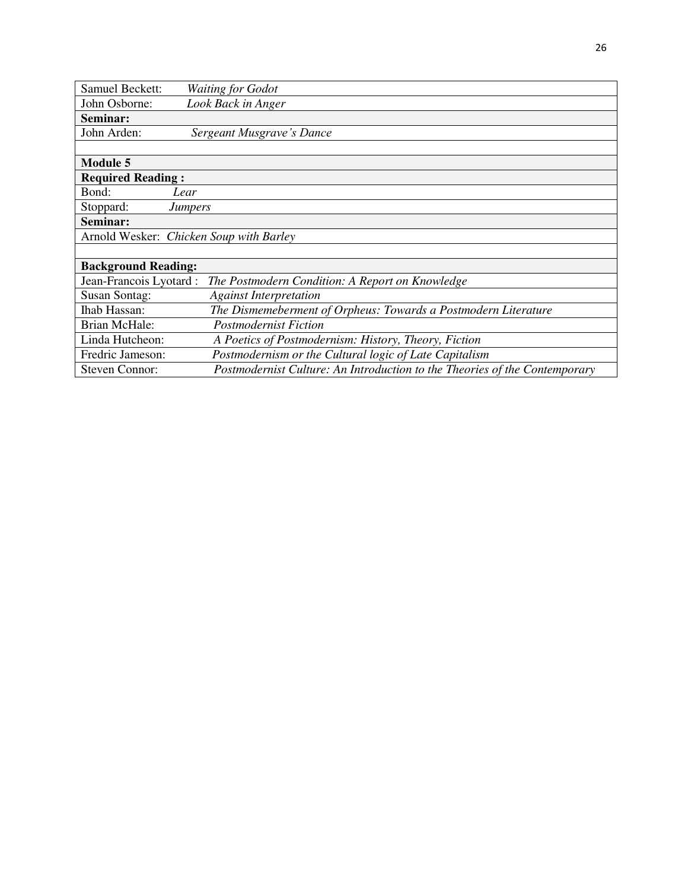| | |
|---|---|
| Samuel Beckett: | *Waiting for Godot* |
| John Osborne: | *Look Back in Anger* |
| **Seminar:** | |
| John Arden: | *Sergeant Musgrave's Dance* |
| | |
| **Module 5** | |
| **Required Reading :** | |
| Bond: | *Lear* |
| Stoppard: | *Jumpers* |
| **Seminar:** | |
| Arnold Wesker: | *Chicken Soup with Barley* |
| | |
| **Background Reading:** | |
| Jean-Francois Lyotard : | *The Postmodern Condition: A Report on Knowledge* |
| Susan Sontag: | *Against Interpretation* |
| Ihab Hassan: | *The Dismemeberment of Orpheus: Towards a Postmodern Literature* |
| Brian McHale: | *Postmodernist Fiction* |
| Linda Hutcheon: | *A Poetics of Postmodernism: History, Theory, Fiction* |
| Fredric Jameson: | *Postmodernism or the Cultural logic of Late Capitalism* |
| Steven Connor: | *Postmodernist Culture: An Introduction to the Theories of the Contemporary* |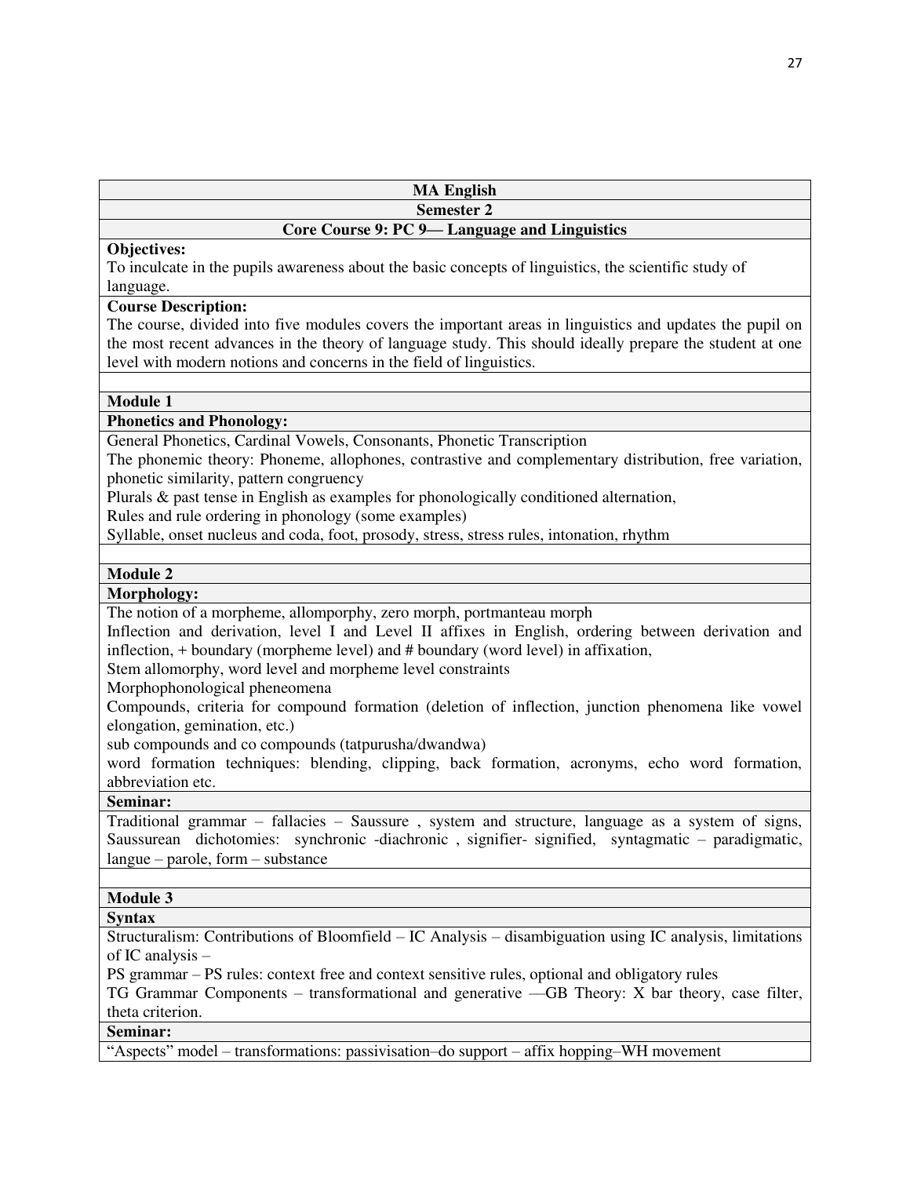**MA English**

**Semester 2**

**Core Course 9: PC 9— Language and Linguistics**

**Objectives:**

To inculcate in the pupils awareness about the basic concepts of linguistics, the scientific study of language.

**Course Description:**

The course, divided into five modules covers the important areas in linguistics and updates the pupil on the most recent advances in the theory of language study. This should ideally prepare the student at one level with modern notions and concerns in the field of linguistics.

**Module 1**

**Phonetics and Phonology:**

General Phonetics, Cardinal Vowels, Consonants, Phonetic Transcription

The phonemic theory: Phoneme, allophones, contrastive and complementary distribution, free variation, phonetic similarity, pattern congruency

Plurals & past tense in English as examples for phonologically conditioned alternation,

Rules and rule ordering in phonology (some examples)

Syllable, onset nucleus and coda, foot, prosody, stress, stress rules, intonation, rhythm

**Module 2**

**Morphology:**

The notion of a morpheme, allomporphy, zero morph, portmanteau morph

Inflection and derivation, level I and Level II affixes in English, ordering between derivation and inflection, + boundary (morpheme level) and # boundary (word level) in affixation,

Stem allomorphy, word level and morpheme level constraints

Morphophonological pheneomena

Compounds, criteria for compound formation (deletion of inflection, junction phenomena like vowel elongation, gemination, etc.)

sub compounds and co compounds (tatpurusha/dwandwa)

word formation techniques: blending, clipping, back formation, acronyms, echo word formation, abbreviation etc.

**Seminar:**

Traditional grammar – fallacies – Saussure , system and structure, language as a system of signs, Saussurean dichotomies: synchronic -diachronic , signifier- signified, syntagmatic – paradigmatic, langue – parole, form – substance

**Module 3**

**Syntax**

Structuralism: Contributions of Bloomfield – IC Analysis – disambiguation using IC analysis, limitations of IC analysis –

PS grammar – PS rules: context free and context sensitive rules, optional and obligatory rules

TG Grammar Components – transformational and generative —GB Theory: X bar theory, case filter, theta criterion.

**Seminar:**

"Aspects" model – transformations: passivisation–do support – affix hopping–WH movement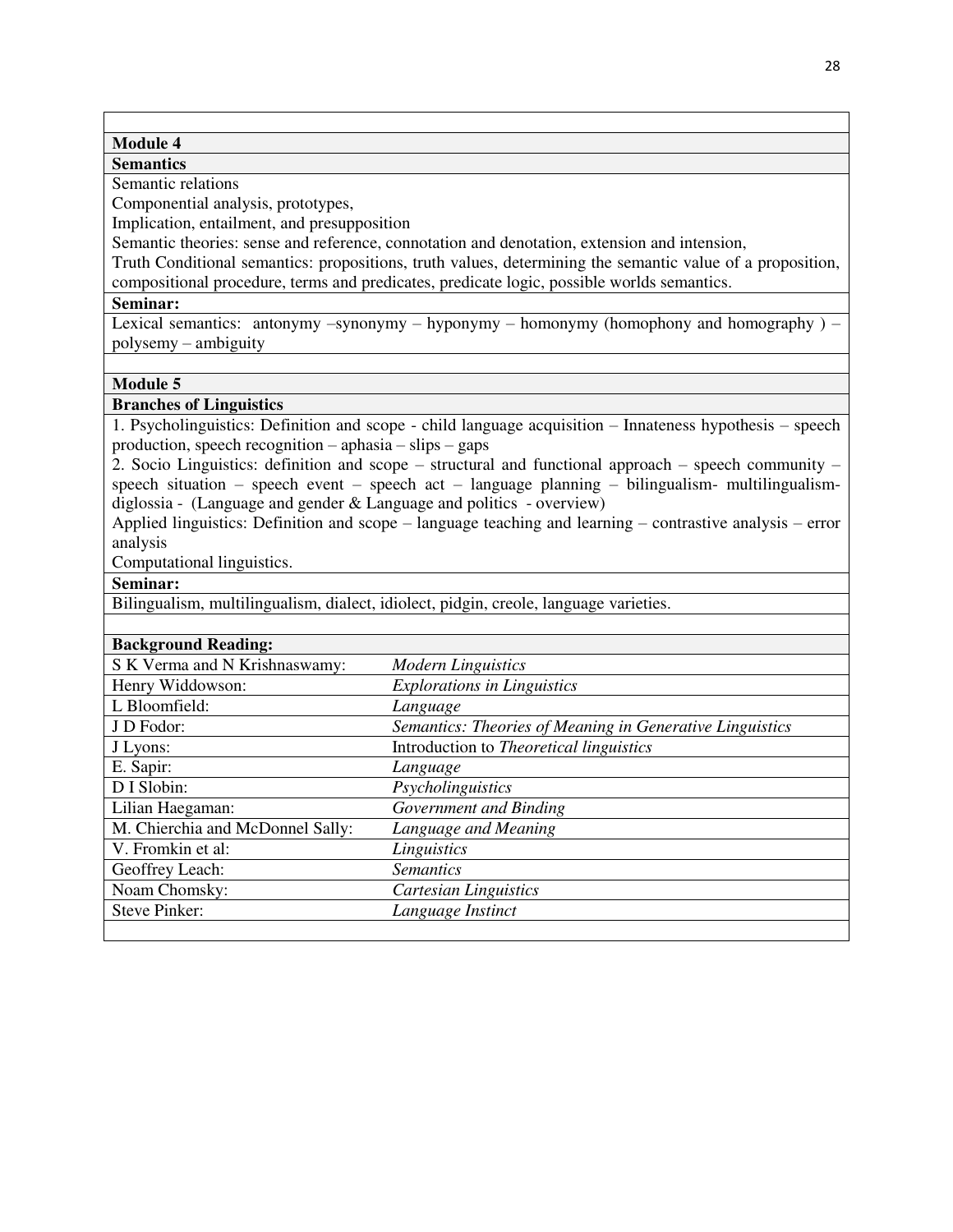## Module 4

### Semantics

Semantic relations

Componential analysis, prototypes,

Implication, entailment, and presupposition

Semantic theories: sense and reference, connotation and denotation, extension and intension,

Truth Conditional semantics: propositions, truth values, determining the semantic value of a proposition, compositional procedure, terms and predicates, predicate logic, possible worlds semantics.

**Seminar:**

Lexical semantics: antonymy –synonymy – hyponymy – homonymy (homophony and homography ) – polysemy – ambiguity

## Module 5

### Branches of Linguistics

1. Psycholinguistics: Definition and scope - child language acquisition – Innateness hypothesis – speech production, speech recognition – aphasia – slips – gaps
2. Socio Linguistics: definition and scope – structural and functional approach – speech community – speech situation – speech event – speech act – language planning – bilingualism- multilingualism- diglossia - (Language and gender & Language and politics - overview)

Applied linguistics: Definition and scope – language teaching and learning – contrastive analysis – error analysis

Computational linguistics.

**Seminar:**

Bilingualism, multilingualism, dialect, idiolect, pidgin, creole, language varieties.

**Background Reading:**

| | |
|---|---|
| S K Verma and N Krishnaswamy: | *Modern Linguistics* |
| Henry Widdowson: | *Explorations in Linguistics* |
| L Bloomfield: | *Language* |
| J D Fodor: | *Semantics: Theories of Meaning in Generative Linguistics* |
| J Lyons: | Introduction to *Theoretical linguistics* |
| E. Sapir: | *Language* |
| D I Slobin: | *Psycholinguistics* |
| Lilian Haegaman: | *Government and Binding* |
| M. Chierchia and McDonnel Sally: | *Language and Meaning* |
| V. Fromkin et al: | *Linguistics* |
| Geoffrey Leach: | *Semantics* |
| Noam Chomsky: | *Cartesian Linguistics* |
| Steve Pinker: | *Language Instinct* |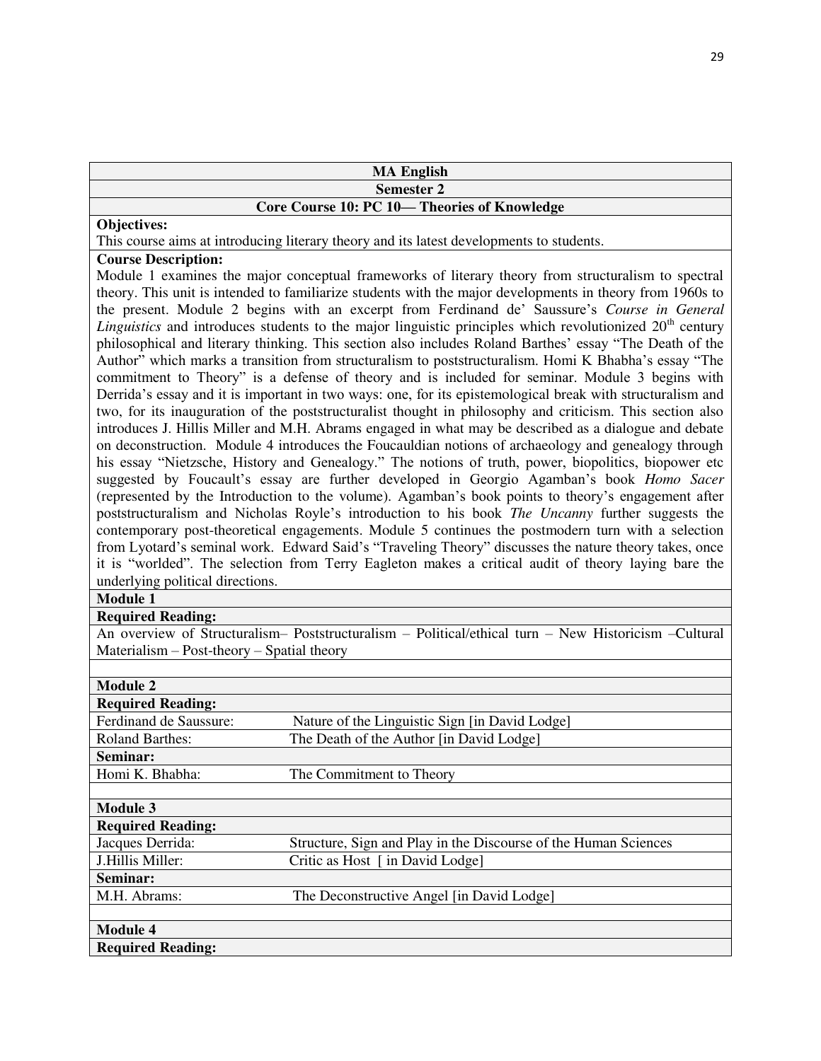**MA English**

**Semester 2**

**Core Course 10: PC 10— Theories of Knowledge**

**Objectives:**

This course aims at introducing literary theory and its latest developments to students.

**Course Description:**

Module 1 examines the major conceptual frameworks of literary theory from structuralism to spectral theory. This unit is intended to familiarize students with the major developments in theory from 1960s to the present. Module 2 begins with an excerpt from Ferdinand de' Saussure's *Course in General Linguistics* and introduces students to the major linguistic principles which revolutionized 20th century philosophical and literary thinking. This section also includes Roland Barthes' essay "The Death of the Author" which marks a transition from structuralism to poststructuralism. Homi K Bhabha's essay "The commitment to Theory" is a defense of theory and is included for seminar. Module 3 begins with Derrida's essay and it is important in two ways: one, for its epistemological break with structuralism and two, for its inauguration of the poststructuralist thought in philosophy and criticism. This section also introduces J. Hillis Miller and M.H. Abrams engaged in what may be described as a dialogue and debate on deconstruction. Module 4 introduces the Foucauldian notions of archaeology and genealogy through his essay "Nietzsche, History and Genealogy." The notions of truth, power, biopolitics, biopower etc suggested by Foucault's essay are further developed in Georgio Agamban's book *Homo Sacer* (represented by the Introduction to the volume). Agamban's book points to theory's engagement after poststructuralism and Nicholas Royle's introduction to his book *The Uncanny* further suggests the contemporary post-theoretical engagements. Module 5 continues the postmodern turn with a selection from Lyotard's seminal work. Edward Said's "Traveling Theory" discusses the nature theory takes, once it is "worlded". The selection from Terry Eagleton makes a critical audit of theory laying bare the underlying political directions.

**Module 1**

**Required Reading:**

An overview of Structuralism– Poststructuralism – Political/ethical turn – New Historicism –Cultural Materialism – Post-theory – Spatial theory

**Module 2**

**Required Reading:**

| | |
|---|---|
| Ferdinand de Saussure: | Nature of the Linguistic Sign [in David Lodge] |
| Roland Barthes: | The Death of the Author [in David Lodge] |

**Seminar:**

| | |
|---|---|
| Homi K. Bhabha: | The Commitment to Theory |

**Module 3**

**Required Reading:**

| | |
|---|---|
| Jacques Derrida: | Structure, Sign and Play in the Discourse of the Human Sciences |
| J.Hillis Miller: | Critic as Host [ in David Lodge] |

**Seminar:**

| | |
|---|---|
| M.H. Abrams: | The Deconstructive Angel [in David Lodge] |

**Module 4**

**Required Reading:**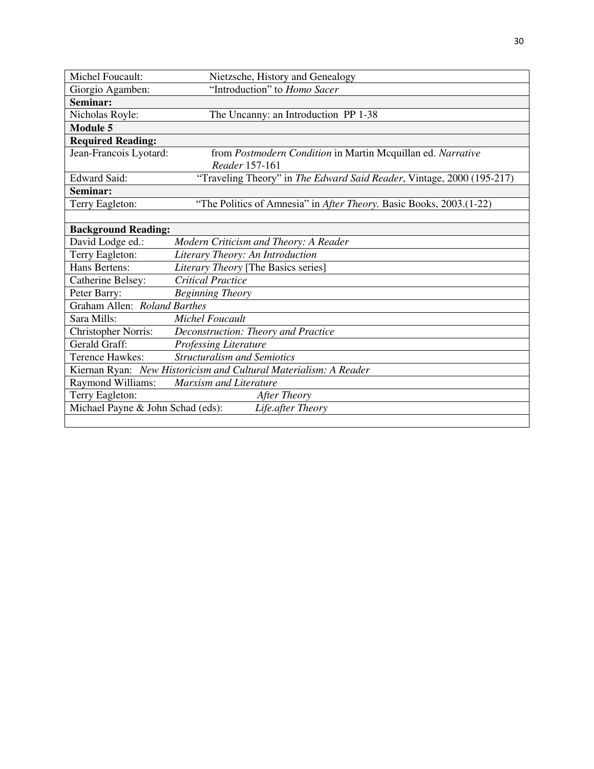| | |
|---|---|
| Michel Foucault: | Nietzsche, History and Genealogy |
| Giorgio Agamben: | "Introduction" to *Homo Sacer* |
| **Seminar:** | |
| Nicholas Royle: | The Uncanny: an Introduction PP 1-38 |
| **Module 5** | |
| **Required Reading:** | |
| Jean-Francois Lyotard: | from *Postmodern Condition* in Martin Mcquillan ed. *Narrative Reader* 157-161 |
| Edward Said: | "Traveling Theory" in *The Edward Said Reader*, Vintage, 2000 (195-217) |
| **Seminar:** | |
| Terry Eagleton: | "The Politics of Amnesia" in *After Theory*. Basic Books, 2003.(1-22) |
| | |
| **Background Reading:** | |
| David Lodge ed.: | *Modern Criticism and Theory: A Reader* |
| Terry Eagleton: | *Literary Theory: An Introduction* |
| Hans Bertens: | *Literary Theory* [The Basics series] |
| Catherine Belsey: | *Critical Practice* |
| Peter Barry: | *Beginning Theory* |
| Graham Allen: | *Roland Barthes* |
| Sara Mills: | *Michel Foucault* |
| Christopher Norris: | *Deconstruction: Theory and Practice* |
| Gerald Graff: | *Professing Literature* |
| Terence Hawkes: | *Structuralism and Semiotics* |
| Kiernan Ryan: | *New Historicism and Cultural Materialism: A Reader* |
| Raymond Williams: | *Marxism and Literature* |
| Terry Eagleton: | *After Theory* |
| Michael Payne & John Schad (eds): | *Life.after Theory* |
| | |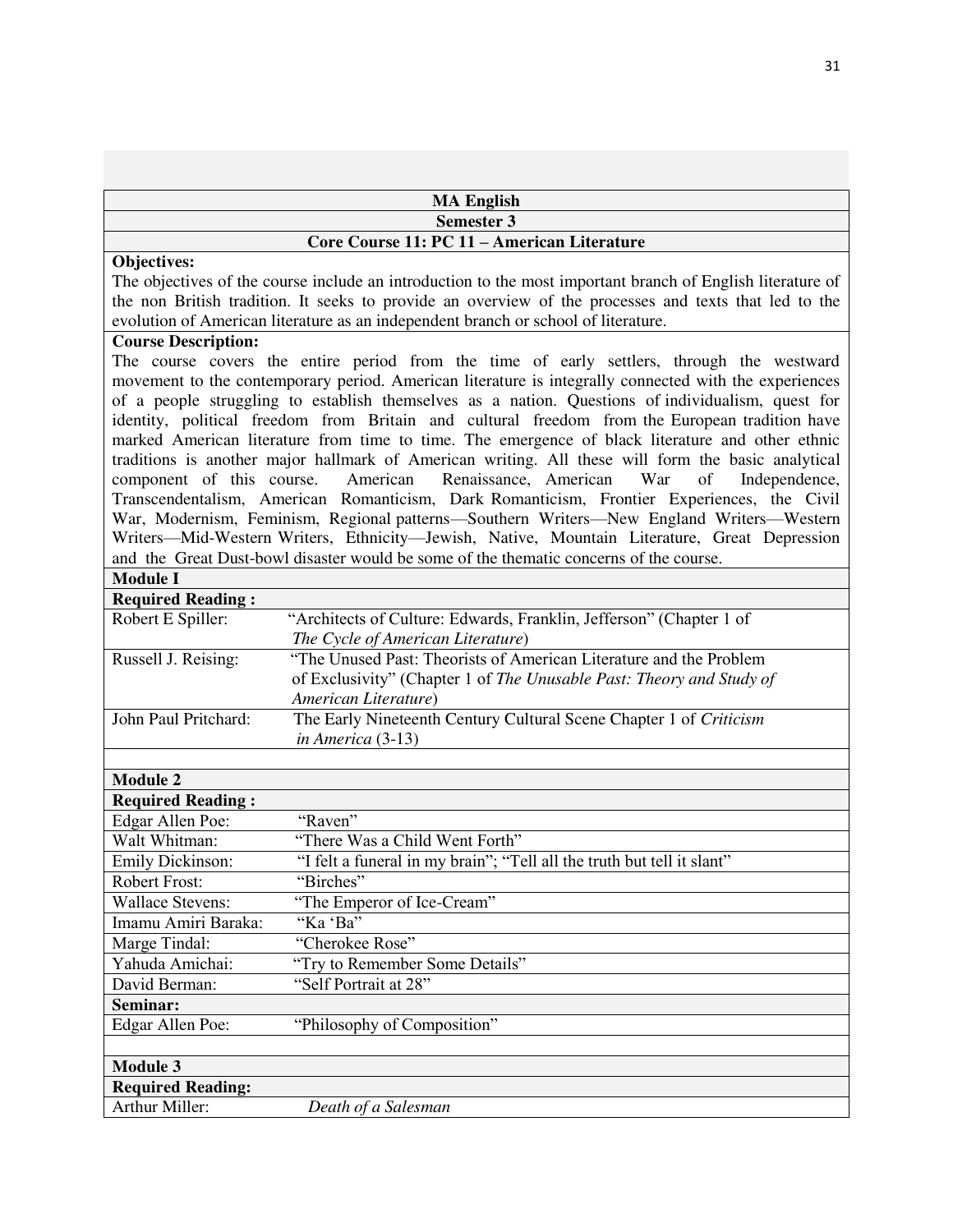**MA English**

**Semester 3**

**Core Course 11: PC 11 – American Literature**

**Objectives:**

The objectives of the course include an introduction to the most important branch of English literature of the non British tradition. It seeks to provide an overview of the processes and texts that led to the evolution of American literature as an independent branch or school of literature.

**Course Description:**

The course covers the entire period from the time of early settlers, through the westward movement to the contemporary period. American literature is integrally connected with the experiences of a people struggling to establish themselves as a nation. Questions of individualism, quest for identity, political freedom from Britain and cultural freedom from the European tradition have marked American literature from time to time. The emergence of black literature and other ethnic traditions is another major hallmark of American writing. All these will form the basic analytical component of this course. American Renaissance, American War of Independence, Transcendentalism, American Romanticism, Dark Romanticism, Frontier Experiences, the Civil War, Modernism, Feminism, Regional patterns—Southern Writers—New England Writers—Western Writers—Mid-Western Writers, Ethnicity—Jewish, Native, Mountain Literature, Great Depression and the Great Dust-bowl disaster would be some of the thematic concerns of the course.

**Module I**

| **Required Reading :** | |
|---|---|
| Robert E Spiller: | "Architects of Culture: Edwards, Franklin, Jefferson" (Chapter 1 of *The Cycle of American Literature*) |
| Russell J. Reising: | "The Unused Past: Theorists of American Literature and the Problem of Exclusivity" (Chapter 1 of *The Unusable Past: Theory and Study of American Literature*) |
| John Paul Pritchard: | The Early Nineteenth Century Cultural Scene Chapter 1 of *Criticism in America* (3-13) |

**Module 2**

| **Required Reading :** | |
|---|---|
| Edgar Allen Poe: | "Raven" |
| Walt Whitman: | "There Was a Child Went Forth" |
| Emily Dickinson: | "I felt a funeral in my brain"; "Tell all the truth but tell it slant" |
| Robert Frost: | "Birches" |
| Wallace Stevens: | "The Emperor of Ice-Cream" |
| Imamu Amiri Baraka: | "Ka 'Ba" |
| Marge Tindal: | "Cherokee Rose" |
| Yahuda Amichai: | "Try to Remember Some Details" |
| David Berman: | "Self Portrait at 28" |
| **Seminar:** | |
| Edgar Allen Poe: | "Philosophy of Composition" |

**Module 3**

| **Required Reading:** | |
|---|---|
| Arthur Miller: | *Death of a Salesman* |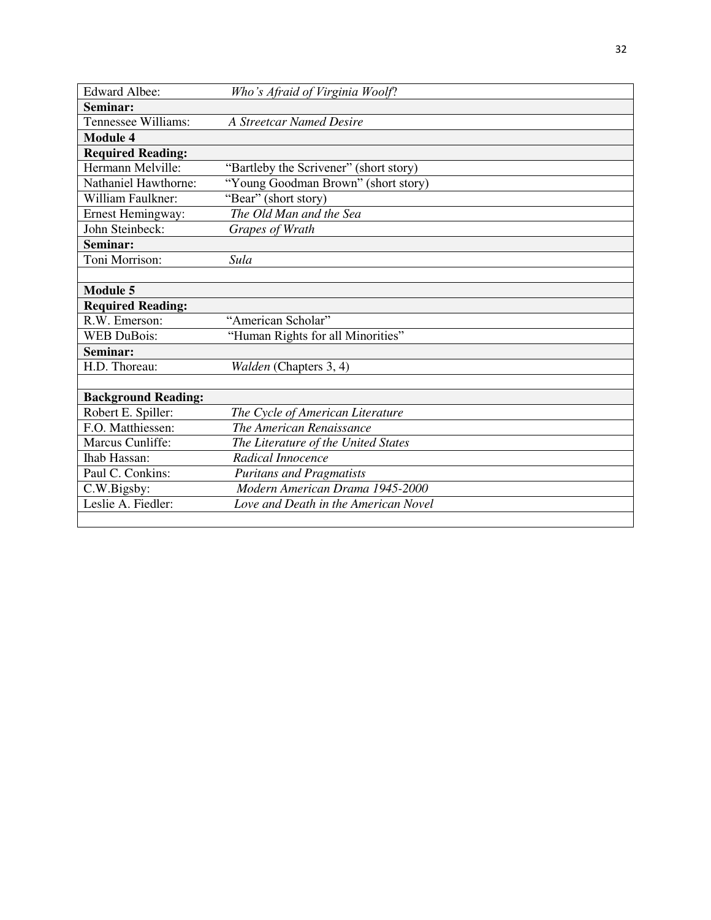| | |
|---|---|
| Edward Albee: | *Who's Afraid of Virginia Woolf*? |
| **Seminar:** | |
| Tennessee Williams: | *A Streetcar Named Desire* |
| **Module 4** | |
| **Required Reading:** | |
| Hermann Melville: | "Bartleby the Scrivener" (short story) |
| Nathaniel Hawthorne: | "Young Goodman Brown" (short story) |
| William Faulkner: | "Bear" (short story) |
| Ernest Hemingway: | *The Old Man and the Sea* |
| John Steinbeck: | *Grapes of Wrath* |
| **Seminar:** | |
| Toni Morrison: | *Sula* |
| | |
| **Module 5** | |
| **Required Reading:** | |
| R.W. Emerson: | "American Scholar" |
| WEB DuBois: | "Human Rights for all Minorities" |
| **Seminar:** | |
| H.D. Thoreau: | *Walden* (Chapters 3, 4) |
| | |
| **Background Reading:** | |
| Robert E. Spiller: | *The Cycle of American Literature* |
| F.O. Matthiessen: | *The American Renaissance* |
| Marcus Cunliffe: | *The Literature of the United States* |
| Ihab Hassan: | *Radical Innocence* |
| Paul C. Conkins: | *Puritans and Pragmatists* |
| C.W.Bigsby: | *Modern American Drama 1945-2000* |
| Leslie A. Fiedler: | *Love and Death in the American Novel* |
| | |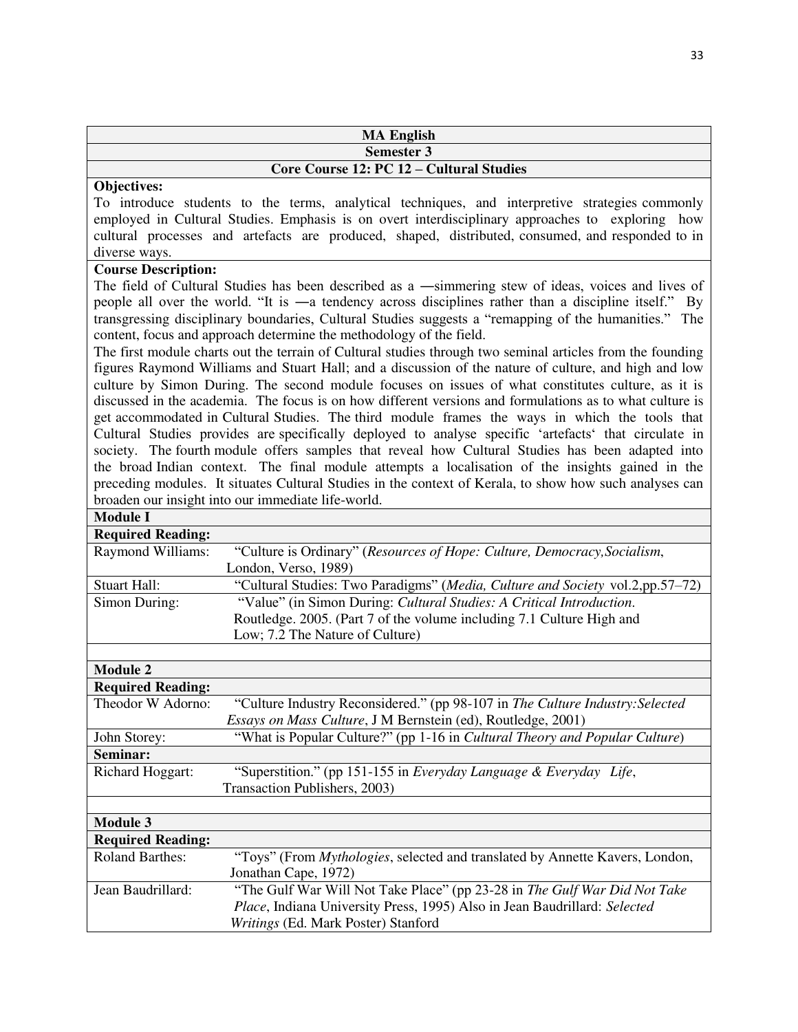**MA English**

**Semester 3**

**Core Course 12: PC 12 – Cultural Studies**

**Objectives:**

To introduce students to the terms, analytical techniques, and interpretive strategies commonly employed in Cultural Studies. Emphasis is on overt interdisciplinary approaches to exploring how cultural processes and artefacts are produced, shaped, distributed, consumed, and responded to in diverse ways.

**Course Description:**

The field of Cultural Studies has been described as a ―simmering stew of ideas, voices and lives of people all over the world. "It is ―a tendency across disciplines rather than a discipline itself." By transgressing disciplinary boundaries, Cultural Studies suggests a "remapping of the humanities." The content, focus and approach determine the methodology of the field.

The first module charts out the terrain of Cultural studies through two seminal articles from the founding figures Raymond Williams and Stuart Hall; and a discussion of the nature of culture, and high and low culture by Simon During. The second module focuses on issues of what constitutes culture, as it is discussed in the academia. The focus is on how different versions and formulations as to what culture is get accommodated in Cultural Studies. The third module frames the ways in which the tools that Cultural Studies provides are specifically deployed to analyse specific 'artefacts' that circulate in society. The fourth module offers samples that reveal how Cultural Studies has been adapted into the broad Indian context. The final module attempts a localisation of the insights gained in the preceding modules. It situates Cultural Studies in the context of Kerala, to show how such analyses can broaden our insight into our immediate life-world.

**Module I**

**Required Reading:**

| | |
|---|---|
| Raymond Williams: | "Culture is Ordinary" (*Resources of Hope: Culture, Democracy,Socialism*, London, Verso, 1989) |
| Stuart Hall: | "Cultural Studies: Two Paradigms" (*Media, Culture and Society* vol.2,pp.57–72) |
| Simon During: | "Value" (in Simon During: *Cultural Studies: A Critical Introduction*. Routledge. 2005. (Part 7 of the volume including 7.1 Culture High and Low; 7.2 The Nature of Culture) |

**Module 2**

**Required Reading:**

| | |
|---|---|
| Theodor W Adorno: | "Culture Industry Reconsidered." (pp 98-107 in *The Culture Industry:Selected Essays on Mass Culture*, J M Bernstein (ed), Routledge, 2001) |
| John Storey: | "What is Popular Culture?" (pp 1-16 in *Cultural Theory and Popular Culture*) |

**Seminar:**

| | |
|---|---|
| Richard Hoggart: | "Superstition." (pp 151-155 in *Everyday Language & Everyday Life*, Transaction Publishers, 2003) |

**Module 3**

**Required Reading:**

| | |
|---|---|
| Roland Barthes: | "Toys" (From *Mythologies*, selected and translated by Annette Kavers, London, Jonathan Cape, 1972) |
| Jean Baudrillard: | "The Gulf War Will Not Take Place" (pp 23-28 in *The Gulf War Did Not Take Place*, Indiana University Press, 1995) Also in Jean Baudrillard: *Selected Writings* (Ed. Mark Poster) Stanford |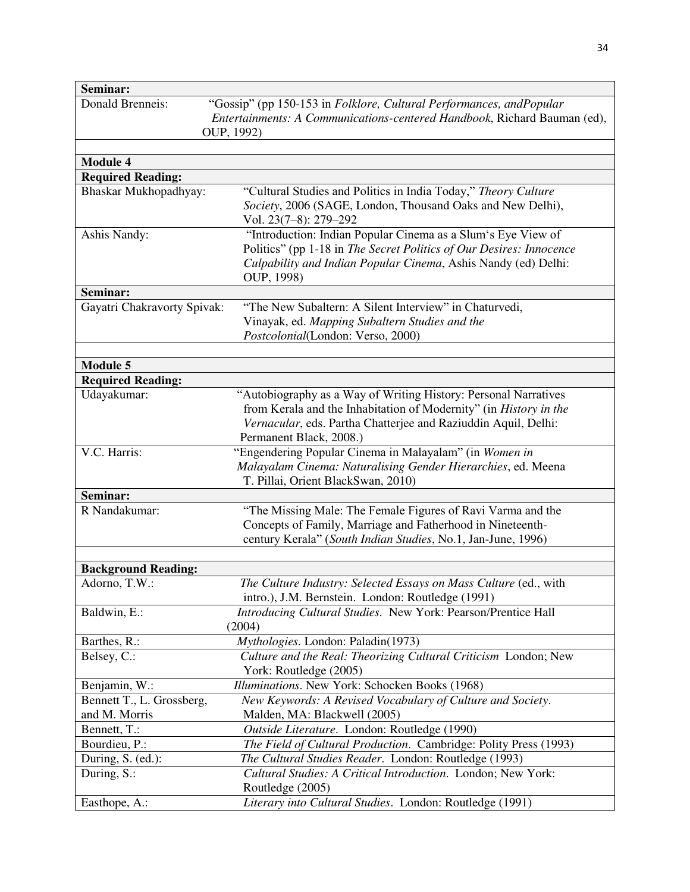| **Seminar:** | |
|---|---|
| Donald Brenneis: | "Gossip" (pp 150-153 in *Folklore, Cultural Performances, andPopular Entertainments: A Communications-centered Handbook*, Richard Bauman (ed), OUP, 1992) |
| | |
| **Module 4** | |
| **Required Reading:** | |
| Bhaskar Mukhopadhyay: | "Cultural Studies and Politics in India Today," *Theory Culture Society*, 2006 (SAGE, London, Thousand Oaks and New Delhi), Vol. 23(7–8): 279–292 |
| Ashis Nandy: | "Introduction: Indian Popular Cinema as a Slum's Eye View of Politics" (pp 1-18 in *The Secret Politics of Our Desires: Innocence Culpability and Indian Popular Cinema*, Ashis Nandy (ed) Delhi: OUP, 1998) |
| **Seminar:** | |
| Gayatri Chakravorty Spivak: | "The New Subaltern: A Silent Interview" in Chaturvedi, Vinayak, ed. *Mapping Subaltern Studies and the Postcolonial*(London: Verso, 2000) |
| | |
| **Module 5** | |
| **Required Reading:** | |
| Udayakumar: | "Autobiography as a Way of Writing History: Personal Narratives from Kerala and the Inhabitation of Modernity" (in *History in the Vernacular*, eds. Partha Chatterjee and Raziuddin Aquil, Delhi: Permanent Black, 2008.) |
| V.C. Harris: | "Engendering Popular Cinema in Malayalam" (in *Women in Malayalam Cinema: Naturalising Gender Hierarchies*, ed. Meena T. Pillai, Orient BlackSwan, 2010) |
| **Seminar:** | |
| R Nandakumar: | "The Missing Male: The Female Figures of Ravi Varma and the Concepts of Family, Marriage and Fatherhood in Nineteenth-century Kerala" (*South Indian Studies*, No.1, Jan-June, 1996) |
| | |
| **Background Reading:** | |
| Adorno, T.W.: | *The Culture Industry: Selected Essays on Mass Culture* (ed., with intro.), J.M. Bernstein. London: Routledge (1991) |
| Baldwin, E.: | *Introducing Cultural Studies*. New York: Pearson/Prentice Hall (2004) |
| Barthes, R.: | *Mythologies*. London: Paladin(1973) |
| Belsey, C.: | *Culture and the Real: Theorizing Cultural Criticism* London; New York: Routledge (2005) |
| Benjamin, W.: | *Illuminations*. New York: Schocken Books (1968) |
| Bennett T., L. Grossberg, and M. Morris | *New Keywords: A Revised Vocabulary of Culture and Society*. Malden, MA: Blackwell (2005) |
| Bennett, T.: | *Outside Literature*. London: Routledge (1990) |
| Bourdieu, P.: | *The Field of Cultural Production*. Cambridge: Polity Press (1993) |
| During, S. (ed.): | *The Cultural Studies Reader*. London: Routledge (1993) |
| During, S.: | *Cultural Studies: A Critical Introduction*. London; New York: Routledge (2005) |
| Easthope, A.: | *Literary into Cultural Studies*. London: Routledge (1991) |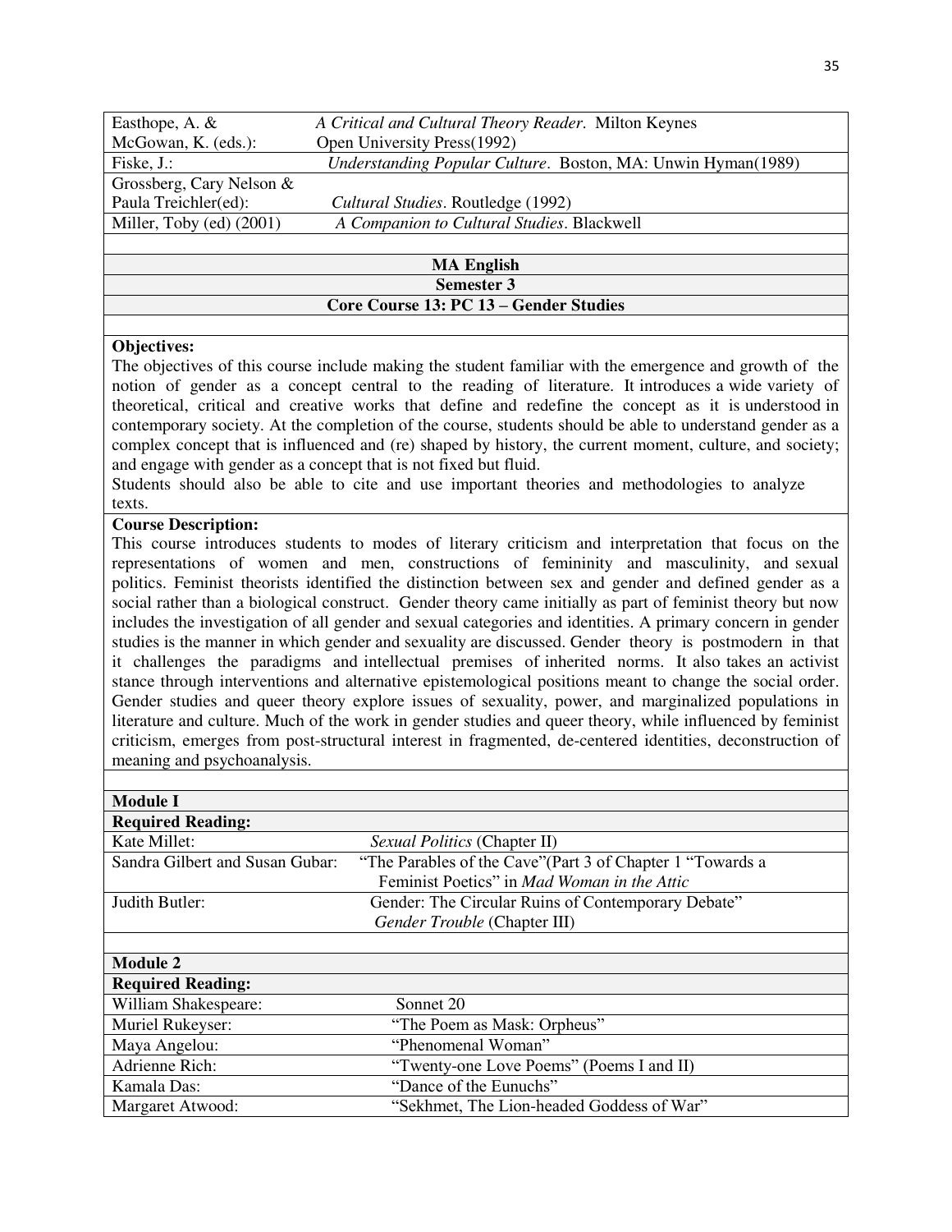| | |
|---|---|
| Easthope, A. & McGowan, K. (eds.): | *A Critical and Cultural Theory Reader*. Milton Keynes Open University Press(1992) |
| Fiske, J.: | *Understanding Popular Culture*. Boston, MA: Unwin Hyman(1989) |
| Grossberg, Cary Nelson & Paula Treichler(ed): | *Cultural Studies*. Routledge (1992) |
| Miller, Toby (ed) (2001) | *A Companion to Cultural Studies*. Blackwell |

**MA English**

**Semester 3**

**Core Course 13: PC 13 – Gender Studies**

**Objectives:**

The objectives of this course include making the student familiar with the emergence and growth of the notion of gender as a concept central to the reading of literature. It introduces a wide variety of theoretical, critical and creative works that define and redefine the concept as it is understood in contemporary society. At the completion of the course, students should be able to understand gender as a complex concept that is influenced and (re) shaped by history, the current moment, culture, and society; and engage with gender as a concept that is not fixed but fluid.

Students should also be able to cite and use important theories and methodologies to analyze texts.

**Course Description:**

This course introduces students to modes of literary criticism and interpretation that focus on the representations of women and men, constructions of femininity and masculinity, and sexual politics. Feminist theorists identified the distinction between sex and gender and defined gender as a social rather than a biological construct. Gender theory came initially as part of feminist theory but now includes the investigation of all gender and sexual categories and identities. A primary concern in gender studies is the manner in which gender and sexuality are discussed. Gender theory is postmodern in that it challenges the paradigms and intellectual premises of inherited norms. It also takes an activist stance through interventions and alternative epistemological positions meant to change the social order. Gender studies and queer theory explore issues of sexuality, power, and marginalized populations in literature and culture. Much of the work in gender studies and queer theory, while influenced by feminist criticism, emerges from post-structural interest in fragmented, de-centered identities, deconstruction of meaning and psychoanalysis.

**Module I**

**Required Reading:**

| | |
|---|---|
| Kate Millet: | *Sexual Politics* (Chapter II) |
| Sandra Gilbert and Susan Gubar: | "The Parables of the Cave"(Part 3 of Chapter 1 "Towards a Feminist Poetics" in *Mad Woman in the Attic* |
| Judith Butler: | Gender: The Circular Ruins of Contemporary Debate" *Gender Trouble* (Chapter III) |

**Module 2**

**Required Reading:**

| | |
|---|---|
| William Shakespeare: | Sonnet 20 |
| Muriel Rukeyser: | "The Poem as Mask: Orpheus" |
| Maya Angelou: | "Phenomenal Woman" |
| Adrienne Rich: | "Twenty-one Love Poems" (Poems I and II) |
| Kamala Das: | "Dance of the Eunuchs" |
| Margaret Atwood: | "Sekhmet, The Lion-headed Goddess of War" |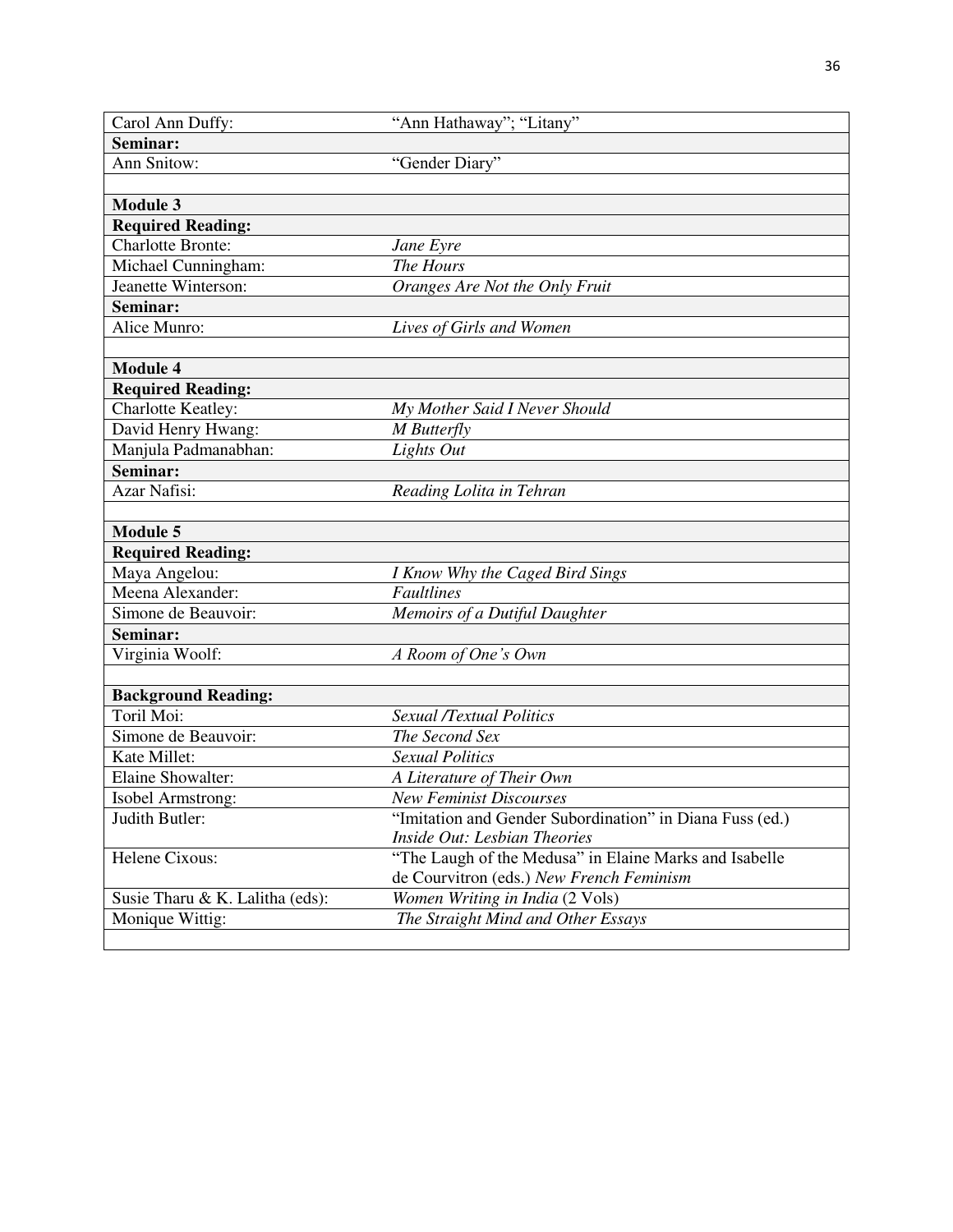| | |
|---|---|
| Carol Ann Duffy: | "Ann Hathaway"; "Litany" |
| **Seminar:** | |
| Ann Snitow: | "Gender Diary" |
| | |
| **Module 3** | |
| **Required Reading:** | |
| Charlotte Bronte: | *Jane Eyre* |
| Michael Cunningham: | *The Hours* |
| Jeanette Winterson: | *Oranges Are Not the Only Fruit* |
| **Seminar:** | |
| Alice Munro: | *Lives of Girls and Women* |
| | |
| **Module 4** | |
| **Required Reading:** | |
| Charlotte Keatley: | *My Mother Said I Never Should* |
| David Henry Hwang: | *M Butterfly* |
| Manjula Padmanabhan: | *Lights Out* |
| **Seminar:** | |
| Azar Nafisi: | *Reading Lolita in Tehran* |
| | |
| **Module 5** | |
| **Required Reading:** | |
| Maya Angelou: | *I Know Why the Caged Bird Sings* |
| Meena Alexander: | *Faultlines* |
| Simone de Beauvoir: | *Memoirs of a Dutiful Daughter* |
| **Seminar:** | |
| Virginia Woolf: | *A Room of One's Own* |
| | |
| **Background Reading:** | |
| Toril Moi: | *Sexual /Textual Politics* |
| Simone de Beauvoir: | *The Second Sex* |
| Kate Millet: | *Sexual Politics* |
| Elaine Showalter: | *A Literature of Their Own* |
| Isobel Armstrong: | *New Feminist Discourses* |
| Judith Butler: | "Imitation and Gender Subordination" in Diana Fuss (ed.) *Inside Out: Lesbian Theories* |
| Helene Cixous: | "The Laugh of the Medusa" in Elaine Marks and Isabelle de Courvitron (eds.) *New French Feminism* |
| Susie Tharu & K. Lalitha (eds): | *Women Writing in India* (2 Vols) |
| Monique Wittig: | *The Straight Mind and Other Essays* |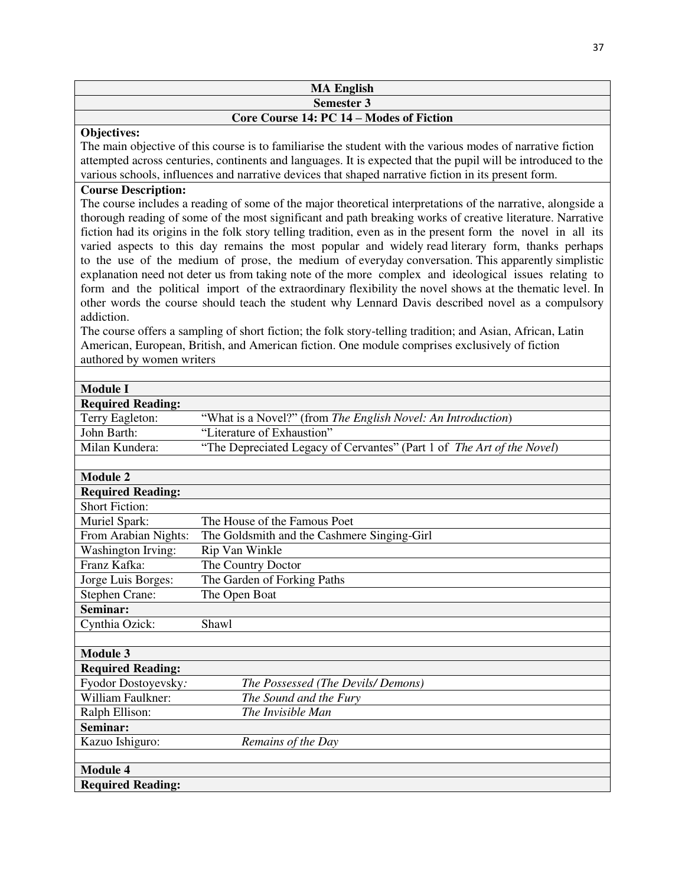## MA English

### Semester 3

### Core Course 14: PC 14 – Modes of Fiction

**Objectives:**

The main objective of this course is to familiarise the student with the various modes of narrative fiction attempted across centuries, continents and languages. It is expected that the pupil will be introduced to the various schools, influences and narrative devices that shaped narrative fiction in its present form.

**Course Description:**

The course includes a reading of some of the major theoretical interpretations of the narrative, alongside a thorough reading of some of the most significant and path breaking works of creative literature. Narrative fiction had its origins in the folk story telling tradition, even as in the present form the novel in all its varied aspects to this day remains the most popular and widely read literary form, thanks perhaps to the use of the medium of prose, the medium of everyday conversation. This apparently simplistic explanation need not deter us from taking note of the more complex and ideological issues relating to form and the political import of the extraordinary flexibility the novel shows at the thematic level. In other words the course should teach the student why Lennard Davis described novel as a compulsory addiction.

The course offers a sampling of short fiction; the folk story-telling tradition; and Asian, African, Latin American, European, British, and American fiction. One module comprises exclusively of fiction authored by women writers

| **Module I** | |
|---|---|
| **Required Reading:** | |
| Terry Eagleton: | "What is a Novel?" (from *The English Novel: An Introduction*) |
| John Barth: | "Literature of Exhaustion" |
| Milan Kundera: | "The Depreciated Legacy of Cervantes" (Part 1 of *The Art of the Novel*) |

| **Module 2** | |
|---|---|
| **Required Reading:** | |
| Short Fiction: | |
| Muriel Spark: | The House of the Famous Poet |
| From Arabian Nights: | The Goldsmith and the Cashmere Singing-Girl |
| Washington Irving: | Rip Van Winkle |
| Franz Kafka: | The Country Doctor |
| Jorge Luis Borges: | The Garden of Forking Paths |
| Stephen Crane: | The Open Boat |
| **Seminar:** | |
| Cynthia Ozick: | Shawl |

| **Module 3** | |
|---|---|
| **Required Reading:** | |
| Fyodor Dostoyevsky: | *The Possessed (The Devils/ Demons)* |
| William Faulkner: | *The Sound and the Fury* |
| Ralph Ellison: | *The Invisible Man* |
| **Seminar:** | |
| Kazuo Ishiguro: | *Remains of the Day* |

| **Module 4** | |
|---|---|
| **Required Reading:** | |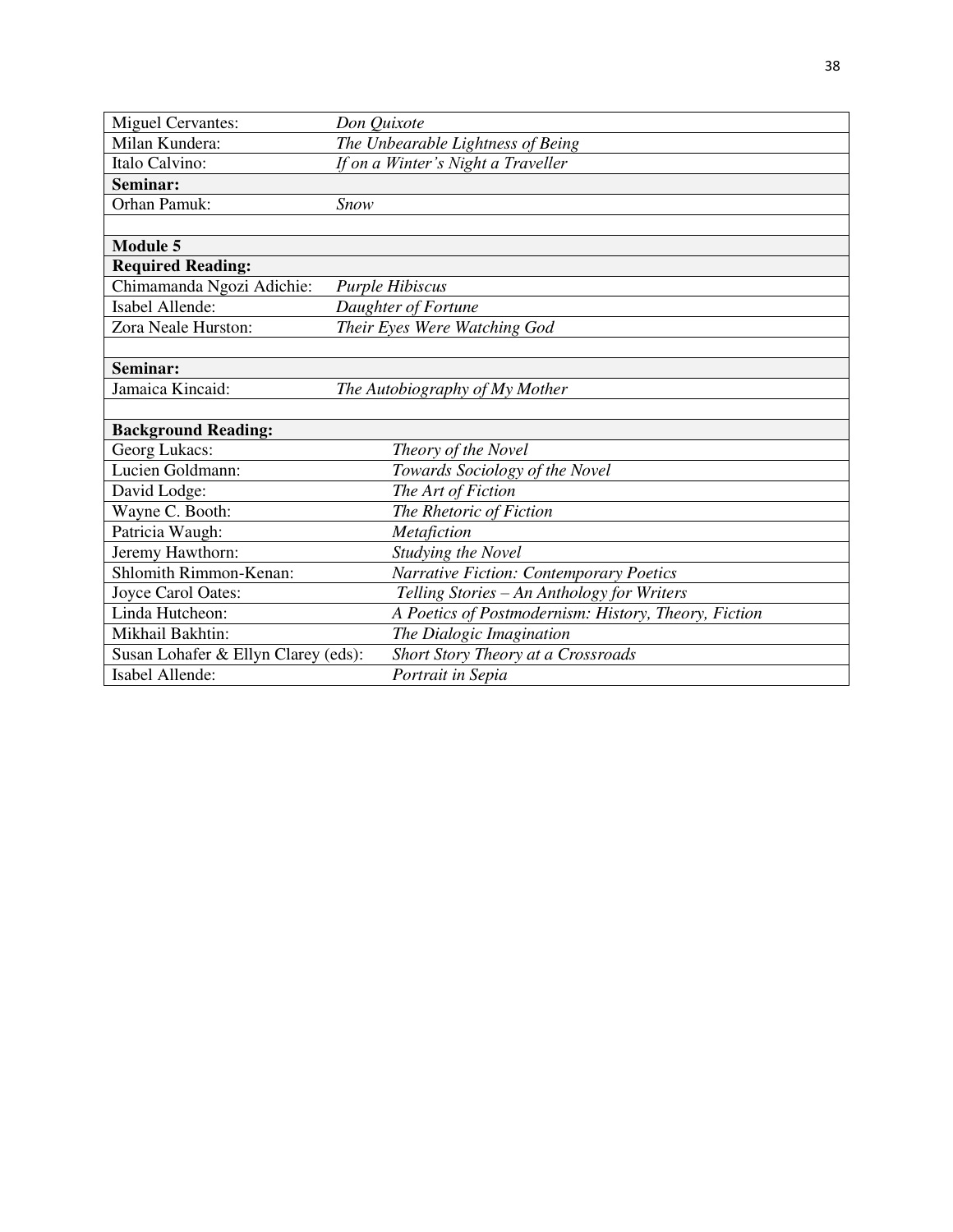| | |
|---|---|
| Miguel Cervantes: | *Don Quixote* |
| Milan Kundera: | *The Unbearable Lightness of Being* |
| Italo Calvino: | *If on a Winter's Night a Traveller* |
| **Seminar:** | |
| Orhan Pamuk: | *Snow* |
| | |
| **Module 5** | |
| **Required Reading:** | |
| Chimamanda Ngozi Adichie: | *Purple Hibiscus* |
| Isabel Allende: | *Daughter of Fortune* |
| Zora Neale Hurston: | *Their Eyes Were Watching God* |
| | |
| **Seminar:** | |
| Jamaica Kincaid: | *The Autobiography of My Mother* |
| | |
| **Background Reading:** | |
| Georg Lukacs: | *Theory of the Novel* |
| Lucien Goldmann: | *Towards Sociology of the Novel* |
| David Lodge: | *The Art of Fiction* |
| Wayne C. Booth: | *The Rhetoric of Fiction* |
| Patricia Waugh: | *Metafiction* |
| Jeremy Hawthorn: | *Studying the Novel* |
| Shlomith Rimmon-Kenan: | *Narrative Fiction: Contemporary Poetics* |
| Joyce Carol Oates: | *Telling Stories – An Anthology for Writers* |
| Linda Hutcheon: | *A Poetics of Postmodernism: History, Theory, Fiction* |
| Mikhail Bakhtin: | *The Dialogic Imagination* |
| Susan Lohafer & Ellyn Clarey (eds): | *Short Story Theory at a Crossroads* |
| Isabel Allende: | *Portrait in Sepia* |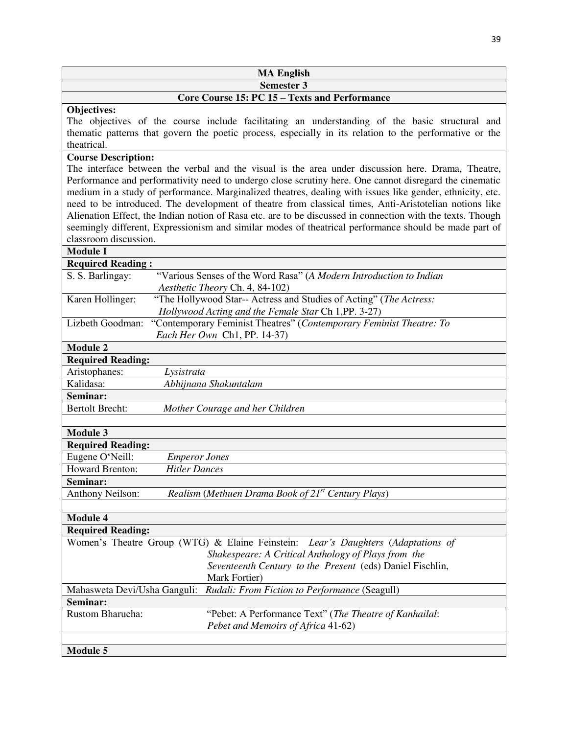**MA English**

**Semester 3**

**Core Course 15: PC 15 – Texts and Performance**

**Objectives:**

The objectives of the course include facilitating an understanding of the basic structural and thematic patterns that govern the poetic process, especially in its relation to the performative or the theatrical.

**Course Description:**

The interface between the verbal and the visual is the area under discussion here. Drama, Theatre, Performance and performativity need to undergo close scrutiny here. One cannot disregard the cinematic medium in a study of performance. Marginalized theatres, dealing with issues like gender, ethnicity, etc. need to be introduced. The development of theatre from classical times, Anti-Aristotelian notions like Alienation Effect, the Indian notion of Rasa etc. are to be discussed in connection with the texts. Though seemingly different, Expressionism and similar modes of theatrical performance should be made part of classroom discussion.

**Module I**

**Required Reading :**

| | |
|---|---|
| S. S. Barlingay: | "Various Senses of the Word Rasa" (*A Modern Introduction to Indian Aesthetic Theory* Ch. 4, 84-102) |
| Karen Hollinger: | "The Hollywood Star-- Actress and Studies of Acting" (*The Actress: Hollywood Acting and the Female Star* Ch 1,PP. 3-27) |
| Lizbeth Goodman: | "Contemporary Feminist Theatres" (*Contemporary Feminist Theatre: To Each Her Own* Ch1, PP. 14-37) |

**Module 2**

**Required Reading:**

| | |
|---|---|
| Aristophanes: | *Lysistrata* |
| Kalidasa: | *Abhijnana Shakuntalam* |

**Seminar:**

| | |
|---|---|
| Bertolt Brecht: | *Mother Courage and her Children* |

**Module 3**

**Required Reading:**

| | |
|---|---|
| Eugene O'Neill: | *Emperor Jones* |
| Howard Brenton: | *Hitler Dances* |

**Seminar:**

| | |
|---|---|
| Anthony Neilson: | *Realism* (*Methuen Drama Book of 21st Century Plays*) |

**Module 4**

**Required Reading:**

| | |
|---|---|
| Women's Theatre Group (WTG) & Elaine Feinstein: | *Lear's Daughters* (*Adaptations of Shakespeare: A Critical Anthology of Plays from the Seventeenth Century to the Present* (eds) Daniel Fischlin, Mark Fortier) |
| Mahasweta Devi/Usha Ganguli: | *Rudali: From Fiction to Performance* (Seagull) |

**Seminar:**

| | |
|---|---|
| Rustom Bharucha: | "Pebet: A Performance Text" (*The Theatre of Kanhailal: Pebet and Memoirs of Africa* 41-62) |

**Module 5**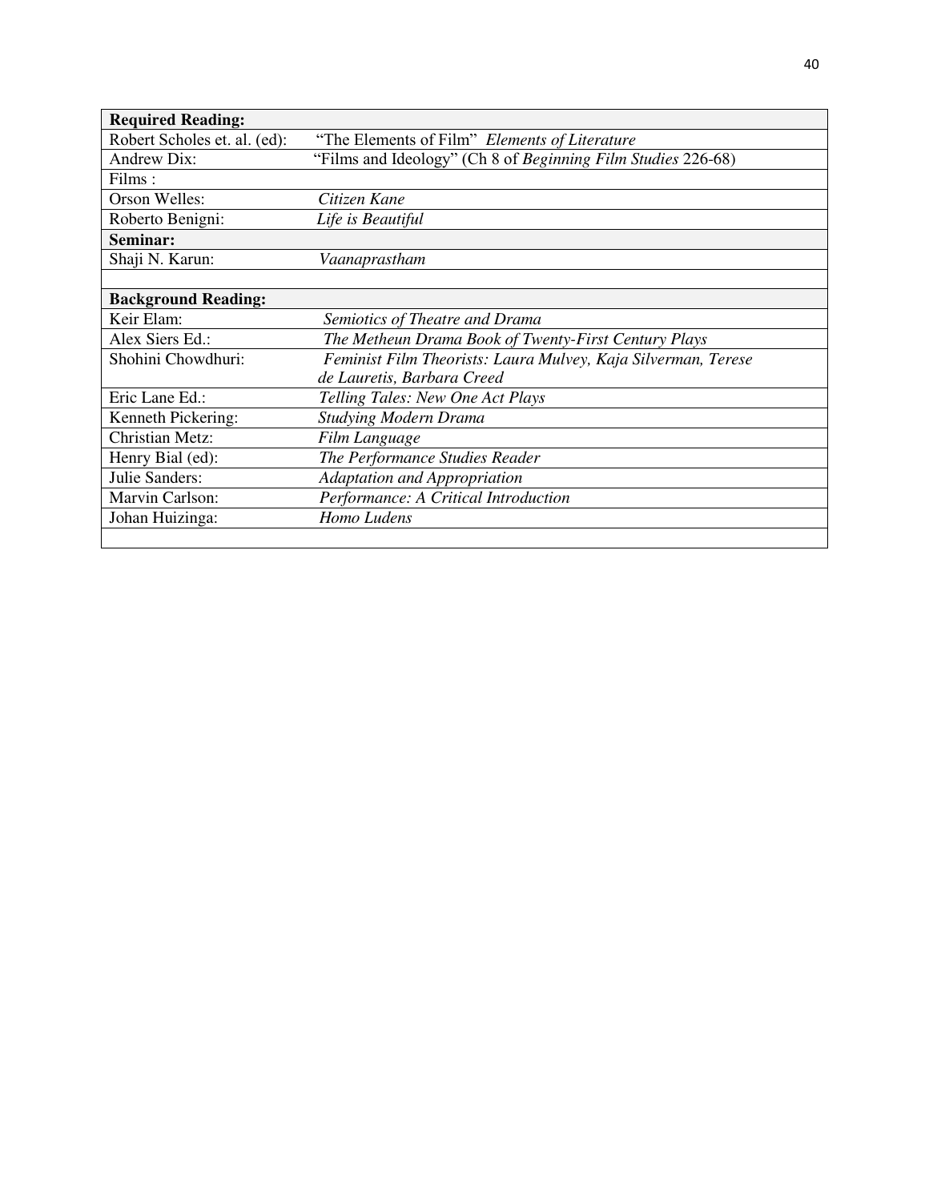| **Required Reading:** | |
|---|---|
| Robert Scholes et. al. (ed): | "The Elements of Film" *Elements of Literature* |
| Andrew Dix: | "Films and Ideology" (Ch 8 of *Beginning Film Studies* 226-68) |
| Films : | |
| Orson Welles: | *Citizen Kane* |
| Roberto Benigni: | *Life is Beautiful* |
| **Seminar:** | |
| Shaji N. Karun: | *Vaanaprastham* |
| | |
| **Background Reading:** | |
| Keir Elam: | *Semiotics of Theatre and Drama* |
| Alex Siers Ed.: | *The Metheun Drama Book of Twenty-First Century Plays* |
| Shohini Chowdhuri: | *Feminist Film Theorists: Laura Mulvey, Kaja Silverman, Terese de Lauretis, Barbara Creed* |
| Eric Lane Ed.: | *Telling Tales: New One Act Plays* |
| Kenneth Pickering: | *Studying Modern Drama* |
| Christian Metz: | *Film Language* |
| Henry Bial (ed): | *The Performance Studies Reader* |
| Julie Sanders: | *Adaptation and Appropriation* |
| Marvin Carlson: | *Performance: A Critical Introduction* |
| Johan Huizinga: | *Homo Ludens* |
| | |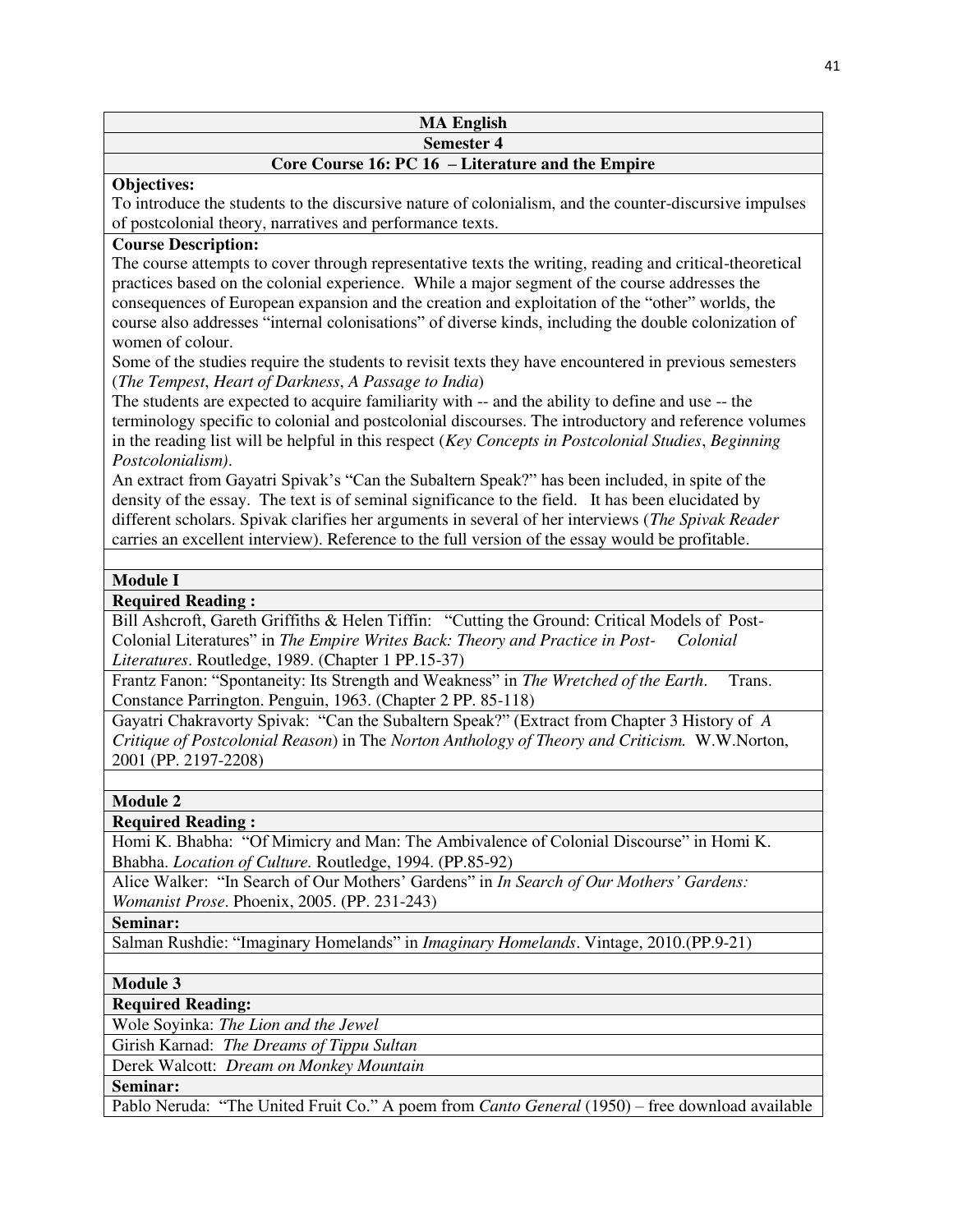**MA English**

**Semester 4**

**Core Course 16: PC 16 – Literature and the Empire**

**Objectives:**

To introduce the students to the discursive nature of colonialism, and the counter-discursive impulses of postcolonial theory, narratives and performance texts.

**Course Description:**

The course attempts to cover through representative texts the writing, reading and critical-theoretical practices based on the colonial experience. While a major segment of the course addresses the consequences of European expansion and the creation and exploitation of the "other" worlds, the course also addresses "internal colonisations" of diverse kinds, including the double colonization of women of colour.

Some of the studies require the students to revisit texts they have encountered in previous semesters (*The Tempest*, *Heart of Darkness*, *A Passage to India*)

The students are expected to acquire familiarity with -- and the ability to define and use -- the terminology specific to colonial and postcolonial discourses. The introductory and reference volumes in the reading list will be helpful in this respect (*Key Concepts in Postcolonial Studies*, *Beginning Postcolonialism)*.

An extract from Gayatri Spivak's "Can the Subaltern Speak?" has been included, in spite of the density of the essay. The text is of seminal significance to the field. It has been elucidated by different scholars. Spivak clarifies her arguments in several of her interviews (*The Spivak Reader* carries an excellent interview). Reference to the full version of the essay would be profitable.

**Module I**

**Required Reading :**

Bill Ashcroft, Gareth Griffiths & Helen Tiffin: "Cutting the Ground: Critical Models of Post-Colonial Literatures" in *The Empire Writes Back: Theory and Practice in Post- Colonial Literatures*. Routledge, 1989. (Chapter 1 PP.15-37)

Frantz Fanon: "Spontaneity: Its Strength and Weakness" in *The Wretched of the Earth*. Trans. Constance Parrington. Penguin, 1963. (Chapter 2 PP. 85-118)

Gayatri Chakravorty Spivak: "Can the Subaltern Speak?" (Extract from Chapter 3 History of *A Critique of Postcolonial Reason*) in The *Norton Anthology of Theory and Criticism.* W.W.Norton, 2001 (PP. 2197-2208)

**Module 2**

**Required Reading :**

Homi K. Bhabha: "Of Mimicry and Man: The Ambivalence of Colonial Discourse" in Homi K. Bhabha. *Location of Culture*. Routledge, 1994. (PP.85-92)

Alice Walker: "In Search of Our Mothers' Gardens" in *In Search of Our Mothers' Gardens: Womanist Prose*. Phoenix, 2005. (PP. 231-243)

**Seminar:**

Salman Rushdie: "Imaginary Homelands" in *Imaginary Homelands*. Vintage, 2010.(PP.9-21)

**Module 3**

**Required Reading:**

Wole Soyinka: *The Lion and the Jewel*

Girish Karnad: *The Dreams of Tippu Sultan*

Derek Walcott: *Dream on Monkey Mountain*

**Seminar:**

Pablo Neruda: "The United Fruit Co." A poem from *Canto General* (1950) – free download available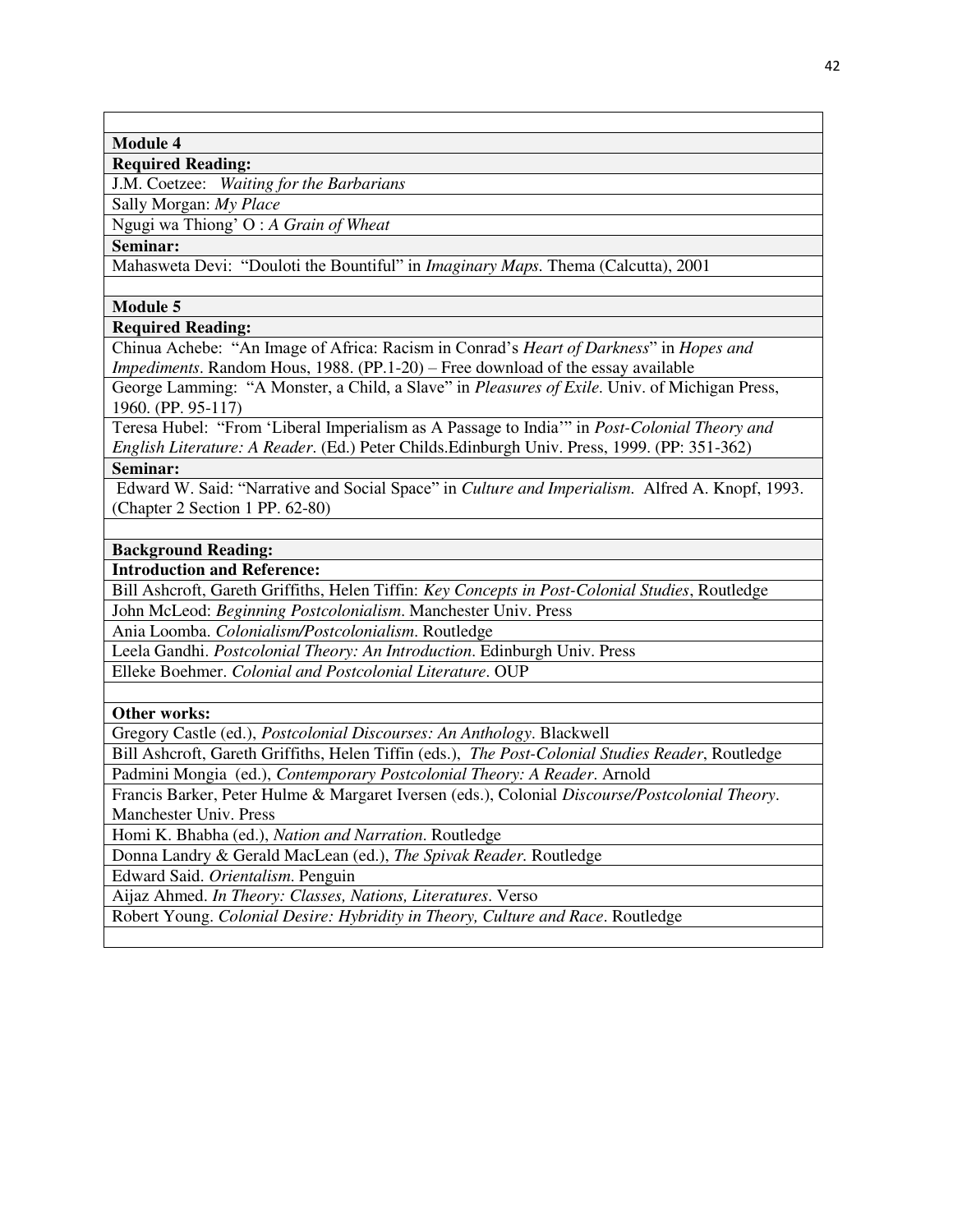**Module 4**

**Required Reading:**

J.M. Coetzee: *Waiting for the Barbarians*

Sally Morgan: *My Place*

Ngugi wa Thiong' O : *A Grain of Wheat*

**Seminar:**

Mahasweta Devi: "Douloti the Bountiful" in *Imaginary Maps*. Thema (Calcutta), 2001

**Module 5**

**Required Reading:**

Chinua Achebe: "An Image of Africa: Racism in Conrad's *Heart of Darkness*" in *Hopes and Impediments*. Random Hous, 1988. (PP.1-20) – Free download of the essay available

George Lamming: "A Monster, a Child, a Slave" in *Pleasures of Exile*. Univ. of Michigan Press, 1960. (PP. 95-117)

Teresa Hubel: "From 'Liberal Imperialism as A Passage to India'" in *Post-Colonial Theory and English Literature: A Reader*. (Ed.) Peter Childs.Edinburgh Univ. Press, 1999. (PP: 351-362)

**Seminar:**

Edward W. Said: "Narrative and Social Space" in *Culture and Imperialism*. Alfred A. Knopf, 1993. (Chapter 2 Section 1 PP. 62-80)

**Background Reading:**

**Introduction and Reference:**

Bill Ashcroft, Gareth Griffiths, Helen Tiffin: *Key Concepts in Post-Colonial Studies*, Routledge

John McLeod: *Beginning Postcolonialism*. Manchester Univ. Press

Ania Loomba. *Colonialism/Postcolonialism*. Routledge

Leela Gandhi. *Postcolonial Theory: An Introduction*. Edinburgh Univ. Press

Elleke Boehmer. *Colonial and Postcolonial Literature*. OUP

**Other works:**

Gregory Castle (ed.), *Postcolonial Discourses: An Anthology*. Blackwell

Bill Ashcroft, Gareth Griffiths, Helen Tiffin (eds.), *The Post-Colonial Studies Reader*, Routledge

Padmini Mongia (ed.), *Contemporary Postcolonial Theory: A Reader*. Arnold

Francis Barker, Peter Hulme & Margaret Iversen (eds.), Colonial *Discourse/Postcolonial Theory*. Manchester Univ. Press

Homi K. Bhabha (ed.), *Nation and Narration*. Routledge

Donna Landry & Gerald MacLean (ed.), *The Spivak Reader*. Routledge

Edward Said. *Orientalism*. Penguin

Aijaz Ahmed. *In Theory: Classes, Nations, Literatures*. Verso

Robert Young. *Colonial Desire: Hybridity in Theory, Culture and Race*. Routledge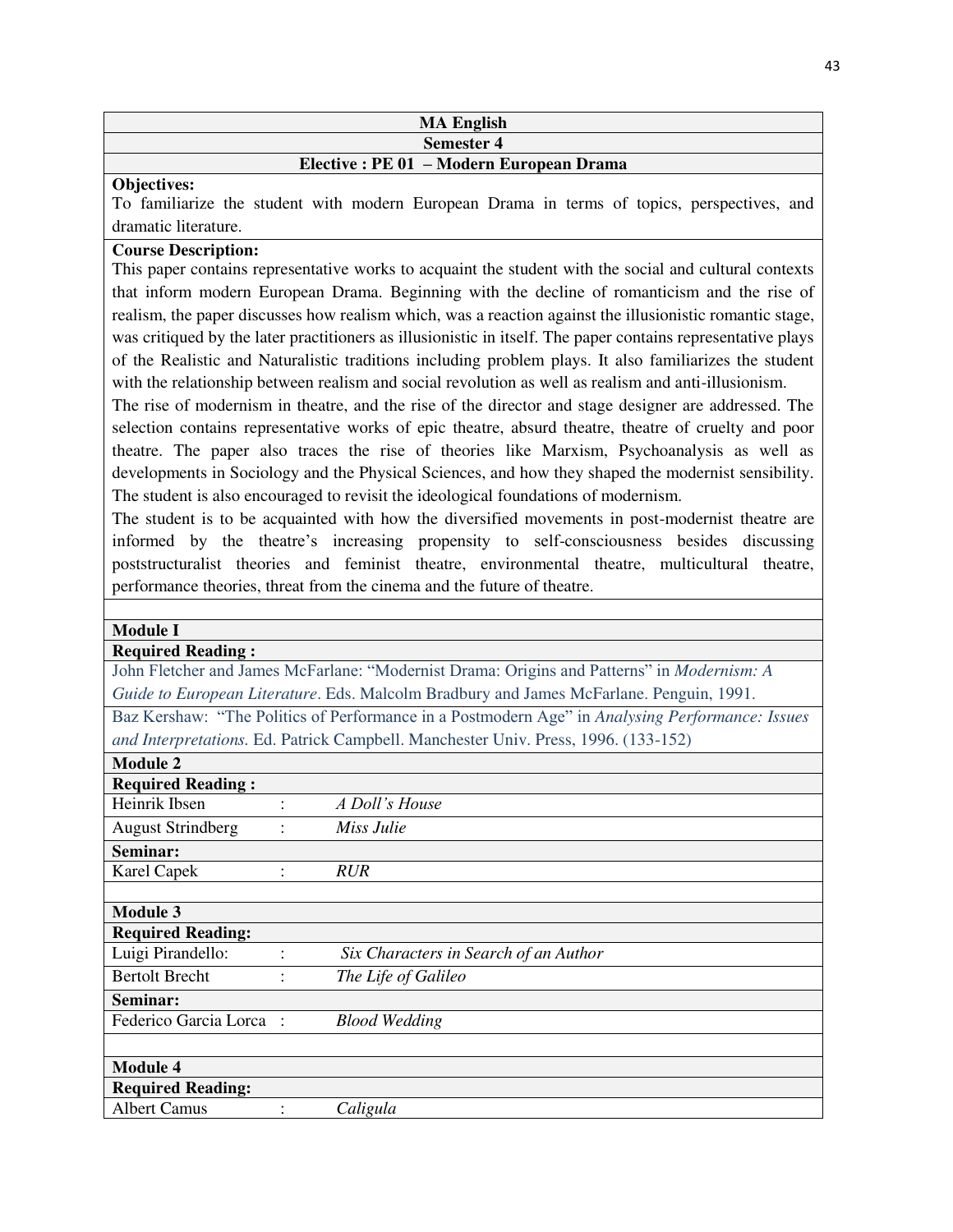**MA English**

**Semester 4**

**Elective : PE 01 – Modern European Drama**

**Objectives:**

To familiarize the student with modern European Drama in terms of topics, perspectives, and dramatic literature.

**Course Description:**

This paper contains representative works to acquaint the student with the social and cultural contexts that inform modern European Drama. Beginning with the decline of romanticism and the rise of realism, the paper discusses how realism which, was a reaction against the illusionistic romantic stage, was critiqued by the later practitioners as illusionistic in itself. The paper contains representative plays of the Realistic and Naturalistic traditions including problem plays. It also familiarizes the student with the relationship between realism and social revolution as well as realism and anti-illusionism.

The rise of modernism in theatre, and the rise of the director and stage designer are addressed. The selection contains representative works of epic theatre, absurd theatre, theatre of cruelty and poor theatre. The paper also traces the rise of theories like Marxism, Psychoanalysis as well as developments in Sociology and the Physical Sciences, and how they shaped the modernist sensibility. The student is also encouraged to revisit the ideological foundations of modernism.

The student is to be acquainted with how the diversified movements in post-modernist theatre are informed by the theatre's increasing propensity to self-consciousness besides discussing poststructuralist theories and feminist theatre, environmental theatre, multicultural theatre, performance theories, threat from the cinema and the future of theatre.

**Module I**

**Required Reading :**

John Fletcher and James McFarlane: "Modernist Drama: Origins and Patterns" in *Modernism: A Guide to European Literature*. Eds. Malcolm Bradbury and James McFarlane. Penguin, 1991.

Baz Kershaw: "The Politics of Performance in a Postmodern Age" in *Analysing Performance: Issues and Interpretations.* Ed. Patrick Campbell. Manchester Univ. Press, 1996. (133-152)

**Module 2**

**Required Reading :**

| | | |
|---|---|---|
| Heinrik Ibsen | : | *A Doll's House* |
| August Strindberg | : | *Miss Julie* |

**Seminar:**

| | | |
|---|---|---|
| Karel Capek | : | *RUR* |

**Module 3**

**Required Reading:**

| | | |
|---|---|---|
| Luigi Pirandello: | : | *Six Characters in Search of an Author* |
| Bertolt Brecht | : | *The Life of Galileo* |

**Seminar:**

| | | |
|---|---|---|
| Federico Garcia Lorca | : | *Blood Wedding* |

**Module 4**

**Required Reading:**

| | | |
|---|---|---|
| Albert Camus | : | *Caligula* |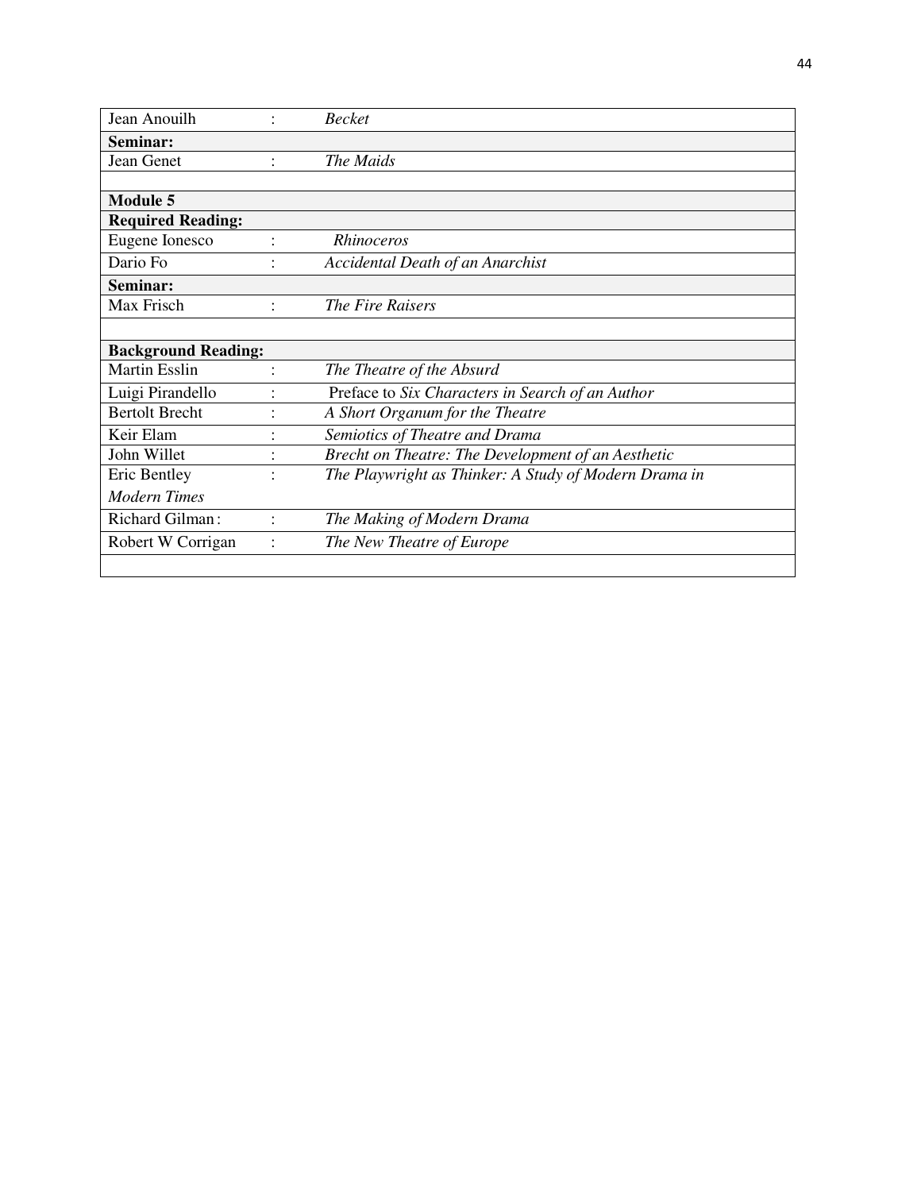| | | |
|---|---|---|
| Jean Anouilh | : | *Becket* |
| **Seminar:** | | |
| Jean Genet | : | *The Maids* |
| | | |
| **Module 5** | | |
| **Required Reading:** | | |
| Eugene Ionesco | : | *Rhinoceros* |
| Dario Fo | : | *Accidental Death of an Anarchist* |
| **Seminar:** | | |
| Max Frisch | : | *The Fire Raisers* |
| | | |
| **Background Reading:** | | |
| Martin Esslin | : | *The Theatre of the Absurd* |
| Luigi Pirandello | : | Preface to *Six Characters in Search of an Author* |
| Bertolt Brecht | : | *A Short Organum for the Theatre* |
| Keir Elam | : | *Semiotics of Theatre and Drama* |
| John Willet | : | *Brecht on Theatre: The Development of an Aesthetic* |
| Eric Bentley | : | *The Playwright as Thinker: A Study of Modern Drama in Modern Times* |
| Richard Gilman | : | *The Making of Modern Drama* |
| Robert W Corrigan | : | *The New Theatre of Europe* |
| | | |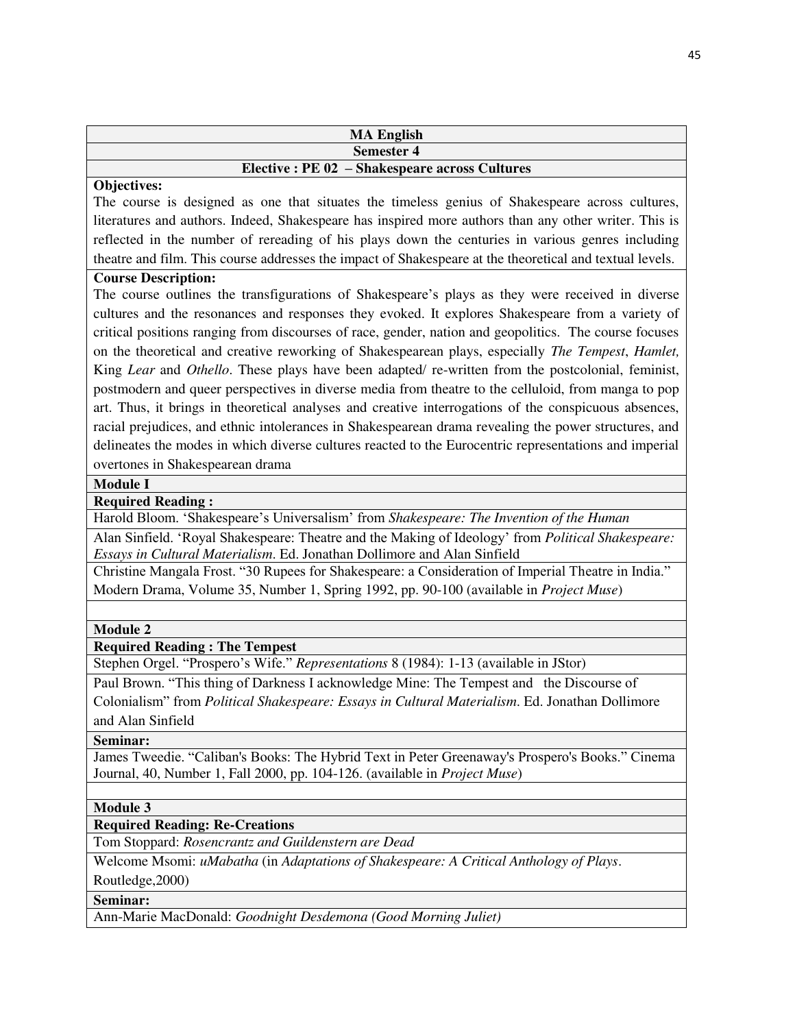## MA English

### Semester 4

### Elective : PE 02 – Shakespeare across Cultures

**Objectives:**

The course is designed as one that situates the timeless genius of Shakespeare across cultures, literatures and authors. Indeed, Shakespeare has inspired more authors than any other writer. This is reflected in the number of rereading of his plays down the centuries in various genres including theatre and film. This course addresses the impact of Shakespeare at the theoretical and textual levels.

**Course Description:**

The course outlines the transfigurations of Shakespeare's plays as they were received in diverse cultures and the resonances and responses they evoked. It explores Shakespeare from a variety of critical positions ranging from discourses of race, gender, nation and geopolitics. The course focuses on the theoretical and creative reworking of Shakespearean plays, especially *The Tempest*, *Hamlet,* King *Lear* and *Othello*. These plays have been adapted/ re-written from the postcolonial, feminist, postmodern and queer perspectives in diverse media from theatre to the celluloid, from manga to pop art. Thus, it brings in theoretical analyses and creative interrogations of the conspicuous absences, racial prejudices, and ethnic intolerances in Shakespearean drama revealing the power structures, and delineates the modes in which diverse cultures reacted to the Eurocentric representations and imperial overtones in Shakespearean drama

**Module I**

**Required Reading :**

Harold Bloom. 'Shakespeare's Universalism' from *Shakespeare: The Invention of the Human*

Alan Sinfield. 'Royal Shakespeare: Theatre and the Making of Ideology' from *Political Shakespeare: Essays in Cultural Materialism*. Ed. Jonathan Dollimore and Alan Sinfield

Christine Mangala Frost. "30 Rupees for Shakespeare: a Consideration of Imperial Theatre in India." Modern Drama, Volume 35, Number 1, Spring 1992, pp. 90-100 (available in *Project Muse*)

**Module 2**

**Required Reading : The Tempest**

Stephen Orgel. "Prospero's Wife." *Representations* 8 (1984): 1-13 (available in JStor)

Paul Brown. "This thing of Darkness I acknowledge Mine: The Tempest and the Discourse of Colonialism" from *Political Shakespeare: Essays in Cultural Materialism*. Ed. Jonathan Dollimore and Alan Sinfield

**Seminar:**

James Tweedie. "Caliban's Books: The Hybrid Text in Peter Greenaway's Prospero's Books." Cinema Journal, 40, Number 1, Fall 2000, pp. 104-126. (available in *Project Muse*)

**Module 3**

**Required Reading: Re-Creations**

Tom Stoppard: *Rosencrantz and Guildenstern are Dead*

Welcome Msomi: *uMabatha* (in *Adaptations of Shakespeare: A Critical Anthology of Plays*. Routledge,2000)

**Seminar:**

Ann-Marie MacDonald: *Goodnight Desdemona (Good Morning Juliet)*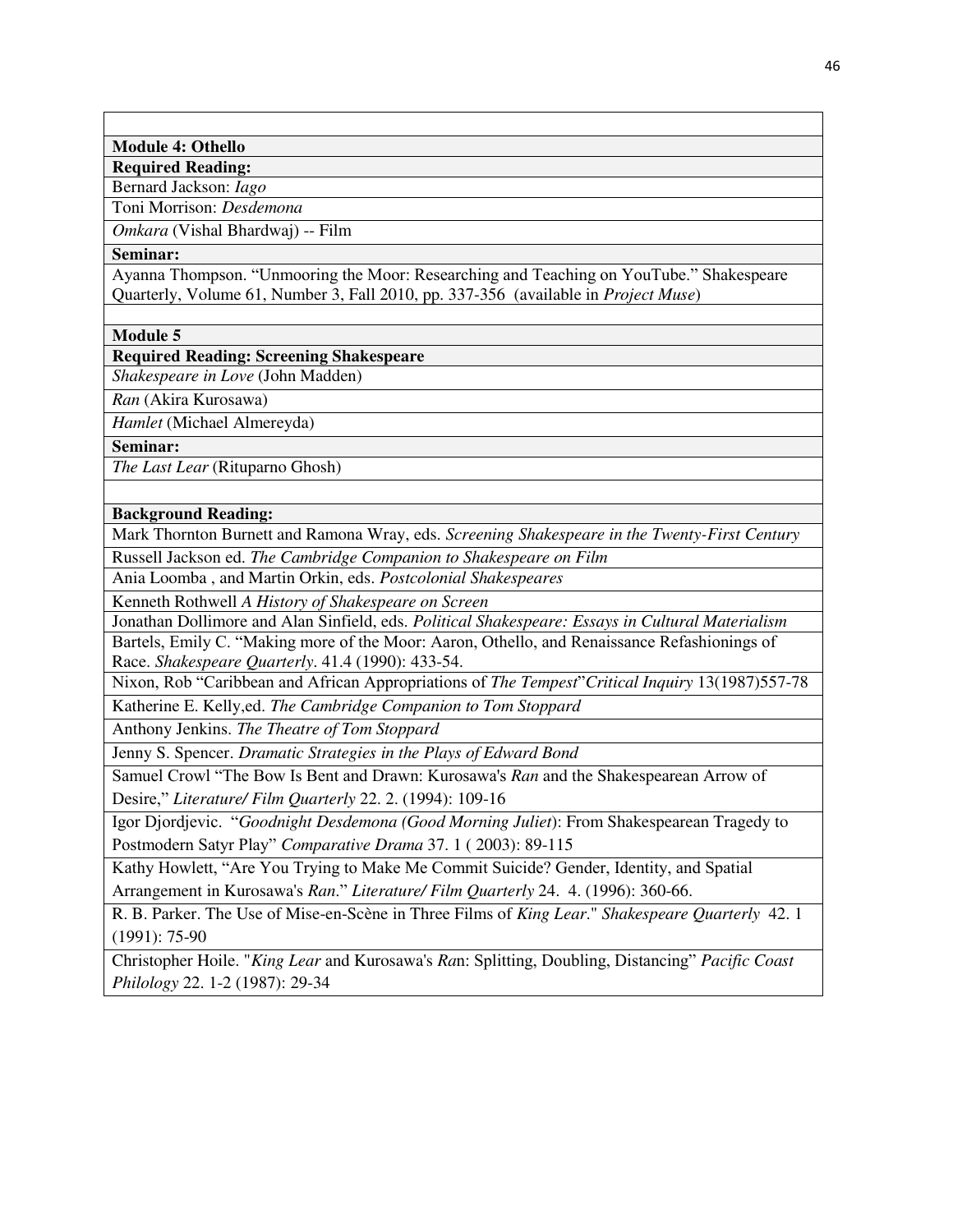**Module 4: Othello**

**Required Reading:**

Bernard Jackson: *Iago*

Toni Morrison: *Desdemona*

*Omkara* (Vishal Bhardwaj) -- Film

**Seminar:**

Ayanna Thompson. "Unmooring the Moor: Researching and Teaching on YouTube." Shakespeare Quarterly, Volume 61, Number 3, Fall 2010, pp. 337-356 (available in *Project Muse*)

**Module 5**

**Required Reading: Screening Shakespeare**

*Shakespeare in Love* (John Madden)

*Ran* (Akira Kurosawa)

*Hamlet* (Michael Almereyda)

**Seminar:**

*The Last Lear* (Rituparno Ghosh)

**Background Reading:**

Mark Thornton Burnett and Ramona Wray, eds. *Screening Shakespeare in the Twenty-First Century*

Russell Jackson ed. *The Cambridge Companion to Shakespeare on Film*

Ania Loomba , and Martin Orkin, eds. *Postcolonial Shakespeares*

Kenneth Rothwell *A History of Shakespeare on Screen*

Jonathan Dollimore and Alan Sinfield, eds. *Political Shakespeare: Essays in Cultural Materialism*

Bartels, Emily C. "Making more of the Moor: Aaron, Othello, and Renaissance Refashionings of Race. *Shakespeare Quarterly*. 41.4 (1990): 433-54.

Nixon, Rob "Caribbean and African Appropriations of *The Tempest*"*Critical Inquiry* 13(1987)557-78

Katherine E. Kelly,ed. *The Cambridge Companion to Tom Stoppard*

Anthony Jenkins. *The Theatre of Tom Stoppard*

Jenny S. Spencer. *Dramatic Strategies in the Plays of Edward Bond*

Samuel Crowl "The Bow Is Bent and Drawn: Kurosawa's *Ran* and the Shakespearean Arrow of Desire," *Literature/ Film Quarterly* 22. 2. (1994): 109-16

Igor Djordjevic. "*Goodnight Desdemona (Good Morning Juliet*): From Shakespearean Tragedy to Postmodern Satyr Play" *Comparative Drama* 37. 1 ( 2003): 89-115

Kathy Howlett, "Are You Trying to Make Me Commit Suicide? Gender, Identity, and Spatial Arrangement in Kurosawa's *Ran*." *Literature/ Film Quarterly* 24. 4. (1996): 360-66.

R. B. Parker. The Use of Mise-en-Scène in Three Films of *King Lear*." *Shakespeare Quarterly* 42. 1 (1991): 75-90

Christopher Hoile. "*King Lear* and Kurosawa's *Ra*n: Splitting, Doubling, Distancing" *Pacific Coast Philology* 22. 1-2 (1987): 29-34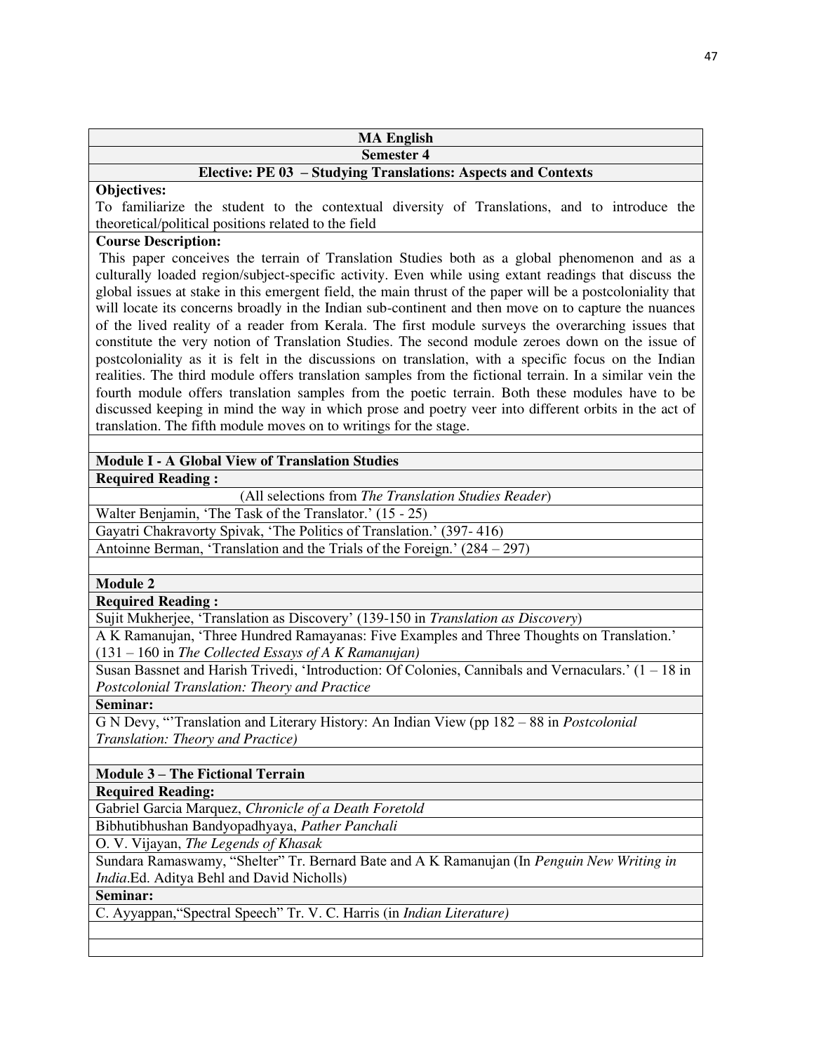**MA English**

**Semester 4**

**Elective: PE 03 – Studying Translations: Aspects and Contexts**

**Objectives:**

To familiarize the student to the contextual diversity of Translations, and to introduce the theoretical/political positions related to the field

**Course Description:**

This paper conceives the terrain of Translation Studies both as a global phenomenon and as a culturally loaded region/subject-specific activity. Even while using extant readings that discuss the global issues at stake in this emergent field, the main thrust of the paper will be a postcoloniality that will locate its concerns broadly in the Indian sub-continent and then move on to capture the nuances of the lived reality of a reader from Kerala. The first module surveys the overarching issues that constitute the very notion of Translation Studies. The second module zeroes down on the issue of postcoloniality as it is felt in the discussions on translation, with a specific focus on the Indian realities. The third module offers translation samples from the fictional terrain. In a similar vein the fourth module offers translation samples from the poetic terrain. Both these modules have to be discussed keeping in mind the way in which prose and poetry veer into different orbits in the act of translation. The fifth module moves on to writings for the stage.

**Module I - A Global View of Translation Studies**

**Required Reading :**

(All selections from *The Translation Studies Reader*)

Walter Benjamin, 'The Task of the Translator.' (15 - 25)

Gayatri Chakravorty Spivak, 'The Politics of Translation.' (397- 416)

Antoinne Berman, 'Translation and the Trials of the Foreign.' (284 – 297)

**Module 2**

**Required Reading :**

Sujit Mukherjee, 'Translation as Discovery' (139-150 in *Translation as Discovery*)

A K Ramanujan, 'Three Hundred Ramayanas: Five Examples and Three Thoughts on Translation.' (131 – 160 in *The Collected Essays of A K Ramanujan)*

Susan Bassnet and Harish Trivedi, 'Introduction: Of Colonies, Cannibals and Vernaculars.' (1 – 18 in *Postcolonial Translation: Theory and Practice*

**Seminar:**

G N Devy, "'Translation and Literary History: An Indian View (pp 182 – 88 in *Postcolonial Translation: Theory and Practice)*

**Module 3 – The Fictional Terrain**

**Required Reading:**

Gabriel Garcia Marquez, *Chronicle of a Death Foretold*

Bibhutibhushan Bandyopadhyaya, *Pather Panchali*

O. V. Vijayan, *The Legends of Khasak*

Sundara Ramaswamy, "Shelter" Tr. Bernard Bate and A K Ramanujan (In *Penguin New Writing in India*.Ed. Aditya Behl and David Nicholls)

**Seminar:**

C. Ayyappan,"Spectral Speech" Tr. V. C. Harris (in *Indian Literature)*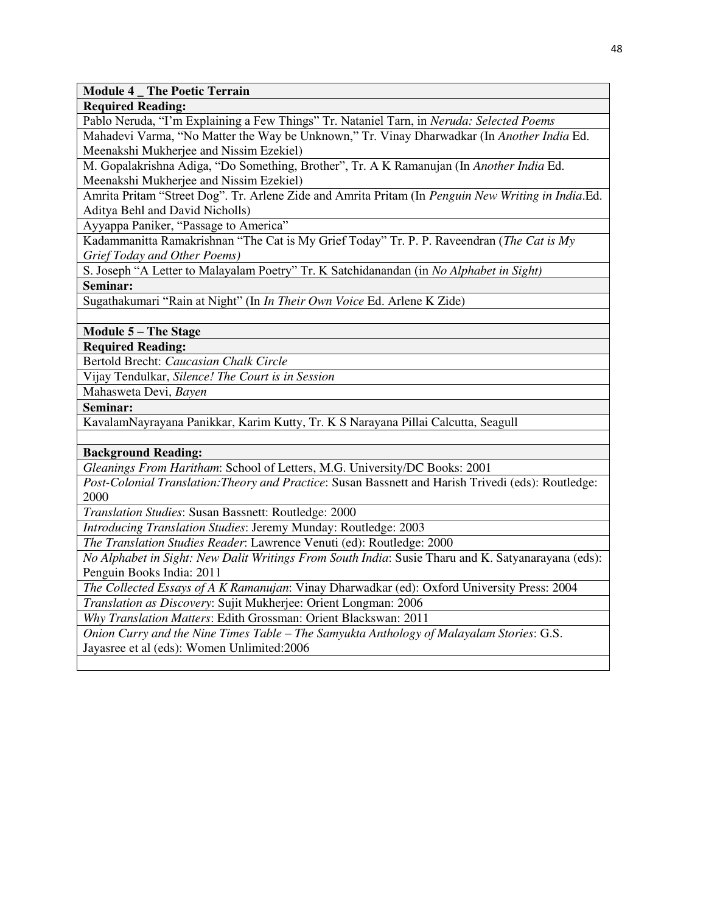| **Module 4 _ The Poetic Terrain** |
|---|
| **Required Reading:** |
| Pablo Neruda, “I’m Explaining a Few Things” Tr. Nataniel Tarn, in *Neruda: Selected Poems* |
| Mahadevi Varma, “No Matter the Way be Unknown,” Tr. Vinay Dharwadkar (In *Another India* Ed. Meenakshi Mukherjee and Nissim Ezekiel) |
| M. Gopalakrishna Adiga, “Do Something, Brother”, Tr. A K Ramanujan (In *Another India* Ed. Meenakshi Mukherjee and Nissim Ezekiel) |
| Amrita Pritam “Street Dog”. Tr. Arlene Zide and Amrita Pritam (In *Penguin New Writing in India*.Ed. Aditya Behl and David Nicholls) |
| Ayyappa Paniker, “Passage to America” |
| Kadammanitta Ramakrishnan “The Cat is My Grief Today” Tr. P. P. Raveendran (*The Cat is My Grief Today and Other Poems)* |
| S. Joseph “A Letter to Malayalam Poetry” Tr. K Satchidanandan (in *No Alphabet in Sight)* |
| **Seminar:** |
| Sugathakumari “Rain at Night” (In *In Their Own Voice* Ed. Arlene K Zide) |
| |
| **Module 5 – The Stage** |
| **Required Reading:** |
| Bertold Brecht: *Caucasian Chalk Circle* |
| Vijay Tendulkar, *Silence! The Court is in Session* |
| Mahasweta Devi, *Bayen* |
| **Seminar:** |
| KavalamNayrayana Panikkar, Karim Kutty, Tr. K S Narayana Pillai Calcutta, Seagull |
| |
| **Background Reading:** |
| *Gleanings From Haritham*: School of Letters, M.G. University/DC Books: 2001 |
| *Post-Colonial Translation:Theory and Practice*: Susan Bassnett and Harish Trivedi (eds): Routledge: 2000 |
| *Translation Studies*: Susan Bassnett: Routledge: 2000 |
| *Introducing Translation Studies*: Jeremy Munday: Routledge: 2003 |
| *The Translation Studies Reader*: Lawrence Venuti (ed): Routledge: 2000 |
| *No Alphabet in Sight: New Dalit Writings From South India*: Susie Tharu and K. Satyanarayana (eds): Penguin Books India: 2011 |
| *The Collected Essays of A K Ramanujan*: Vinay Dharwadkar (ed): Oxford University Press: 2004 |
| *Translation as Discovery*: Sujit Mukherjee: Orient Longman: 2006 |
| *Why Translation Matters*: Edith Grossman: Orient Blackswan: 2011 |
| *Onion Curry and the Nine Times Table – The Samyukta Anthology of Malayalam Stories*: G.S. Jayasree et al (eds): Women Unlimited:2006 |
| |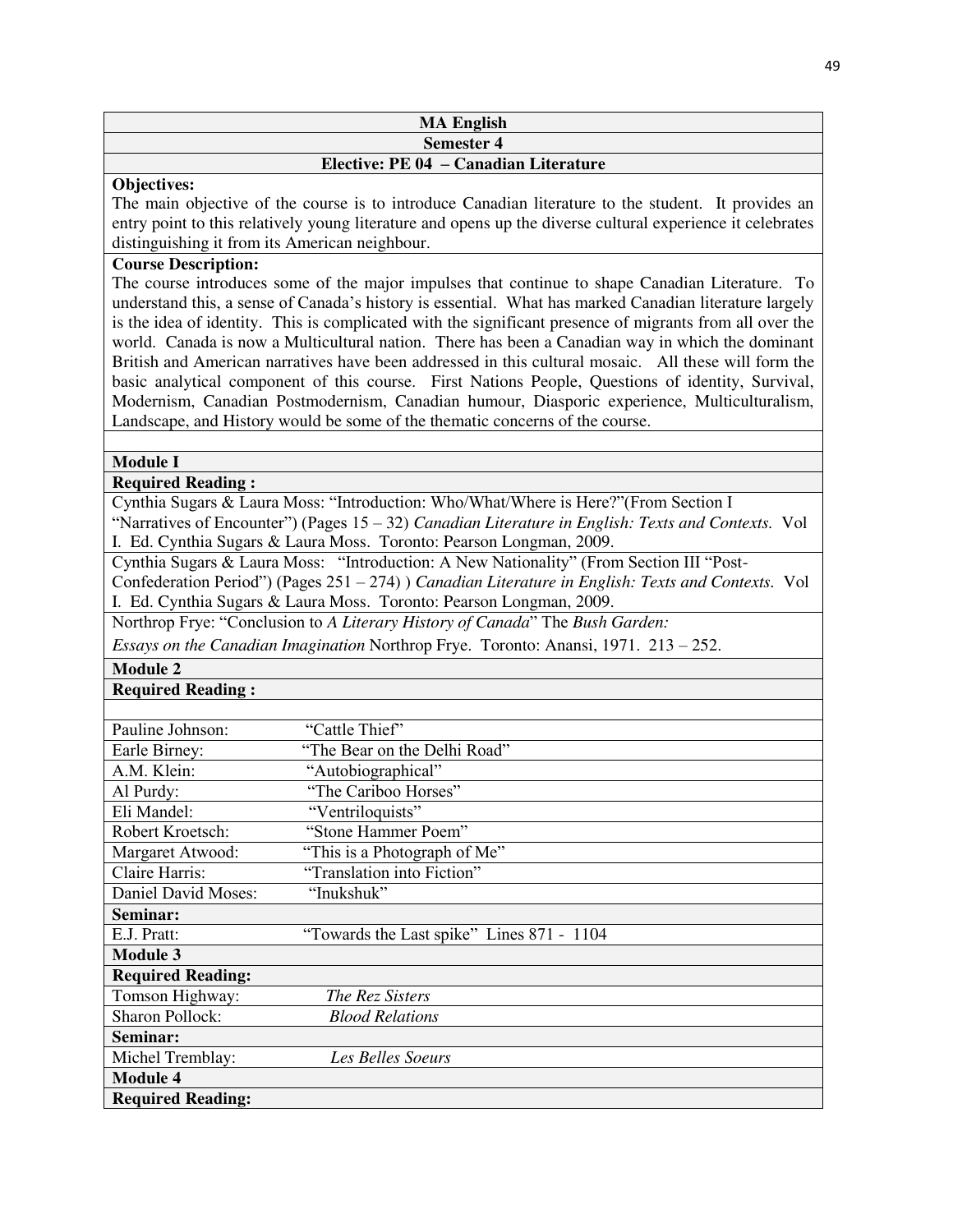**MA English**

**Semester 4**

**Elective: PE 04 – Canadian Literature**

**Objectives:**

The main objective of the course is to introduce Canadian literature to the student. It provides an entry point to this relatively young literature and opens up the diverse cultural experience it celebrates distinguishing it from its American neighbour.

**Course Description:**

The course introduces some of the major impulses that continue to shape Canadian Literature. To understand this, a sense of Canada's history is essential. What has marked Canadian literature largely is the idea of identity. This is complicated with the significant presence of migrants from all over the world. Canada is now a Multicultural nation. There has been a Canadian way in which the dominant British and American narratives have been addressed in this cultural mosaic. All these will form the basic analytical component of this course. First Nations People, Questions of identity, Survival, Modernism, Canadian Postmodernism, Canadian humour, Diasporic experience, Multiculturalism, Landscape, and History would be some of the thematic concerns of the course.

**Module I**

**Required Reading :**

Cynthia Sugars & Laura Moss: "Introduction: Who/What/Where is Here?"(From Section I "Narratives of Encounter") (Pages 15 – 32) *Canadian Literature in English: Texts and Contexts*. Vol I. Ed. Cynthia Sugars & Laura Moss. Toronto: Pearson Longman, 2009.

Cynthia Sugars & Laura Moss: "Introduction: A New Nationality" (From Section III "Post-Confederation Period") (Pages 251 – 274) ) *Canadian Literature in English: Texts and Contexts*. Vol I. Ed. Cynthia Sugars & Laura Moss. Toronto: Pearson Longman, 2009.

Northrop Frye: "Conclusion to *A Literary History of Canada*" The *Bush Garden: Essays on the Canadian Imagination* Northrop Frye. Toronto: Anansi, 1971. 213 – 252.

**Module 2**

**Required Reading :**

| | |
|---|---|
| Pauline Johnson: | "Cattle Thief" |
| Earle Birney: | "The Bear on the Delhi Road" |
| A.M. Klein: | "Autobiographical" |
| Al Purdy: | "The Cariboo Horses" |
| Eli Mandel: | "Ventriloquists" |
| Robert Kroetsch: | "Stone Hammer Poem" |
| Margaret Atwood: | "This is a Photograph of Me" |
| Claire Harris: | "Translation into Fiction" |
| Daniel David Moses: | "Inukshuk" |
| **Seminar:** | |
| E.J. Pratt: | "Towards the Last spike" Lines 871 - 1104 |

**Module 3**

**Required Reading:**

| | |
|---|---|
| Tomson Highway: | *The Rez Sisters* |
| Sharon Pollock: | *Blood Relations* |
| **Seminar:** | |
| Michel Tremblay: | *Les Belles Soeurs* |

**Module 4**

**Required Reading:**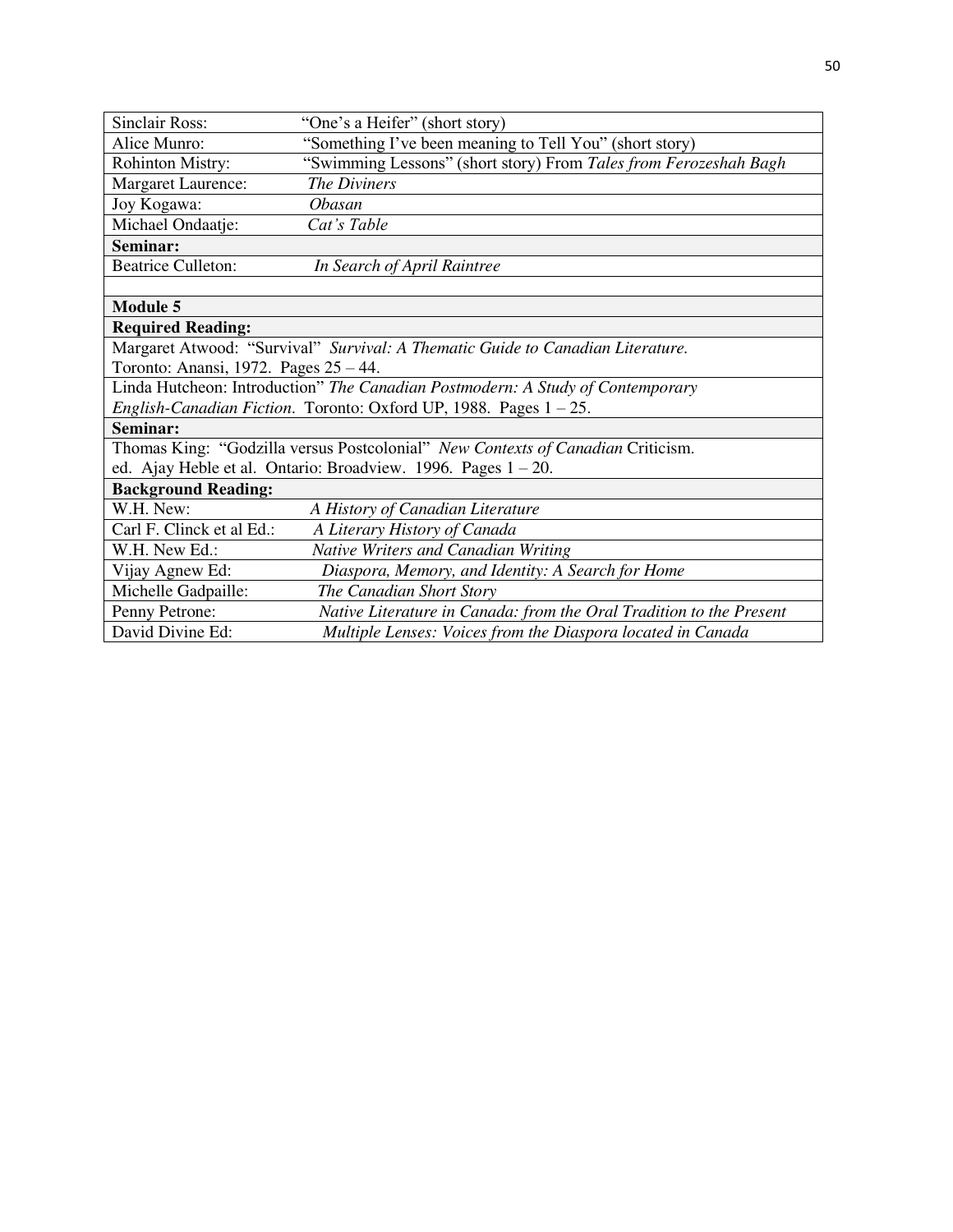| | |
|---|---|
| Sinclair Ross: | "One's a Heifer" (short story) |
| Alice Munro: | "Something I've been meaning to Tell You" (short story) |
| Rohinton Mistry: | "Swimming Lessons" (short story) From *Tales from Ferozeshah Bagh* |
| Margaret Laurence: | *The Diviners* |
| Joy Kogawa: | *Obasan* |
| Michael Ondaatje: | *Cat's Table* |
| **Seminar:** | |
| Beatrice Culleton: | *In Search of April Raintree* |
| | |
| **Module 5** | |
| **Required Reading:** | |
| Margaret Atwood: "Survival" *Survival: A Thematic Guide to Canadian Literature.* Toronto: Anansi, 1972. Pages 25 – 44. | |
| Linda Hutcheon: Introduction" *The Canadian Postmodern: A Study of Contemporary English-Canadian Fiction*. Toronto: Oxford UP, 1988. Pages 1 – 25. | |
| **Seminar:** | |
| Thomas King: "Godzilla versus Postcolonial" *New Contexts of Canadian* Criticism. ed. Ajay Heble et al. Ontario: Broadview. 1996. Pages 1 – 20. | |
| **Background Reading:** | |
| W.H. New: | *A History of Canadian Literature* |
| Carl F. Clinck et al Ed.: | *A Literary History of Canada* |
| W.H. New Ed.: | *Native Writers and Canadian Writing* |
| Vijay Agnew Ed: | *Diaspora, Memory, and Identity: A Search for Home* |
| Michelle Gadpaille: | *The Canadian Short Story* |
| Penny Petrone: | *Native Literature in Canada: from the Oral Tradition to the Present* |
| David Divine Ed: | *Multiple Lenses: Voices from the Diaspora located in Canada* |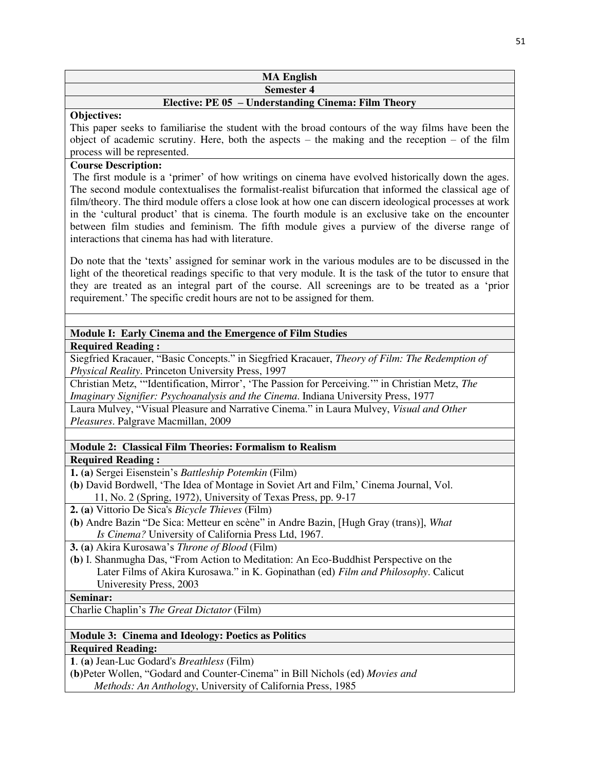## MA English

### Semester 4

### Elective: PE 05 – Understanding Cinema: Film Theory

**Objectives:**

This paper seeks to familiarise the student with the broad contours of the way films have been the object of academic scrutiny. Here, both the aspects – the making and the reception – of the film process will be represented.

**Course Description:**

The first module is a 'primer' of how writings on cinema have evolved historically down the ages. The second module contextualises the formalist-realist bifurcation that informed the classical age of film/theory. The third module offers a close look at how one can discern ideological processes at work in the 'cultural product' that is cinema. The fourth module is an exclusive take on the encounter between film studies and feminism. The fifth module gives a purview of the diverse range of interactions that cinema has had with literature.

Do note that the 'texts' assigned for seminar work in the various modules are to be discussed in the light of the theoretical readings specific to that very module. It is the task of the tutor to ensure that they are treated as an integral part of the course. All screenings are to be treated as a 'prior requirement.' The specific credit hours are not to be assigned for them.

### Module I: Early Cinema and the Emergence of Film Studies

**Required Reading :**

Siegfried Kracauer, "Basic Concepts." in Siegfried Kracauer, *Theory of Film: The Redemption of Physical Reality*. Princeton University Press, 1997

Christian Metz, '"Identification, Mirror', 'The Passion for Perceiving.'" in Christian Metz, *The Imaginary Signifier: Psychoanalysis and the Cinema*. Indiana University Press, 1977

Laura Mulvey, "Visual Pleasure and Narrative Cinema." in Laura Mulvey, *Visual and Other Pleasures*. Palgrave Macmillan, 2009

### Module 2: Classical Film Theories: Formalism to Realism

**Required Reading :**

**1. (a)** Sergei Eisenstein's *Battleship Potemkin* (Film)
**(b)** David Bordwell, 'The Idea of Montage in Soviet Art and Film,' Cinema Journal, Vol. 11, No. 2 (Spring, 1972), University of Texas Press, pp. 9-17

**2. (a)** Vittorio De Sica's *Bicycle Thieves* (Film)
**(b**) Andre Bazin "De Sica: Metteur en scène" in Andre Bazin, [Hugh Gray (trans)], *What Is Cinema?* University of California Press Ltd, 1967.

**3. (a)** Akira Kurosawa's *Throne of Blood* (Film)
**(b)** I. Shanmugha Das, "From Action to Meditation: An Eco-Buddhist Perspective on the Later Films of Akira Kurosawa." in K. Gopinathan (ed) *Film and Philosophy*. Calicut Univeresity Press, 2003

**Seminar:**

Charlie Chaplin's *The Great Dictator* (Film)

### Module 3: Cinema and Ideology: Poetics as Politics

**Required Reading:**

**1**. **(a)** Jean-Luc Godard's *Breathless* (Film)
**(b)**Peter Wollen, "Godard and Counter-Cinema" in Bill Nichols (ed) *Movies and Methods: An Anthology*, University of California Press, 1985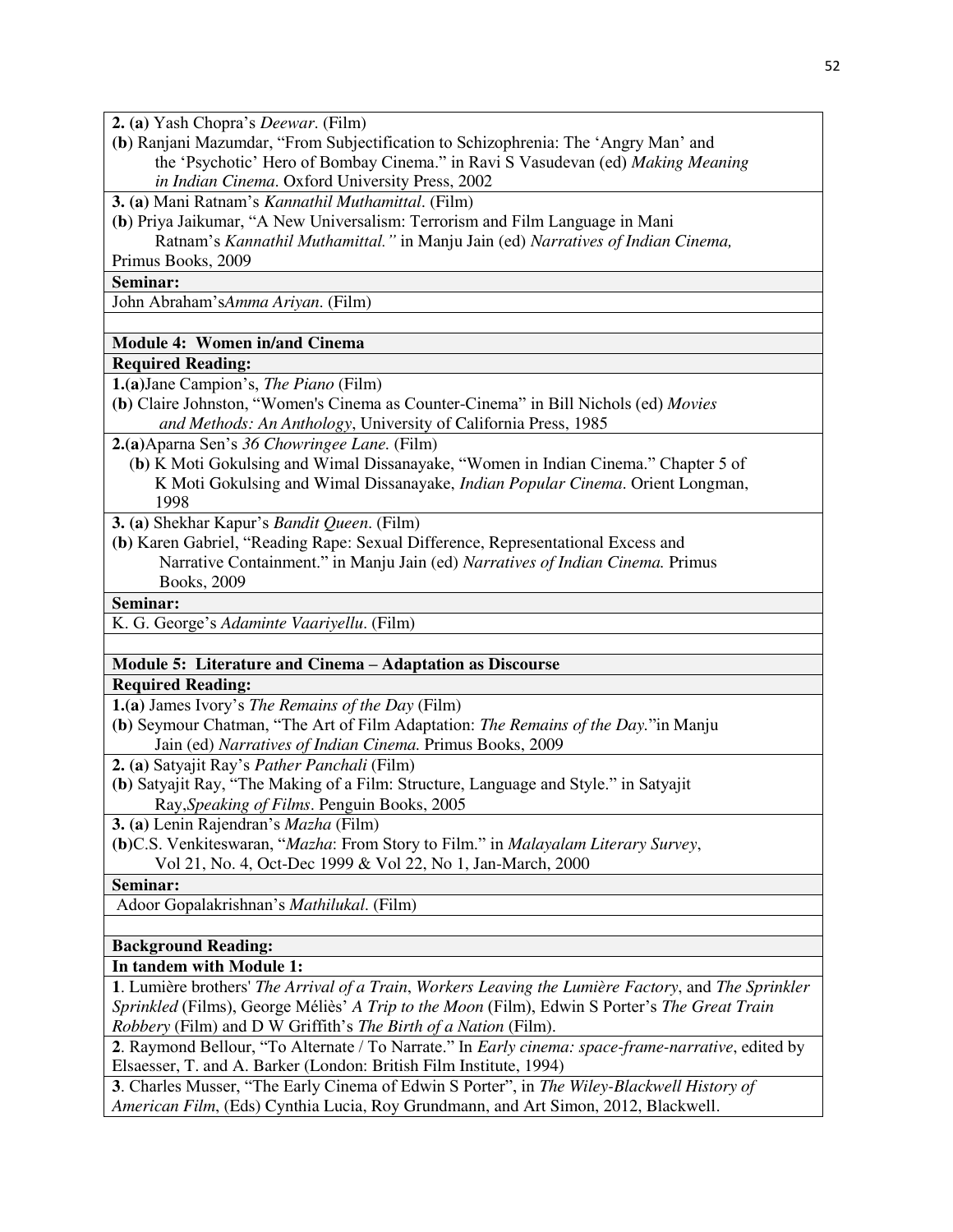**2. (a)** Yash Chopra's *Deewar*. (Film)

**(b)** Ranjani Mazumdar, "From Subjectification to Schizophrenia: The 'Angry Man' and the 'Psychotic' Hero of Bombay Cinema." in Ravi S Vasudevan (ed) *Making Meaning in Indian Cinema*. Oxford University Press, 2002

**3. (a)** Mani Ratnam's *Kannathil Muthamittal*. (Film)

**(b)** Priya Jaikumar, "A New Universalism: Terrorism and Film Language in Mani Ratnam's *Kannathil Muthamittal."* in Manju Jain (ed) *Narratives of Indian Cinema,* Primus Books, 2009

**Seminar:**

John Abraham's*Amma Ariyan*. (Film)

**Module 4: Women in/and Cinema**

**Required Reading:**

**1.(a)**Jane Campion's, *The Piano* (Film)

**(b)** Claire Johnston, "Women's Cinema as Counter-Cinema" in Bill Nichols (ed) *Movies and Methods: An Anthology*, University of California Press, 1985

**2.(a)**Aparna Sen's *36 Chowringee Lane.* (Film)

(**b)** K Moti Gokulsing and Wimal Dissanayake, "Women in Indian Cinema." Chapter 5 of K Moti Gokulsing and Wimal Dissanayake, *Indian Popular Cinema*. Orient Longman, 1998

**3. (a)** Shekhar Kapur's *Bandit Queen*. (Film)

**(b)** Karen Gabriel, "Reading Rape: Sexual Difference, Representational Excess and Narrative Containment." in Manju Jain (ed) *Narratives of Indian Cinema.* Primus Books, 2009

**Seminar:**

K. G. George's *Adaminte Vaariyellu*. (Film)

**Module 5: Literature and Cinema – Adaptation as Discourse**

**Required Reading:**

**1.(a)** James Ivory's *The Remains of the Day* (Film)

**(b)** Seymour Chatman, "The Art of Film Adaptation: *The Remains of the Day.*"in Manju Jain (ed) *Narratives of Indian Cinema.* Primus Books, 2009

**2. (a)** Satyajit Ray's *Pather Panchali* (Film)

**(b)** Satyajit Ray, "The Making of a Film: Structure, Language and Style." in Satyajit Ray,*Speaking of Films*. Penguin Books, 2005

**3. (a)** Lenin Rajendran's *Mazha* (Film)

**(b)**C.S. Venkiteswaran, "*Mazha*: From Story to Film." in *Malayalam Literary Survey*, Vol 21, No. 4, Oct-Dec 1999 & Vol 22, No 1, Jan-March, 2000

**Seminar:**

Adoor Gopalakrishnan's *Mathilukal*. (Film)

**Background Reading:**

**In tandem with Module 1:**

**1**. Lumière brothers' *The Arrival of a Train*, *Workers Leaving the Lumière Factory*, and *The Sprinkler Sprinkled* (Films), George Méliès' *A Trip to the Moon* (Film), Edwin S Porter's *The Great Train Robbery* (Film) and D W Griffith's *The Birth of a Nation* (Film).

**2**. Raymond Bellour, "To Alternate / To Narrate." In *Early cinema: space-frame-narrative*, edited by Elsaesser, T. and A. Barker (London: British Film Institute, 1994)

**3**. Charles Musser, "The Early Cinema of Edwin S Porter", in *The Wiley-Blackwell History of American Film*, (Eds) Cynthia Lucia, Roy Grundmann, and Art Simon, 2012, Blackwell.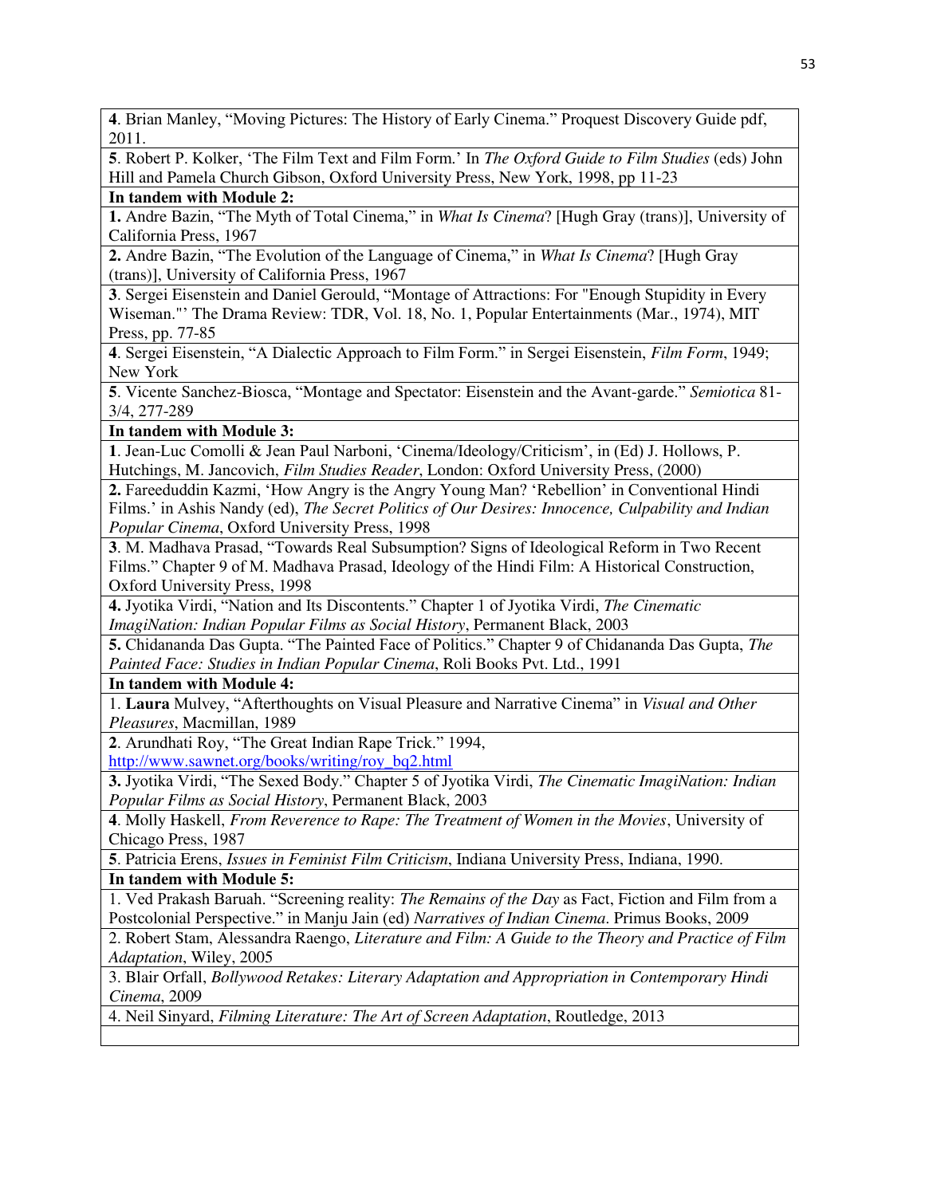**4**. Brian Manley, "Moving Pictures: The History of Early Cinema." Proquest Discovery Guide pdf, 2011.

**5**. Robert P. Kolker, 'The Film Text and Film Form.' In *The Oxford Guide to Film Studies* (eds) John Hill and Pamela Church Gibson, Oxford University Press, New York, 1998, pp 11-23

**In tandem with Module 2:**

**1.** Andre Bazin, "The Myth of Total Cinema," in *What Is Cinema*? [Hugh Gray (trans)], University of California Press, 1967

**2.** Andre Bazin, "The Evolution of the Language of Cinema," in *What Is Cinema*? [Hugh Gray (trans)], University of California Press, 1967

**3**. Sergei Eisenstein and Daniel Gerould, "Montage of Attractions: For "Enough Stupidity in Every Wiseman."' The Drama Review: TDR, Vol. 18, No. 1, Popular Entertainments (Mar., 1974), MIT Press, pp. 77-85

**4**. Sergei Eisenstein, "A Dialectic Approach to Film Form." in Sergei Eisenstein, *Film Form*, 1949; New York

**5**. Vicente Sanchez-Biosca, "Montage and Spectator: Eisenstein and the Avant-garde." *Semiotica* 81-3/4, 277-289

**In tandem with Module 3:**

**1**. Jean-Luc Comolli & Jean Paul Narboni, 'Cinema/Ideology/Criticism', in (Ed) J. Hollows, P. Hutchings, M. Jancovich, *Film Studies Reader*, London: Oxford University Press, (2000)

**2.** Fareeduddin Kazmi, 'How Angry is the Angry Young Man? 'Rebellion' in Conventional Hindi Films.' in Ashis Nandy (ed), *The Secret Politics of Our Desires: Innocence, Culpability and Indian Popular Cinema*, Oxford University Press, 1998

**3**. M. Madhava Prasad, "Towards Real Subsumption? Signs of Ideological Reform in Two Recent Films." Chapter 9 of M. Madhava Prasad, Ideology of the Hindi Film: A Historical Construction, Oxford University Press, 1998

**4.** Jyotika Virdi, "Nation and Its Discontents." Chapter 1 of Jyotika Virdi, *The Cinematic ImagiNation: Indian Popular Films as Social History*, Permanent Black, 2003

**5.** Chidananda Das Gupta. "The Painted Face of Politics." Chapter 9 of Chidananda Das Gupta, *The Painted Face: Studies in Indian Popular Cinema*, Roli Books Pvt. Ltd., 1991

**In tandem with Module 4:**

1. **Laura** Mulvey, "Afterthoughts on Visual Pleasure and Narrative Cinema" in *Visual and Other Pleasures*, Macmillan, 1989

**2**. Arundhati Roy, "The Great Indian Rape Trick." 1994, [http://www.sawnet.org/books/writing/roy_bq2.html](http://www.sawnet.org/books/writing/roy_bq2.html)

**3.** Jyotika Virdi, "The Sexed Body." Chapter 5 of Jyotika Virdi, *The Cinematic ImagiNation: Indian Popular Films as Social History*, Permanent Black, 2003

**4**. Molly Haskell, *From Reverence to Rape: The Treatment of Women in the Movies*, University of Chicago Press, 1987

**5**. Patricia Erens, *Issues in Feminist Film Criticism*, Indiana University Press, Indiana, 1990.

**In tandem with Module 5:**

1. Ved Prakash Baruah. "Screening reality: *The Remains of the Day* as Fact, Fiction and Film from a Postcolonial Perspective." in Manju Jain (ed) *Narratives of Indian Cinema*. Primus Books, 2009

2. Robert Stam, Alessandra Raengo, *Literature and Film: A Guide to the Theory and Practice of Film Adaptation*, Wiley, 2005

3. Blair Orfall, *Bollywood Retakes: Literary Adaptation and Appropriation in Contemporary Hindi Cinema*, 2009

4. Neil Sinyard, *Filming Literature: The Art of Screen Adaptation*, Routledge, 2013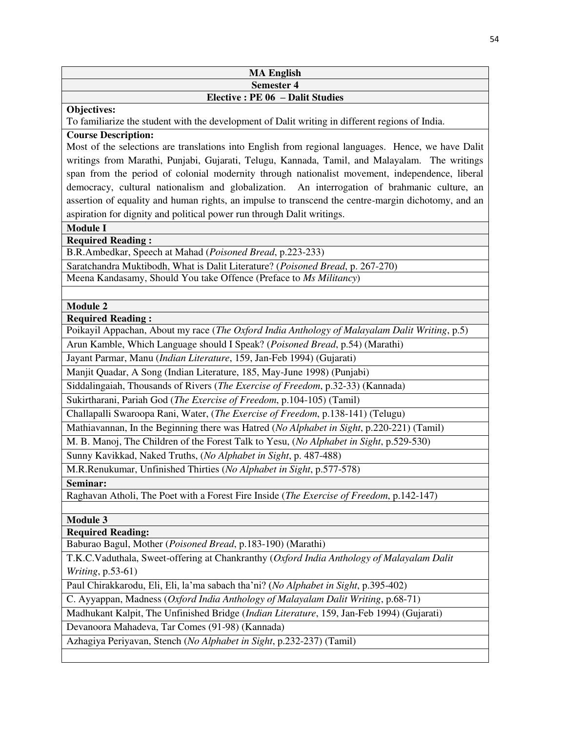**MA English**

**Semester 4**

**Elective : PE 06 – Dalit Studies**

**Objectives:**

To familiarize the student with the development of Dalit writing in different regions of India.

**Course Description:**

Most of the selections are translations into English from regional languages. Hence, we have Dalit writings from Marathi, Punjabi, Gujarati, Telugu, Kannada, Tamil, and Malayalam. The writings span from the period of colonial modernity through nationalist movement, independence, liberal democracy, cultural nationalism and globalization. An interrogation of brahmanic culture, an assertion of equality and human rights, an impulse to transcend the centre-margin dichotomy, and an aspiration for dignity and political power run through Dalit writings.

**Module I**

**Required Reading :**

- B.R.Ambedkar, Speech at Mahad (*Poisoned Bread*, p.223-233)
- Saratchandra Muktibodh, What is Dalit Literature? (*Poisoned Bread*, p. 267-270)
- Meena Kandasamy, Should You take Offence (Preface to *Ms Militancy*)

**Module 2**

**Required Reading :**

- Poikayil Appachan, About my race (*The Oxford India Anthology of Malayalam Dalit Writing*, p.5)
- Arun Kamble, Which Language should I Speak? (*Poisoned Bread*, p.54) (Marathi)
- Jayant Parmar, Manu (*Indian Literature*, 159, Jan-Feb 1994) (Gujarati)
- Manjit Quadar, A Song (Indian Literature, 185, May-June 1998) (Punjabi)
- Siddalingaiah, Thousands of Rivers (*The Exercise of Freedom*, p.32-33) (Kannada)
- Sukirtharani, Pariah God (*The Exercise of Freedom*, p.104-105) (Tamil)
- Challapalli Swaroopa Rani, Water, (*The Exercise of Freedom*, p.138-141) (Telugu)
- Mathiavannan, In the Beginning there was Hatred (*No Alphabet in Sight*, p.220-221) (Tamil)
- M. B. Manoj, The Children of the Forest Talk to Yesu, (*No Alphabet in Sight*, p.529-530)
- Sunny Kavikkad, Naked Truths, (*No Alphabet in Sight*, p. 487-488)
- M.R.Renukumar, Unfinished Thirties (*No Alphabet in Sight*, p.577-578)

**Seminar:**

- Raghavan Atholi, The Poet with a Forest Fire Inside (*The Exercise of Freedom*, p.142-147)

**Module 3**

**Required Reading:**

- Baburao Bagul, Mother (*Poisoned Bread*, p.183-190) (Marathi)
- T.K.C.Vaduthala, Sweet-offering at Chankranthy (*Oxford India Anthology of Malayalam Dalit Writing*, p.53-61)
- Paul Chirakkarodu, Eli, Eli, la'ma sabach tha'ni? (*No Alphabet in Sight*, p.395-402)
- C. Ayyappan, Madness (*Oxford India Anthology of Malayalam Dalit Writing*, p.68-71)
- Madhukant Kalpit, The Unfinished Bridge (*Indian Literature*, 159, Jan-Feb 1994) (Gujarati)
- Devanoora Mahadeva, Tar Comes (91-98) (Kannada)
- Azhagiya Periyavan, Stench (*No Alphabet in Sight*, p.232-237) (Tamil)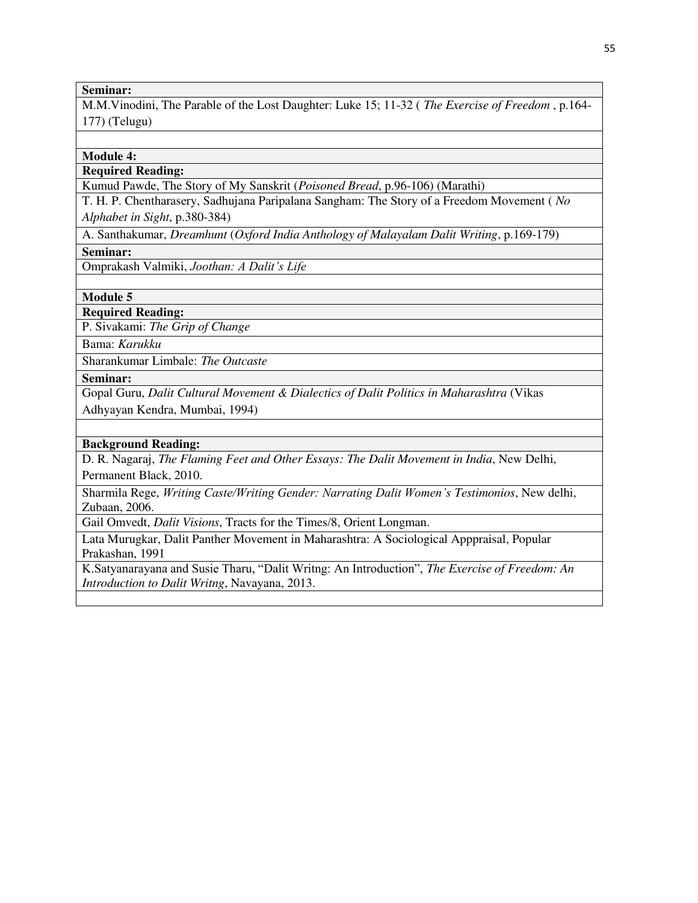**Seminar:**

M.M.Vinodini, The Parable of the Lost Daughter: Luke 15; 11-32 ( *The Exercise of Freedom* , p.164-177) (Telugu)

**Module 4:**

**Required Reading:**

Kumud Pawde, The Story of My Sanskrit (*Poisoned Bread*, p.96-106) (Marathi)

T. H. P. Chentharasery, Sadhujana Paripalana Sangham: The Story of a Freedom Movement ( *No Alphabet in Sight*, p.380-384)

A. Santhakumar, *Dreamhunt* (*Oxford India Anthology of Malayalam Dalit Writing*, p.169-179)

**Seminar:**

Omprakash Valmiki, *Joothan: A Dalit's Life*

**Module 5**

**Required Reading:**

P. Sivakami: *The Grip of Change*

Bama: *Karukku*

Sharankumar Limbale: *The Outcaste*

**Seminar:**

Gopal Guru, *Dalit Cultural Movement & Dialectics of Dalit Politics in Maharashtra* (Vikas Adhyayan Kendra, Mumbai, 1994)

**Background Reading:**

D. R. Nagaraj, *The Flaming Feet and Other Essays: The Dalit Movement in India*, New Delhi, Permanent Black, 2010.

Sharmila Rege, *Writing Caste/Writing Gender: Narrating Dalit Women's Testimonios*, New delhi, Zubaan, 2006.

Gail Omvedt, *Dalit Visions*, Tracts for the Times/8, Orient Longman.

Lata Murugkar, Dalit Panther Movement in Maharashtra: A Sociological Apppraisal, Popular Prakashan, 1991

K.Satyanarayana and Susie Tharu, "Dalit Writng: An Introduction", *The Exercise of Freedom: An Introduction to Dalit Writng*, Navayana, 2013.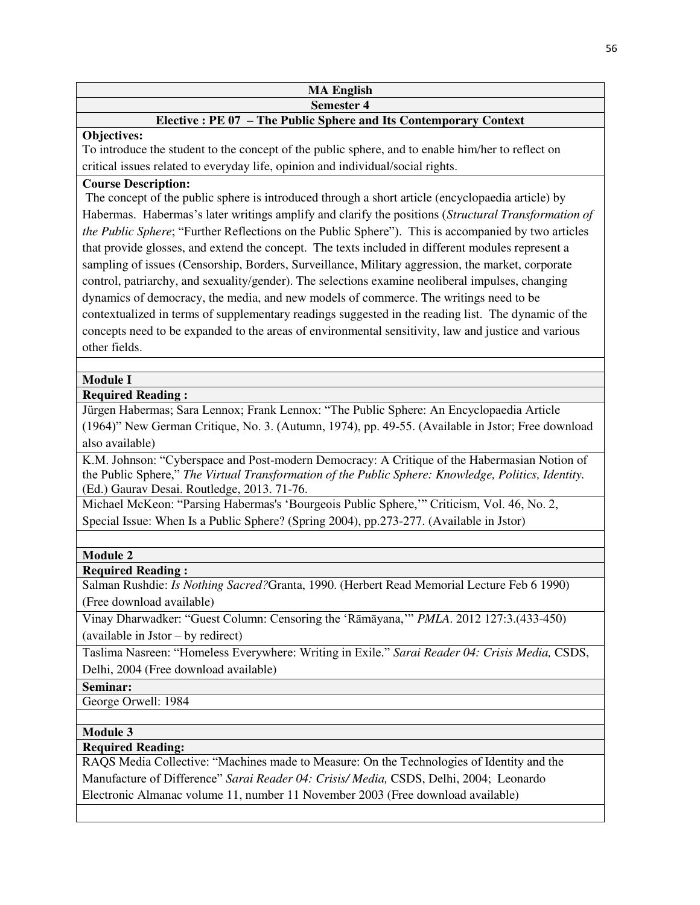**MA English**

**Semester 4**

**Elective : PE 07 – The Public Sphere and Its Contemporary Context**

**Objectives:**

To introduce the student to the concept of the public sphere, and to enable him/her to reflect on critical issues related to everyday life, opinion and individual/social rights.

**Course Description:**

The concept of the public sphere is introduced through a short article (encyclopaedia article) by Habermas. Habermas's later writings amplify and clarify the positions (*Structural Transformation of the Public Sphere*; "Further Reflections on the Public Sphere"). This is accompanied by two articles that provide glosses, and extend the concept. The texts included in different modules represent a sampling of issues (Censorship, Borders, Surveillance, Military aggression, the market, corporate control, patriarchy, and sexuality/gender). The selections examine neoliberal impulses, changing dynamics of democracy, the media, and new models of commerce. The writings need to be contextualized in terms of supplementary readings suggested in the reading list. The dynamic of the concepts need to be expanded to the areas of environmental sensitivity, law and justice and various other fields.

**Module I**

**Required Reading :**

Jürgen Habermas; Sara Lennox; Frank Lennox: "The Public Sphere: An Encyclopaedia Article (1964)" New German Critique, No. 3. (Autumn, 1974), pp. 49-55. (Available in Jstor; Free download also available)

K.M. Johnson: "Cyberspace and Post-modern Democracy: A Critique of the Habermasian Notion of the Public Sphere," *The Virtual Transformation of the Public Sphere: Knowledge, Politics, Identity.* (Ed.) Gaurav Desai. Routledge, 2013. 71-76.

Michael McKeon: "Parsing Habermas's 'Bourgeois Public Sphere,'" Criticism, Vol. 46, No. 2, Special Issue: When Is a Public Sphere? (Spring 2004), pp.273-277. (Available in Jstor)

**Module 2**

**Required Reading :**

Salman Rushdie: *Is Nothing Sacred?*Granta, 1990. (Herbert Read Memorial Lecture Feb 6 1990) (Free download available)

Vinay Dharwadker: "Guest Column: Censoring the 'Rāmāyana,'" *PMLA*. 2012 127:3.(433-450) (available in Jstor – by redirect)

Taslima Nasreen: "Homeless Everywhere: Writing in Exile." *Sarai Reader 04: Crisis Media,* CSDS, Delhi, 2004 (Free download available)

**Seminar:**

George Orwell: 1984

**Module 3**

**Required Reading:**

RAQS Media Collective: "Machines made to Measure: On the Technologies of Identity and the Manufacture of Difference" *Sarai Reader 04: Crisis/ Media,* CSDS, Delhi, 2004; Leonardo Electronic Almanac volume 11, number 11 November 2003 (Free download available)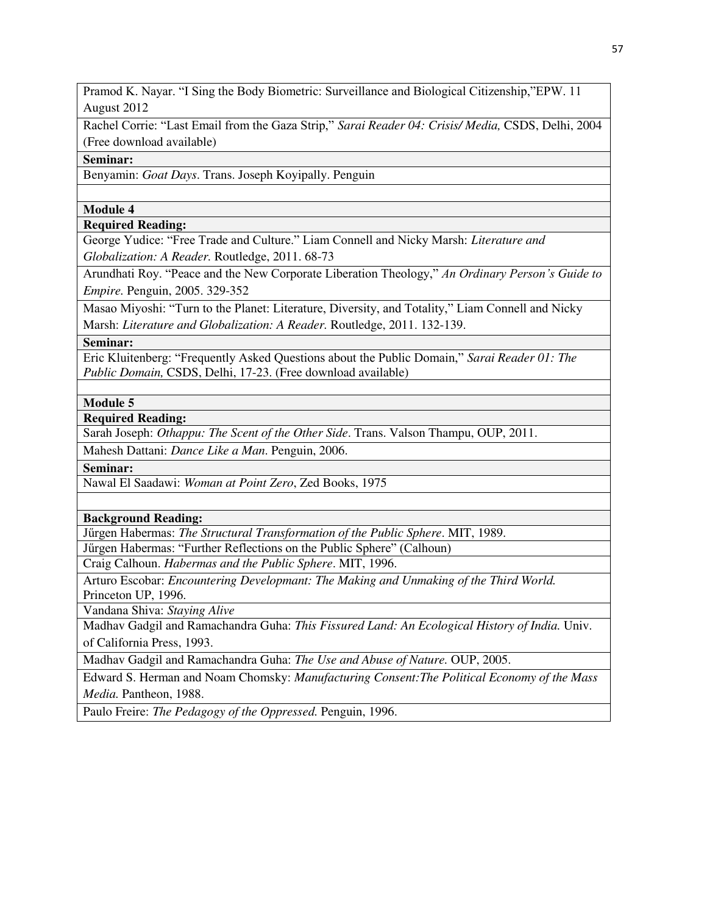Pramod K. Nayar. "I Sing the Body Biometric: Surveillance and Biological Citizenship,"EPW. 11 August 2012

Rachel Corrie: "Last Email from the Gaza Strip," *Sarai Reader 04: Crisis/ Media,* CSDS, Delhi, 2004 (Free download available)

**Seminar:**

Benyamin: *Goat Days*. Trans. Joseph Koyipally. Penguin

**Module 4**

**Required Reading:**

George Yudice: "Free Trade and Culture." Liam Connell and Nicky Marsh: *Literature and Globalization: A Reader*. Routledge, 2011. 68-73

Arundhati Roy. "Peace and the New Corporate Liberation Theology," *An Ordinary Person's Guide to Empire*. Penguin, 2005. 329-352

Masao Miyoshi: "Turn to the Planet: Literature, Diversity, and Totality," Liam Connell and Nicky Marsh: *Literature and Globalization: A Reader.* Routledge, 2011. 132-139.

**Seminar:**

Eric Kluitenberg: "Frequently Asked Questions about the Public Domain," *Sarai Reader 01: The Public Domain,* CSDS, Delhi, 17-23. (Free download available)

**Module 5**

**Required Reading:**

Sarah Joseph: *Othappu: The Scent of the Other Side*. Trans. Valson Thampu, OUP, 2011.

Mahesh Dattani: *Dance Like a Man*. Penguin, 2006.

**Seminar:**

Nawal El Saadawi: *Woman at Point Zero*, Zed Books, 1975

**Background Reading:**

Jűrgen Habermas: *The Structural Transformation of the Public Sphere*. MIT, 1989.

Jűrgen Habermas: "Further Reflections on the Public Sphere" (Calhoun)

Craig Calhoun. *Habermas and the Public Sphere*. MIT, 1996.

Arturo Escobar: *Encountering Developmant: The Making and Unmaking of the Third World.* Princeton UP, 1996.

Vandana Shiva: *Staying Alive*

Madhav Gadgil and Ramachandra Guha: *This Fissured Land: An Ecological History of India.* Univ. of California Press, 1993.

Madhav Gadgil and Ramachandra Guha: *The Use and Abuse of Nature.* OUP, 2005.

Edward S. Herman and Noam Chomsky: *Manufacturing Consent:The Political Economy of the Mass Media.* Pantheon, 1988.

Paulo Freire: *The Pedagogy of the Oppressed.* Penguin, 1996.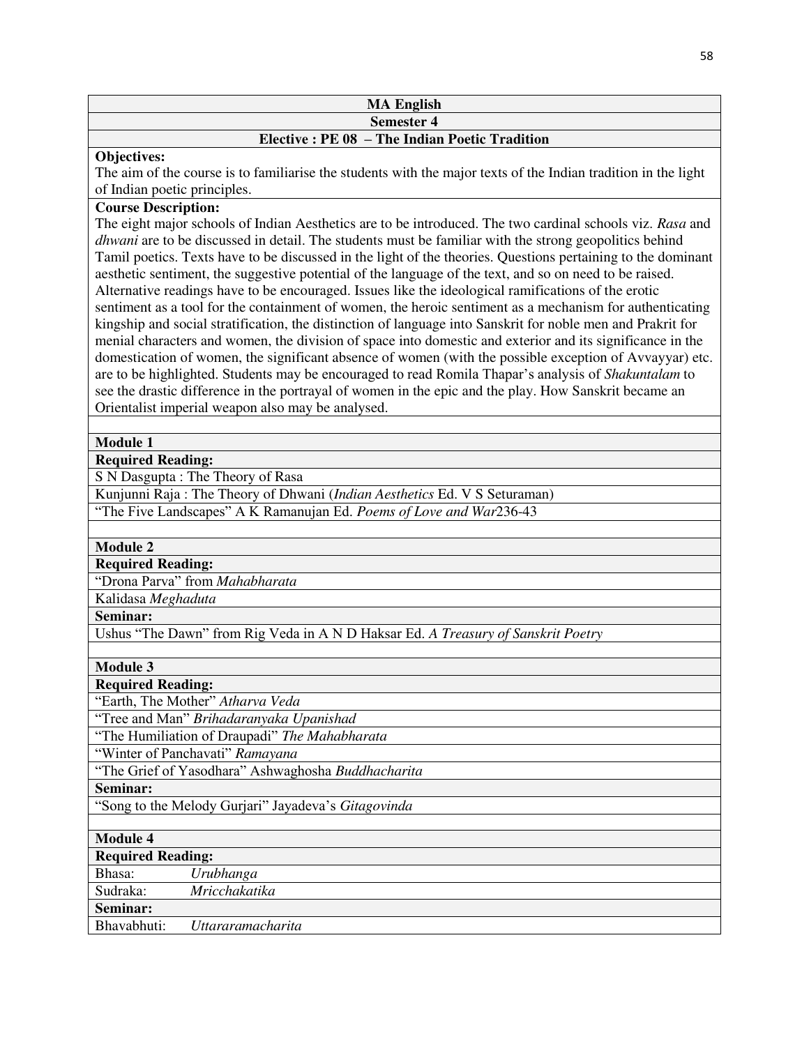## MA English

### Semester 4

### Elective : PE 08 – The Indian Poetic Tradition

**Objectives:**

The aim of the course is to familiarise the students with the major texts of the Indian tradition in the light of Indian poetic principles.

**Course Description:**

The eight major schools of Indian Aesthetics are to be introduced. The two cardinal schools viz. *Rasa* and *dhwani* are to be discussed in detail. The students must be familiar with the strong geopolitics behind Tamil poetics. Texts have to be discussed in the light of the theories. Questions pertaining to the dominant aesthetic sentiment, the suggestive potential of the language of the text, and so on need to be raised. Alternative readings have to be encouraged. Issues like the ideological ramifications of the erotic sentiment as a tool for the containment of women, the heroic sentiment as a mechanism for authenticating kingship and social stratification, the distinction of language into Sanskrit for noble men and Prakrit for menial characters and women, the division of space into domestic and exterior and its significance in the domestication of women, the significant absence of women (with the possible exception of Avvayyar) etc. are to be highlighted. Students may be encouraged to read Romila Thapar's analysis of *Shakuntalam* to see the drastic difference in the portrayal of women in the epic and the play. How Sanskrit became an Orientalist imperial weapon also may be analysed.

**Module 1**

**Required Reading:**

S N Dasgupta : The Theory of Rasa

Kunjunni Raja : The Theory of Dhwani (*Indian Aesthetics* Ed. V S Seturaman)

"The Five Landscapes" A K Ramanujan Ed. *Poems of Love and War*236-43

**Module 2**

**Required Reading:**

"Drona Parva" from *Mahabharata*

Kalidasa *Meghaduta*

**Seminar:**

Ushus "The Dawn" from Rig Veda in A N D Haksar Ed. *A Treasury of Sanskrit Poetry*

**Module 3**

**Required Reading:**

"Earth, The Mother" *Atharva Veda*

"Tree and Man" *Brihadaranyaka Upanishad*

"The Humiliation of Draupadi" *The Mahabharata*

"Winter of Panchavati" *Ramayana*

"The Grief of Yasodhara" Ashwaghosha *Buddhacharita*

**Seminar:**

"Song to the Melody Gurjari" Jayadeva's *Gitagovinda*

**Module 4**

**Required Reading:**

Bhasa: *Urubhanga*

Sudraka: *Mricchakatika*

**Seminar:**

Bhavabhuti: *Uttararamacharita*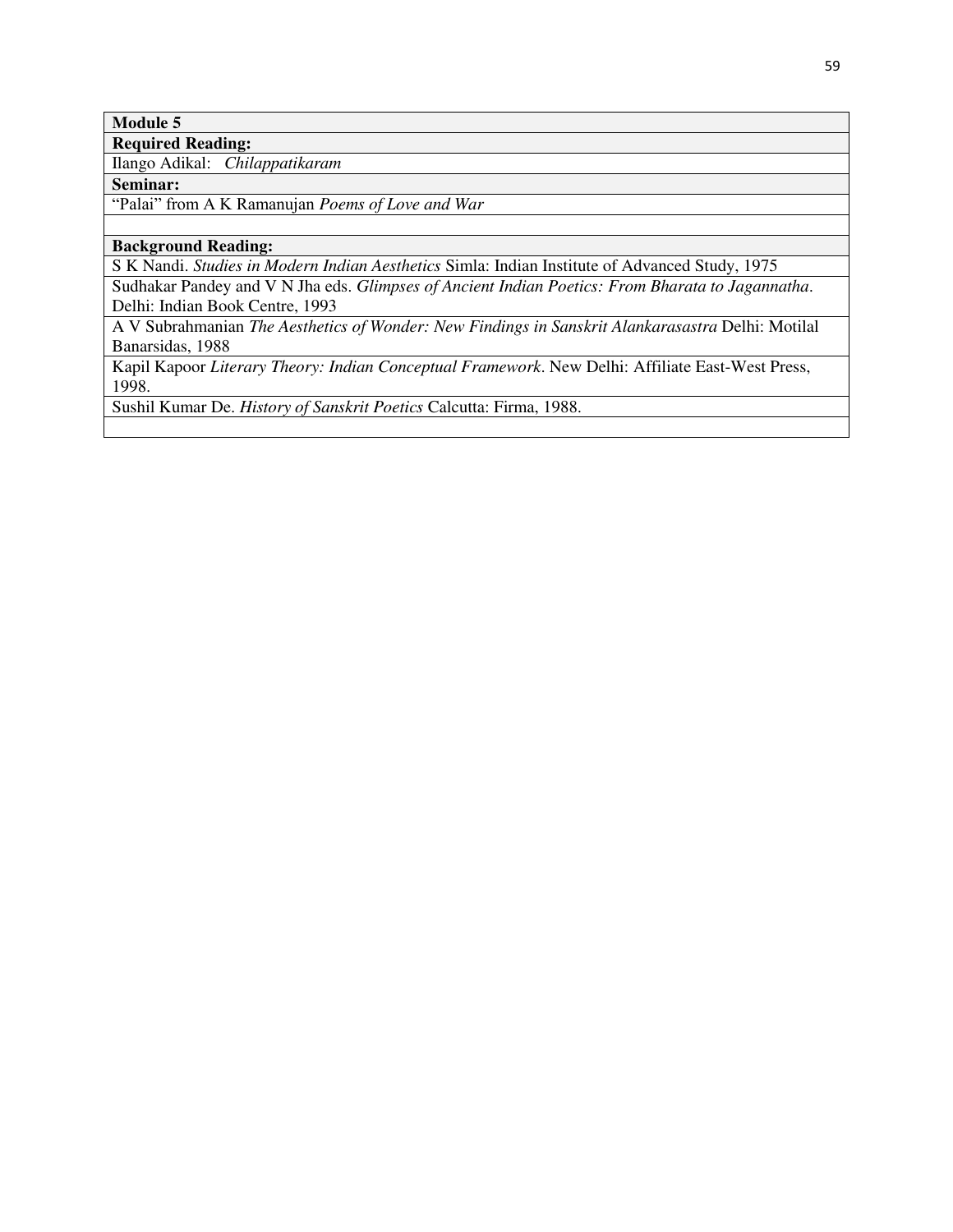| **Module 5** |
|---|
| **Required Reading:** |
| Ilango Adikal: *Chilappatikaram* |
| **Seminar:** |
| "Palai" from A K Ramanujan *Poems of Love and War* |
| |
| **Background Reading:** |
| S K Nandi. *Studies in Modern Indian Aesthetics* Simla: Indian Institute of Advanced Study, 1975 |
| Sudhakar Pandey and V N Jha eds. *Glimpses of Ancient Indian Poetics: From Bharata to Jagannatha*. Delhi: Indian Book Centre, 1993 |
| A V Subrahmanian *The Aesthetics of Wonder: New Findings in Sanskrit Alankarasastra* Delhi: Motilal Banarsidas, 1988 |
| Kapil Kapoor *Literary Theory: Indian Conceptual Framework*. New Delhi: Affiliate East-West Press, 1998. |
| Sushil Kumar De. *History of Sanskrit Poetics* Calcutta: Firma, 1988. |
| |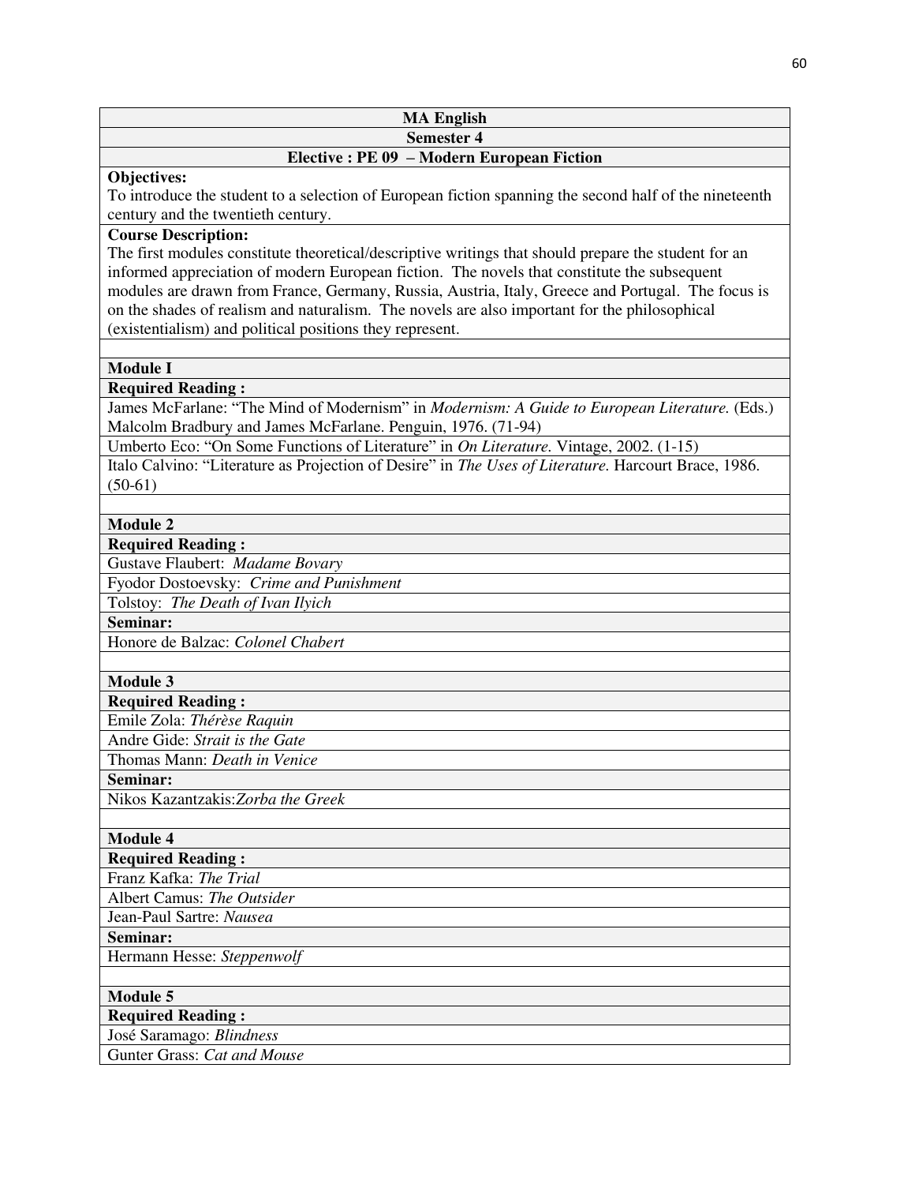**MA English**

**Semester 4**

**Elective : PE 09 – Modern European Fiction**

**Objectives:**

To introduce the student to a selection of European fiction spanning the second half of the nineteenth century and the twentieth century.

**Course Description:**

The first modules constitute theoretical/descriptive writings that should prepare the student for an informed appreciation of modern European fiction. The novels that constitute the subsequent modules are drawn from France, Germany, Russia, Austria, Italy, Greece and Portugal. The focus is on the shades of realism and naturalism. The novels are also important for the philosophical (existentialism) and political positions they represent.

**Module I**

**Required Reading :**

James McFarlane: "The Mind of Modernism" in *Modernism: A Guide to European Literature.* (Eds.) Malcolm Bradbury and James McFarlane. Penguin, 1976. (71-94)

Umberto Eco: "On Some Functions of Literature" in *On Literature.* Vintage, 2002. (1-15)

Italo Calvino: "Literature as Projection of Desire" in *The Uses of Literature.* Harcourt Brace, 1986. (50-61)

**Module 2**

**Required Reading :**

Gustave Flaubert: *Madame Bovary*

Fyodor Dostoevsky: *Crime and Punishment*

Tolstoy: *The Death of Ivan Ilyich*

**Seminar:**

Honore de Balzac: *Colonel Chabert*

**Module 3**

**Required Reading :**

Emile Zola: *Thérèse Raquin*

Andre Gide: *Strait is the Gate*

Thomas Mann: *Death in Venice*

**Seminar:**

Nikos Kazantzakis:*Zorba the Greek*

**Module 4**

**Required Reading :**

Franz Kafka: *The Trial*

Albert Camus: *The Outsider*

Jean-Paul Sartre: *Nausea*

**Seminar:**

Hermann Hesse: *Steppenwolf*

**Module 5**

**Required Reading :**

José Saramago: *Blindness*

Gunter Grass: *Cat and Mouse*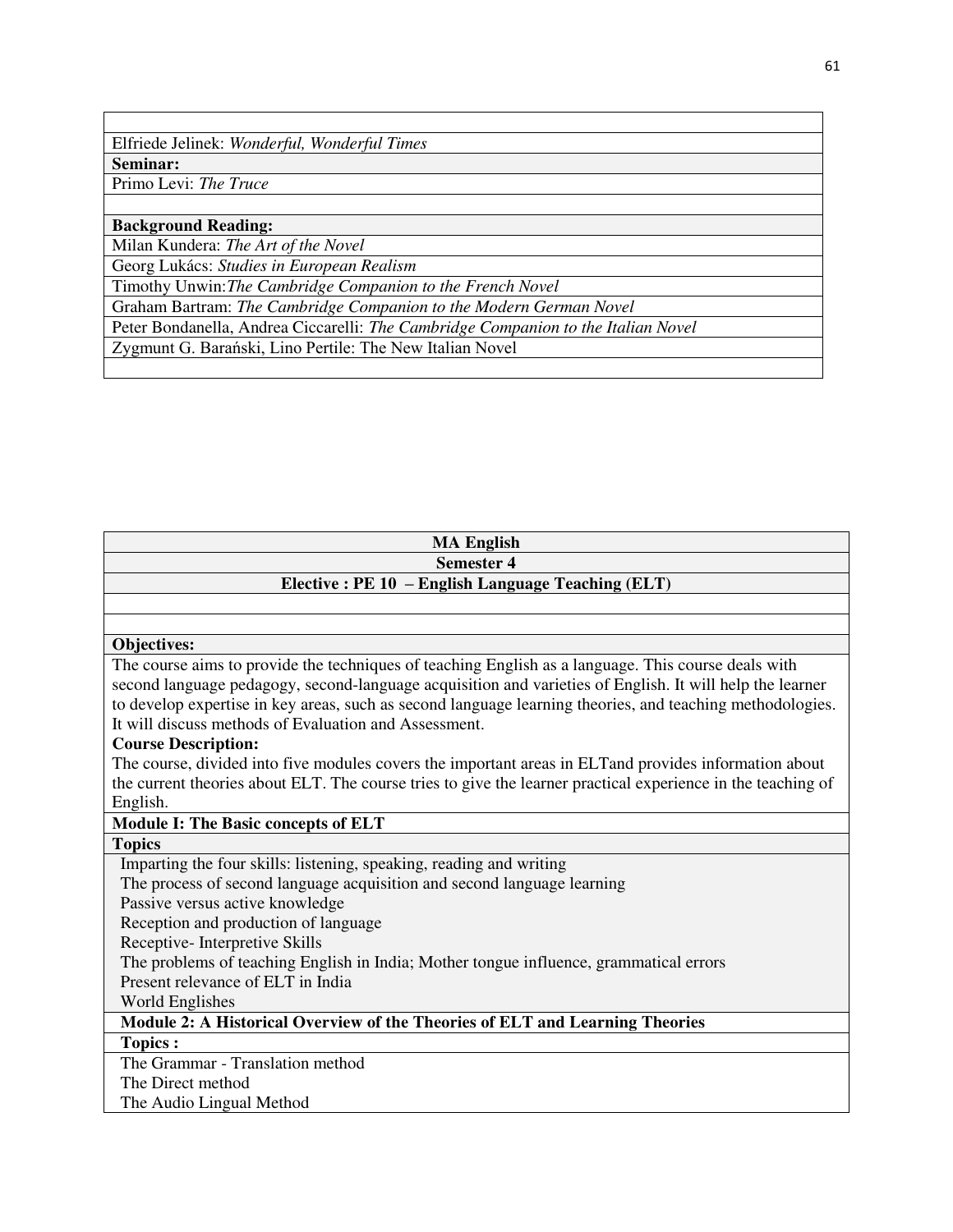Elfriede Jelinek: *Wonderful, Wonderful Times*

**Seminar:**

Primo Levi: *The Truce*

**Background Reading:**

Milan Kundera: *The Art of the Novel*

Georg Lukács: *Studies in European Realism*

Timothy Unwin:*The Cambridge Companion to the French Novel*

Graham Bartram: *The Cambridge Companion to the Modern German Novel*

Peter Bondanella, Andrea Ciccarelli: *The Cambridge Companion to the Italian Novel*

Zygmunt G. Barański, Lino Pertile: The New Italian Novel

**MA English**

**Semester 4**

**Elective : PE 10 – English Language Teaching (ELT)**

**Objectives:**

The course aims to provide the techniques of teaching English as a language. This course deals with second language pedagogy, second-language acquisition and varieties of English. It will help the learner to develop expertise in key areas, such as second language learning theories, and teaching methodologies. It will discuss methods of Evaluation and Assessment.

**Course Description:**

The course, divided into five modules covers the important areas in ELTand provides information about the current theories about ELT. The course tries to give the learner practical experience in the teaching of English.

**Module I: The Basic concepts of ELT**

**Topics**

Imparting the four skills: listening, speaking, reading and writing
The process of second language acquisition and second language learning
Passive versus active knowledge
Reception and production of language
Receptive- Interpretive Skills
The problems of teaching English in India; Mother tongue influence, grammatical errors
Present relevance of ELT in India
World Englishes

**Module 2: A Historical Overview of the Theories of ELT and Learning Theories**

**Topics :**

The Grammar - Translation method
The Direct method
The Audio Lingual Method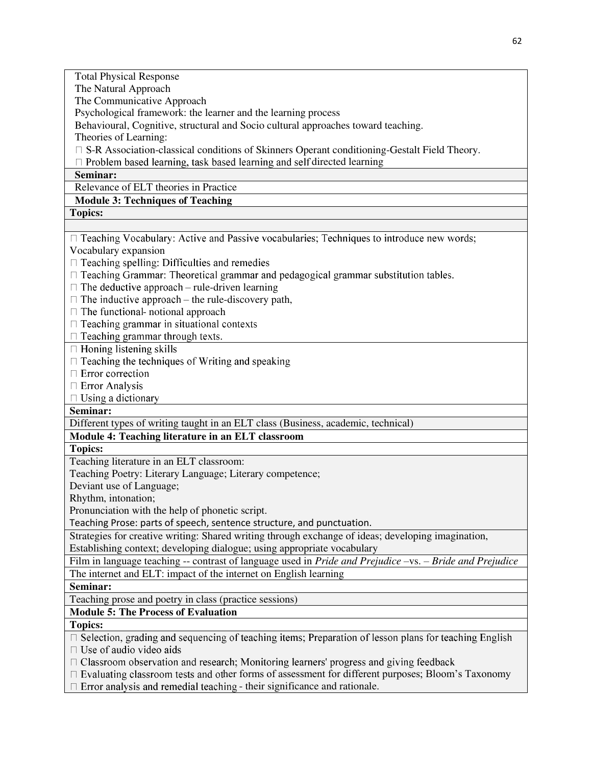Total Physical Response

The Natural Approach

The Communicative Approach

Psychological framework: the learner and the learning process

Behavioural, Cognitive, structural and Socio cultural approaches toward teaching.

Theories of Learning:

- S-R Association-classical conditions of Skinners Operant conditioning-Gestalt Field Theory.
- Problem based learning, task based learning and self directed learning

**Seminar:**

Relevance of ELT theories in Practice

**Module 3: Techniques of Teaching**

**Topics:**

- Teaching Vocabulary: Active and Passive vocabularies; Techniques to introduce new words; Vocabulary expansion
- Teaching spelling: Difficulties and remedies
- Teaching Grammar: Theoretical grammar and pedagogical grammar substitution tables.
- The deductive approach – rule-driven learning
- The inductive approach – the rule-discovery path,
- The functional- notional approach
- Teaching grammar in situational contexts
- Teaching grammar through texts.
- Honing listening skills
- Teaching the techniques of Writing and speaking
- Error correction
- Error Analysis
- Using a dictionary

**Seminar:**

Different types of writing taught in an ELT class (Business, academic, technical)

**Module 4: Teaching literature in an ELT classroom**

**Topics:**

Teaching literature in an ELT classroom:

Teaching Poetry: Literary Language; Literary competence;

Deviant use of Language;

Rhythm, intonation;

Pronunciation with the help of phonetic script.

Teaching Prose: parts of speech, sentence structure, and punctuation.

Strategies for creative writing: Shared writing through exchange of ideas; developing imagination, Establishing context; developing dialogue; using appropriate vocabulary

Film in language teaching -- contrast of language used in *Pride and Prejudice* –vs. – *Bride and Prejudice*

The internet and ELT: impact of the internet on English learning

**Seminar:**

Teaching prose and poetry in class (practice sessions)

**Module 5: The Process of Evaluation**

**Topics:**

- Selection, grading and sequencing of teaching items; Preparation of lesson plans for teaching English
- Use of audio video aids
- Classroom observation and research; Monitoring learners' progress and giving feedback
- Evaluating classroom tests and other forms of assessment for different purposes; Bloom's Taxonomy
- Error analysis and remedial teaching - their significance and rationale.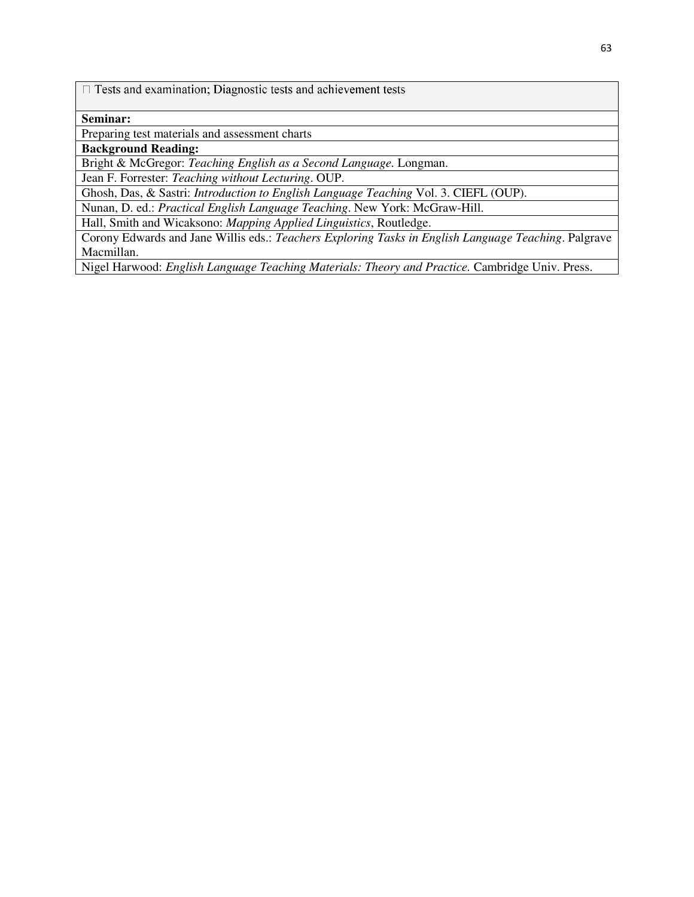- Tests and examination; Diagnostic tests and achievement tests

**Seminar:**

Preparing test materials and assessment charts

**Background Reading:**

Bright & McGregor: *Teaching English as a Second Language*. Longman.

Jean F. Forrester: *Teaching without Lecturing*. OUP.

Ghosh, Das, & Sastri: *Introduction to English Language Teaching* Vol. 3. CIEFL (OUP).

Nunan, D. ed.: *Practical English Language Teaching*. New York: McGraw-Hill.

Hall, Smith and Wicaksono: *Mapping Applied Linguistics*, Routledge.

Corony Edwards and Jane Willis eds.: *Teachers Exploring Tasks in English Language Teaching*. Palgrave Macmillan.

Nigel Harwood: *English Language Teaching Materials: Theory and Practice*. Cambridge Univ. Press.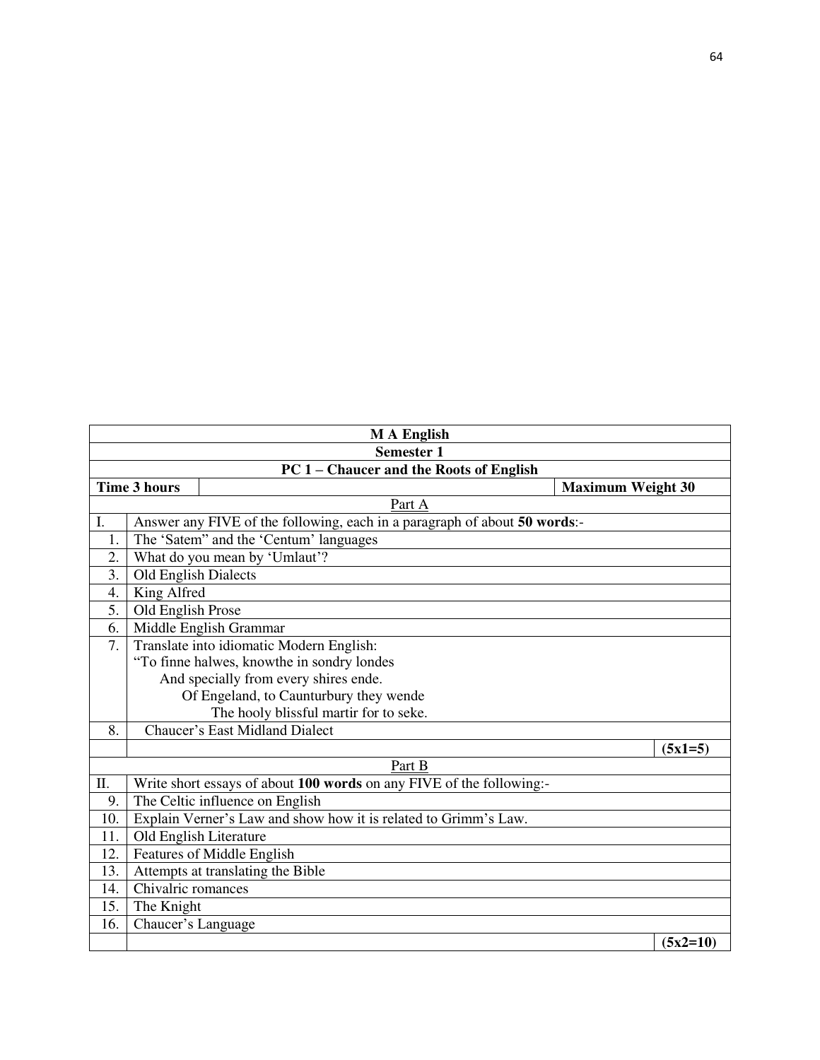| M A English | | |
|---|---|---|
| **Semester 1** | | |
| **PC 1 – Chaucer and the Roots of English** | | |
| **Time 3 hours** | | **Maximum Weight 30** |

<u>Part A</u>

| | | |
|---|---|---|
| I. | Answer any FIVE of the following, each in a paragraph of about **50 words**:- | |
| 1. | The 'Satem" and the 'Centum' languages | |
| 2. | What do you mean by 'Umlaut'? | |
| 3. | Old English Dialects | |
| 4. | King Alfred | |
| 5. | Old English Prose | |
| 6. | Middle English Grammar | |
| 7. | Translate into idiomatic Modern English:<br>"To finne halwes, knowthe in sondry londes<br>And specially from every shires ende.<br>Of Engeland, to Caunturbury they wende<br>The hooly blissful martir for to seke. | |
| 8. | Chaucer's East Midland Dialect | |
| | | **(5x1=5)** |

<u>Part B</u>

| | | |
|---|---|---|
| II. | Write short essays of about **100 words** on any FIVE of the following:- | |
| 9. | The Celtic influence on English | |
| 10. | Explain Verner's Law and show how it is related to Grimm's Law. | |
| 11. | Old English Literature | |
| 12. | Features of Middle English | |
| 13. | Attempts at translating the Bible | |
| 14. | Chivalric romances | |
| 15. | The Knight | |
| 16. | Chaucer's Language | |
| | | **(5x2=10)** |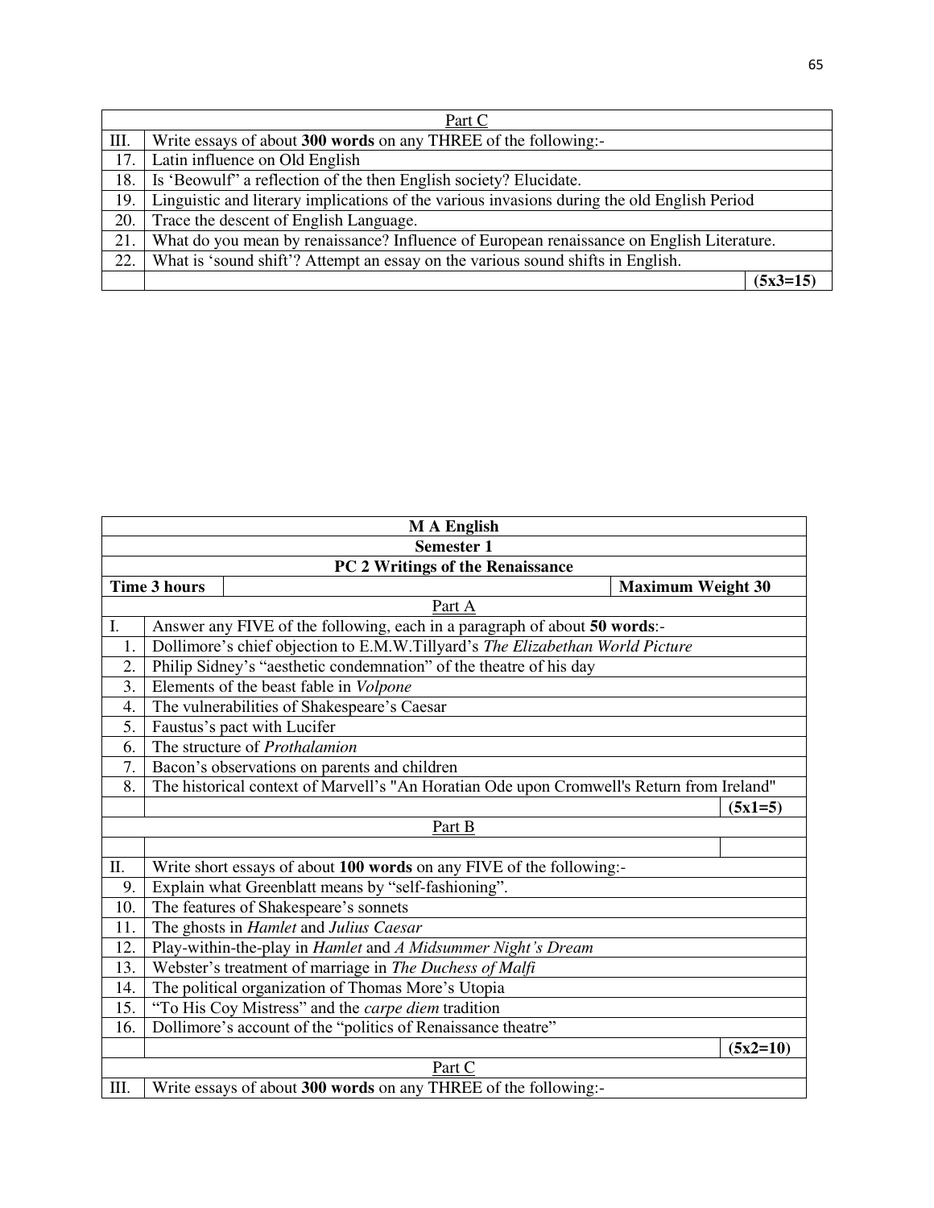| Part C | |
|---|---|
| III. | Write essays of about **300 words** on any THREE of the following:- |
| 17. | Latin influence on Old English |
| 18. | Is 'Beowulf" a reflection of the then English society? Elucidate. |
| 19. | Linguistic and literary implications of the various invasions during the old English Period |
| 20. | Trace the descent of English Language. |
| 21. | What do you mean by renaissance? Influence of European renaissance on English Literature. |
| 22. | What is 'sound shift'? Attempt an essay on the various sound shifts in English. |
| | **(5x3=15)** |

| **M A English** | | |
|---|---|---|
| **Semester 1** | | |
| **PC 2 Writings of the Renaissance** | | |
| **Time 3 hours** | | **Maximum Weight 30** |
| Part A | | |
| I. | Answer any FIVE of the following, each in a paragraph of about **50 words**:- | |
| 1. | Dollimore's chief objection to E.M.W.Tillyard's *The Elizabethan World Picture* | |
| 2. | Philip Sidney's "aesthetic condemnation" of the theatre of his day | |
| 3. | Elements of the beast fable in *Volpone* | |
| 4. | The vulnerabilities of Shakespeare's Caesar | |
| 5. | Faustus's pact with Lucifer | |
| 6. | The structure of *Prothalamion* | |
| 7. | Bacon's observations on parents and children | |
| 8. | The historical context of Marvell's "An Horatian Ode upon Cromwell's Return from Ireland" | |
| | | **(5x1=5)** |
| Part B | | |
| | | |
| II. | Write short essays of about **100 words** on any FIVE of the following:- | |
| 9. | Explain what Greenblatt means by "self-fashioning". | |
| 10. | The features of Shakespeare's sonnets | |
| 11. | The ghosts in *Hamlet* and *Julius Caesar* | |
| 12. | Play-within-the-play in *Hamlet* and *A Midsummer Night's Dream* | |
| 13. | Webster's treatment of marriage in *The Duchess of Malfi* | |
| 14. | The political organization of Thomas More's Utopia | |
| 15. | "To His Coy Mistress" and the *carpe diem* tradition | |
| 16. | Dollimore's account of the "politics of Renaissance theatre" | |
| | | **(5x2=10)** |
| Part C | | |
| III. | Write essays of about **300 words** on any THREE of the following:- | |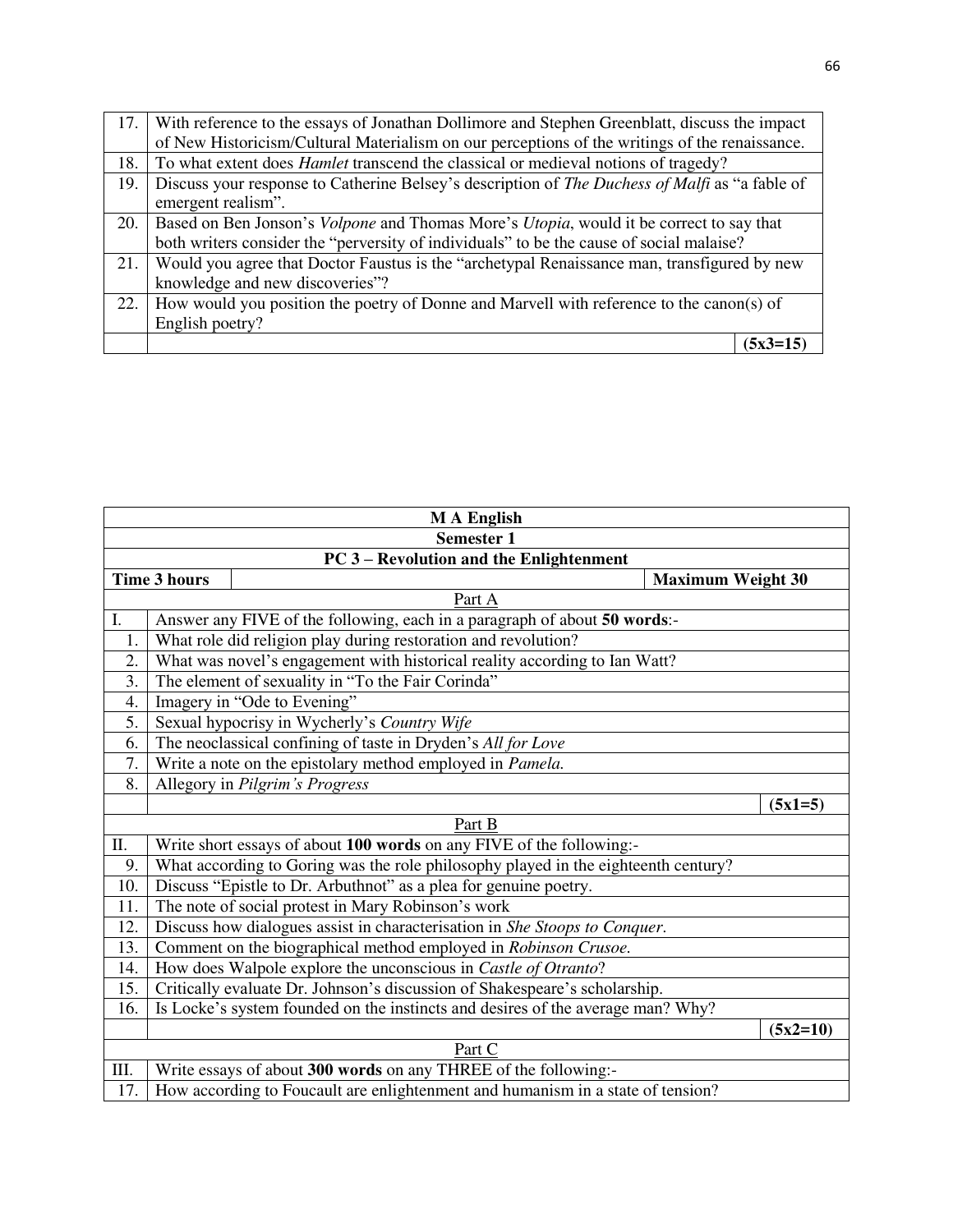| | |
|---|---|
| 17. | With reference to the essays of Jonathan Dollimore and Stephen Greenblatt, discuss the impact of New Historicism/Cultural Materialism on our perceptions of the writings of the renaissance. |
| 18. | To what extent does *Hamlet* transcend the classical or medieval notions of tragedy? |
| 19. | Discuss your response to Catherine Belsey's description of *The Duchess of Malfi* as "a fable of emergent realism". |
| 20. | Based on Ben Jonson's *Volpone* and Thomas More's *Utopia*, would it be correct to say that both writers consider the "perversity of individuals" to be the cause of social malaise? |
| 21. | Would you agree that Doctor Faustus is the "archetypal Renaissance man, transfigured by new knowledge and new discoveries"? |
| 22. | How would you position the poetry of Donne and Marvell with reference to the canon(s) of English poetry? |
| | **(5x3=15)** |

**M A English**

**Semester 1**

**PC 3 – Revolution and the Enlightenment**

| **Time 3 hours** | **Maximum Weight 30** |
|---|---|

Part A

| | |
|---|---|
| I. | Answer any FIVE of the following, each in a paragraph of about **50 words**:- |
| 1. | What role did religion play during restoration and revolution? |
| 2. | What was novel's engagement with historical reality according to Ian Watt? |
| 3. | The element of sexuality in "To the Fair Corinda" |
| 4. | Imagery in "Ode to Evening" |
| 5. | Sexual hypocrisy in Wycherly's *Country Wife* |
| 6. | The neoclassical confining of taste in Dryden's *All for Love* |
| 7. | Write a note on the epistolary method employed in *Pamela.* |
| 8. | Allegory in *Pilgrim's Progress* |
| | **(5x1=5)** |

Part B

| | |
|---|---|
| II. | Write short essays of about **100 words** on any FIVE of the following:- |
| 9. | What according to Goring was the role philosophy played in the eighteenth century? |
| 10. | Discuss "Epistle to Dr. Arbuthnot" as a plea for genuine poetry. |
| 11. | The note of social protest in Mary Robinson's work |
| 12. | Discuss how dialogues assist in characterisation in *She Stoops to Conquer*. |
| 13. | Comment on the biographical method employed in *Robinson Crusoe.* |
| 14. | How does Walpole explore the unconscious in *Castle of Otranto*? |
| 15. | Critically evaluate Dr. Johnson's discussion of Shakespeare's scholarship. |
| 16. | Is Locke's system founded on the instincts and desires of the average man? Why? |
| | **(5x2=10)** |

Part C

| | |
|---|---|
| III. | Write essays of about **300 words** on any THREE of the following:- |
| 17. | How according to Foucault are enlightenment and humanism in a state of tension? |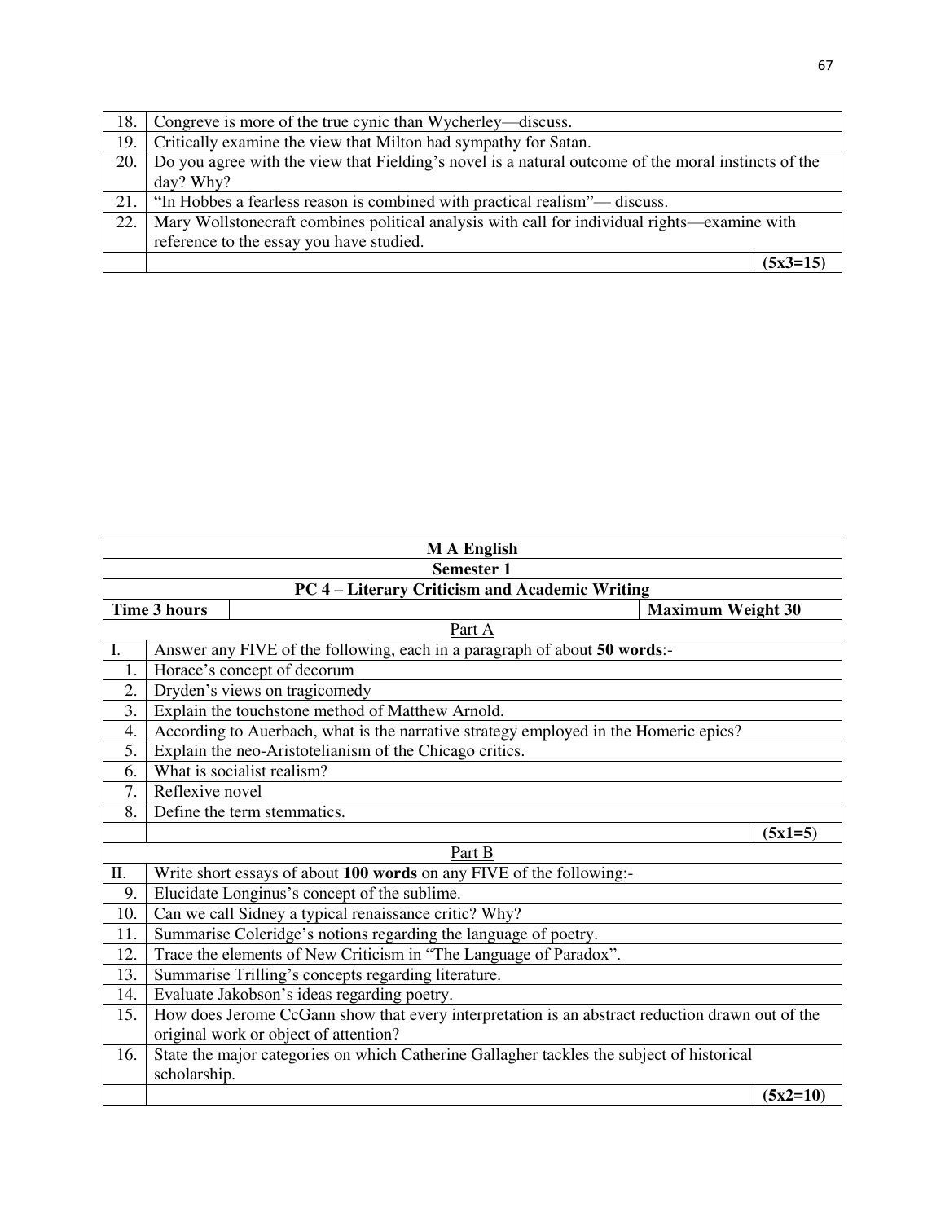| | |
|---|---|
| 18. | Congreve is more of the true cynic than Wycherley—discuss. |
| 19. | Critically examine the view that Milton had sympathy for Satan. |
| 20. | Do you agree with the view that Fielding's novel is a natural outcome of the moral instincts of the day? Why? |
| 21. | "In Hobbes a fearless reason is combined with practical realism"— discuss. |
| 22. | Mary Wollstonecraft combines political analysis with call for individual rights—examine with reference to the essay you have studied. |
| | **(5x3=15)** |

**M A English**

**Semester 1**

**PC 4 – Literary Criticism and Academic Writing**

| **Time 3 hours** | **Maximum Weight 30** |
|---|---|

Part A

| | |
|---|---|
| I. | Answer any FIVE of the following, each in a paragraph of about **50 words**:- |
| 1. | Horace's concept of decorum |
| 2. | Dryden's views on tragicomedy |
| 3. | Explain the touchstone method of Matthew Arnold. |
| 4. | According to Auerbach, what is the narrative strategy employed in the Homeric epics? |
| 5. | Explain the neo-Aristotelianism of the Chicago critics. |
| 6. | What is socialist realism? |
| 7. | Reflexive novel |
| 8. | Define the term stemmatics. |
| | **(5x1=5)** |

Part B

| | |
|---|---|
| II. | Write short essays of about **100 words** on any FIVE of the following:- |
| 9. | Elucidate Longinus's concept of the sublime. |
| 10. | Can we call Sidney a typical renaissance critic? Why? |
| 11. | Summarise Coleridge's notions regarding the language of poetry. |
| 12. | Trace the elements of New Criticism in "The Language of Paradox". |
| 13. | Summarise Trilling's concepts regarding literature. |
| 14. | Evaluate Jakobson's ideas regarding poetry. |
| 15. | How does Jerome CcGann show that every interpretation is an abstract reduction drawn out of the original work or object of attention? |
| 16. | State the major categories on which Catherine Gallagher tackles the subject of historical scholarship. |
| | **(5x2=10)** |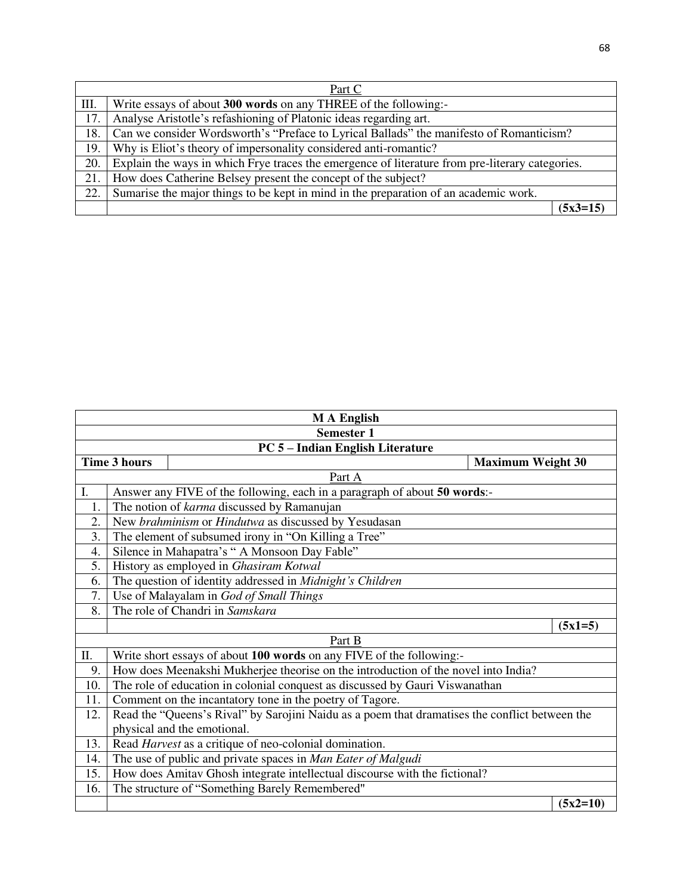| Part C | |
|---|---|
| III. | Write essays of about **300 words** on any THREE of the following:- |
| 17. | Analyse Aristotle's refashioning of Platonic ideas regarding art. |
| 18. | Can we consider Wordsworth's "Preface to Lyrical Ballads" the manifesto of Romanticism? |
| 19. | Why is Eliot's theory of impersonality considered anti-romantic? |
| 20. | Explain the ways in which Frye traces the emergence of literature from pre-literary categories. |
| 21. | How does Catherine Belsey present the concept of the subject? |
| 22. | Sumarise the major things to be kept in mind in the preparation of an academic work. |
| | **(5x3=15)** |

| **M A English** | | |
|---|---|---|
| **Semester 1** | | |
| **PC 5 – Indian English Literature** | | |
| **Time 3 hours** | | **Maximum Weight 30** |
| Part A | | |
| I. | Answer any FIVE of the following, each in a paragraph of about **50 words**:- | |
| 1. | The notion of *karma* discussed by Ramanujan | |
| 2. | New *brahminism* or *Hindutwa* as discussed by Yesudasan | |
| 3. | The element of subsumed irony in "On Killing a Tree" | |
| 4. | Silence in Mahapatra's " A Monsoon Day Fable" | |
| 5. | History as employed in *Ghasiram Kotwal* | |
| 6. | The question of identity addressed in *Midnight's Children* | |
| 7. | Use of Malayalam in *God of Small Things* | |
| 8. | The role of Chandri in *Samskara* | |
| | | **(5x1=5)** |
| Part B | | |
| II. | Write short essays of about **100 words** on any FIVE of the following:- | |
| 9. | How does Meenakshi Mukherjee theorise on the introduction of the novel into India? | |
| 10. | The role of education in colonial conquest as discussed by Gauri Viswanathan | |
| 11. | Comment on the incantatory tone in the poetry of Tagore. | |
| 12. | Read the "Queens's Rival" by Sarojini Naidu as a poem that dramatises the conflict between the physical and the emotional. | |
| 13. | Read *Harvest* as a critique of neo-colonial domination. | |
| 14. | The use of public and private spaces in *Man Eater of Malgudi* | |
| 15. | How does Amitav Ghosh integrate intellectual discourse with the fictional? | |
| 16. | The structure of "Something Barely Remembered" | |
| | | **(5x2=10)** |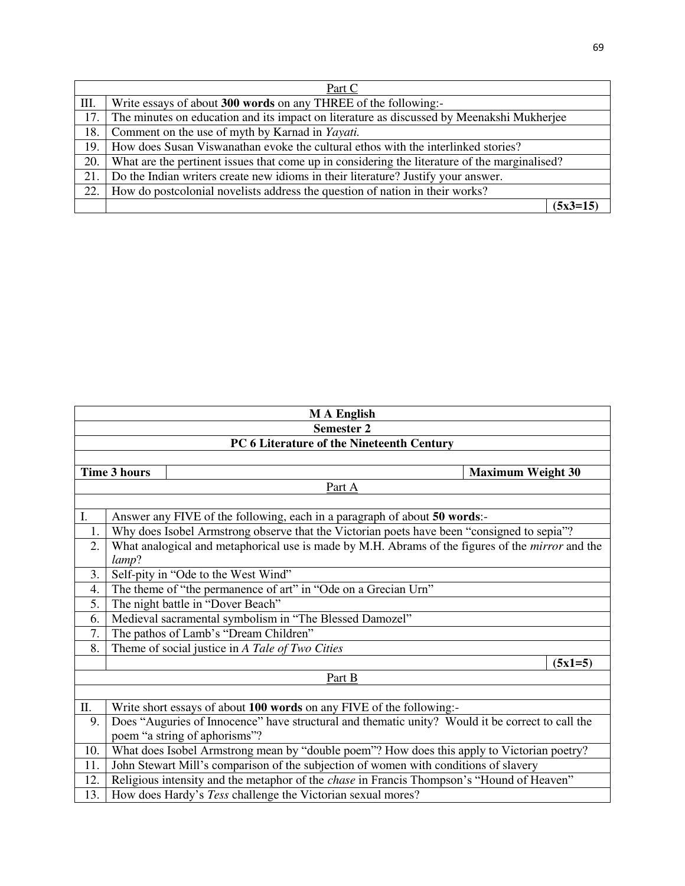| Part C | |
|---|---|
| III. | Write essays of about **300 words** on any THREE of the following:- |
| 17. | The minutes on education and its impact on literature as discussed by Meenakshi Mukherjee |
| 18. | Comment on the use of myth by Karnad in *Yayati.* |
| 19. | How does Susan Viswanathan evoke the cultural ethos with the interlinked stories? |
| 20. | What are the pertinent issues that come up in considering the literature of the marginalised? |
| 21. | Do the Indian writers create new idioms in their literature? Justify your answer. |
| 22. | How do postcolonial novelists address the question of nation in their works? |
| | **(5x3=15)** |

**M A English**

**Semester 2**

**PC 6 Literature of the Nineteenth Century**

| **Time 3 hours** | **Maximum Weight 30** |
|---|---|

| Part A | |
|---|---|
| I. | Answer any FIVE of the following, each in a paragraph of about **50 words**:- |
| 1. | Why does Isobel Armstrong observe that the Victorian poets have been "consigned to sepia"? |
| 2. | What analogical and metaphorical use is made by M.H. Abrams of the figures of the *mirror* and the *lamp*? |
| 3. | Self-pity in "Ode to the West Wind" |
| 4. | The theme of "the permanence of art" in "Ode on a Grecian Urn" |
| 5. | The night battle in "Dover Beach" |
| 6. | Medieval sacramental symbolism in "The Blessed Damozel" |
| 7. | The pathos of Lamb's "Dream Children" |
| 8. | Theme of social justice in *A Tale of Two Cities* |
| | **(5x1=5)** |

| Part B | |
|---|---|
| II. | Write short essays of about **100 words** on any FIVE of the following:- |
| 9. | Does "Auguries of Innocence" have structural and thematic unity? Would it be correct to call the poem "a string of aphorisms"? |
| 10. | What does Isobel Armstrong mean by "double poem"? How does this apply to Victorian poetry? |
| 11. | John Stewart Mill's comparison of the subjection of women with conditions of slavery |
| 12. | Religious intensity and the metaphor of the *chase* in Francis Thompson's "Hound of Heaven" |
| 13. | How does Hardy's *Tess* challenge the Victorian sexual mores? |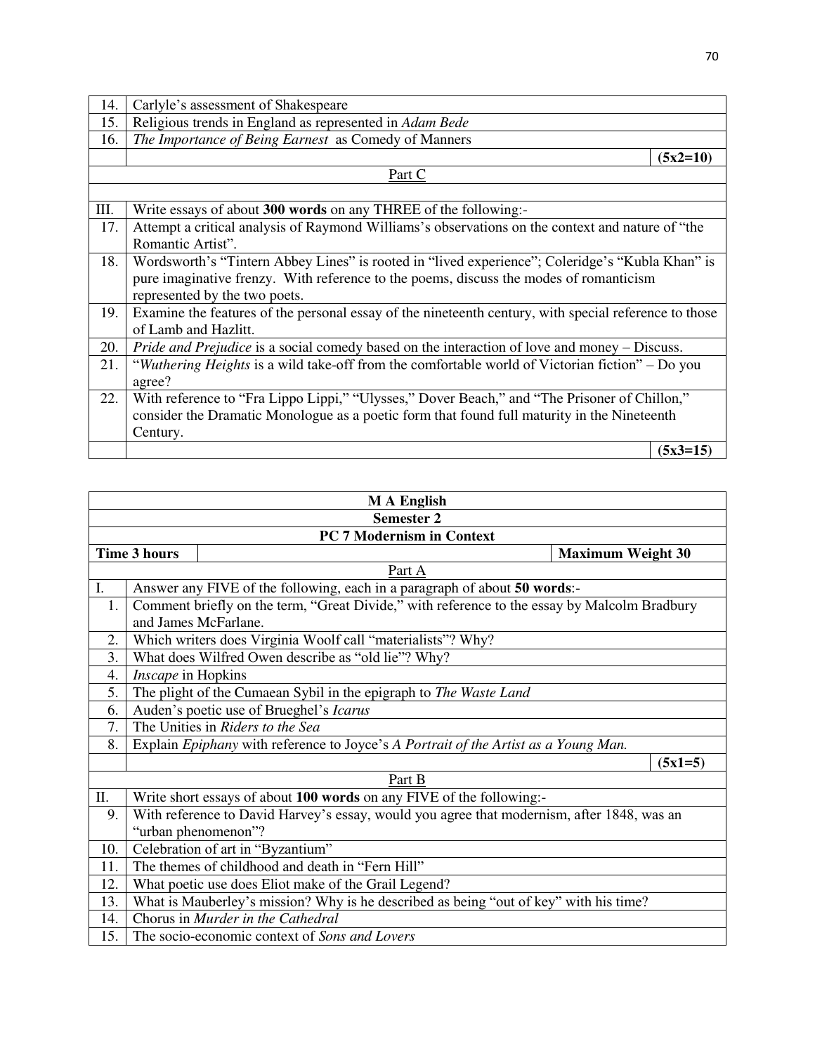| | |
|---|---|
| 14. | Carlyle's assessment of Shakespeare |
| 15. | Religious trends in England as represented in *Adam Bede* |
| 16. | *The Importance of Being Earnest* as Comedy of Manners |
| | **(5x2=10)** |

Part C

| | |
|---|---|
| III. | Write essays of about **300 words** on any THREE of the following:- |
| 17. | Attempt a critical analysis of Raymond Williams's observations on the context and nature of "the Romantic Artist". |
| 18. | Wordsworth's "Tintern Abbey Lines" is rooted in "lived experience"; Coleridge's "Kubla Khan" is pure imaginative frenzy. With reference to the poems, discuss the modes of romanticism represented by the two poets. |
| 19. | Examine the features of the personal essay of the nineteenth century, with special reference to those of Lamb and Hazlitt. |
| 20. | *Pride and Prejudice* is a social comedy based on the interaction of love and money – Discuss. |
| 21. | "*Wuthering Heights* is a wild take-off from the comfortable world of Victorian fiction" – Do you agree? |
| 22. | With reference to "Fra Lippo Lippi," "Ulysses," Dover Beach," and "The Prisoner of Chillon," consider the Dramatic Monologue as a poetic form that found full maturity in the Nineteenth Century. |
| | **(5x3=15)** |

**M A English**

**Semester 2**

**PC 7 Modernism in Context**

**Time 3 hours** | **Maximum Weight 30**

Part A

| | |
|---|---|
| I. | Answer any FIVE of the following, each in a paragraph of about **50 words**:- |
| 1. | Comment briefly on the term, "Great Divide," with reference to the essay by Malcolm Bradbury and James McFarlane. |
| 2. | Which writers does Virginia Woolf call "materialists"? Why? |
| 3. | What does Wilfred Owen describe as "old lie"? Why? |
| 4. | *Inscape* in Hopkins |
| 5. | The plight of the Cumaean Sybil in the epigraph to *The Waste Land* |
| 6. | Auden's poetic use of Brueghel's *Icarus* |
| 7. | The Unities in *Riders to the Sea* |
| 8. | Explain *Epiphany* with reference to Joyce's *A Portrait of the Artist as a Young Man.* |
| | **(5x1=5)** |

Part B

| | |
|---|---|
| II. | Write short essays of about **100 words** on any FIVE of the following:- |
| 9. | With reference to David Harvey's essay, would you agree that modernism, after 1848, was an "urban phenomenon"? |
| 10. | Celebration of art in "Byzantium" |
| 11. | The themes of childhood and death in "Fern Hill" |
| 12. | What poetic use does Eliot make of the Grail Legend? |
| 13. | What is Mauberley's mission? Why is he described as being "out of key" with his time? |
| 14. | Chorus in *Murder in the Cathedral* |
| 15. | The socio-economic context of *Sons and Lovers* |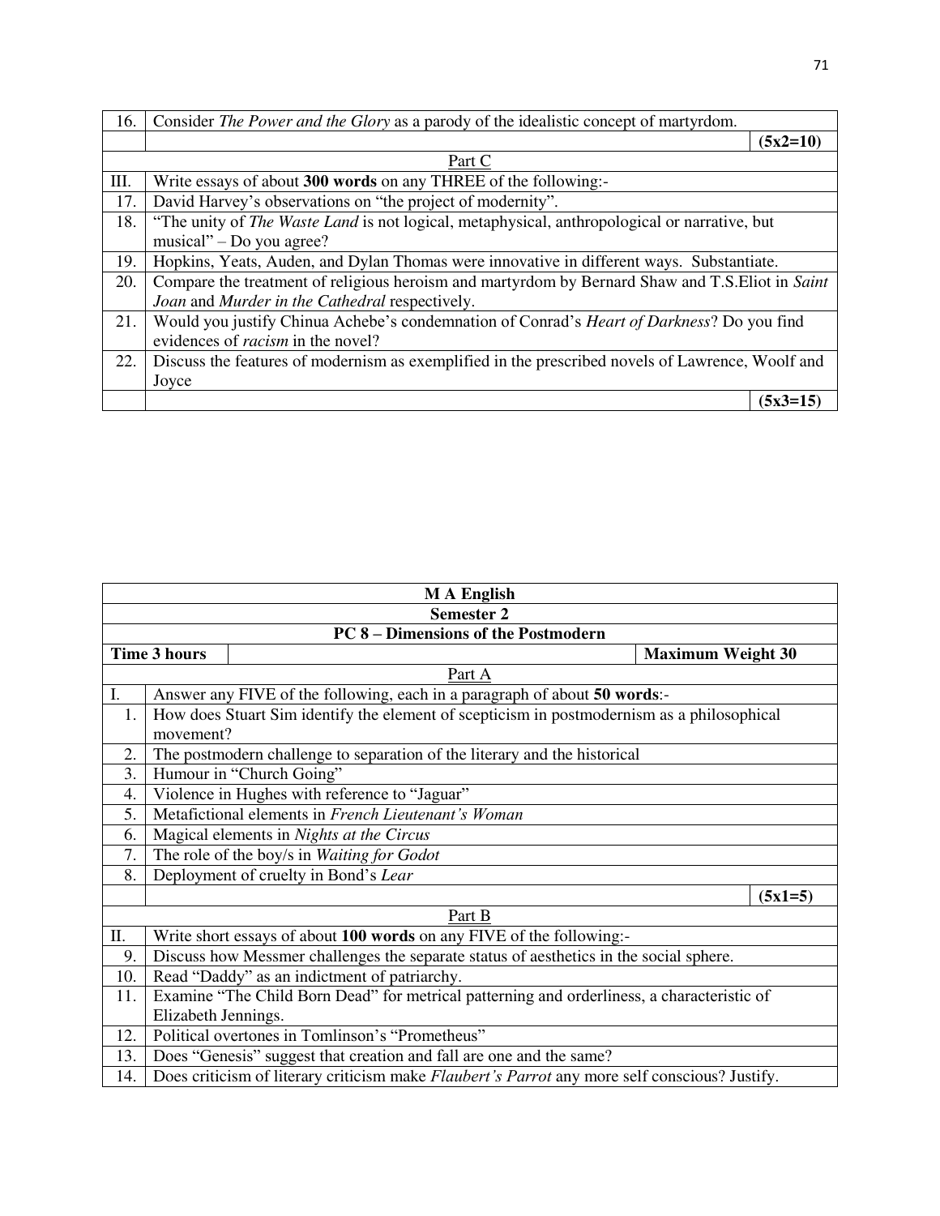| | |
|---|---|
| 16. | Consider *The Power and the Glory* as a parody of the idealistic concept of martyrdom. |
| | **(5x2=10)** |
| | Part C |
| III. | Write essays of about **300 words** on any THREE of the following:- |
| 17. | David Harvey's observations on "the project of modernity". |
| 18. | "The unity of *The Waste Land* is not logical, metaphysical, anthropological or narrative, but musical" – Do you agree? |
| 19. | Hopkins, Yeats, Auden, and Dylan Thomas were innovative in different ways. Substantiate. |
| 20. | Compare the treatment of religious heroism and martyrdom by Bernard Shaw and T.S.Eliot in *Saint Joan* and *Murder in the Cathedral* respectively. |
| 21. | Would you justify Chinua Achebe's condemnation of Conrad's *Heart of Darkness*? Do you find evidences of *racism* in the novel? |
| 22. | Discuss the features of modernism as exemplified in the prescribed novels of Lawrence, Woolf and Joyce |
| | **(5x3=15)** |

| **M A English** | |
|---|---|
| **Semester 2** | |
| **PC 8 – Dimensions of the Postmodern** | |
| **Time 3 hours** | **Maximum Weight 30** |
| | Part A |
| I. | Answer any FIVE of the following, each in a paragraph of about **50 words**:- |
| 1. | How does Stuart Sim identify the element of scepticism in postmodernism as a philosophical movement? |
| 2. | The postmodern challenge to separation of the literary and the historical |
| 3. | Humour in "Church Going" |
| 4. | Violence in Hughes with reference to "Jaguar" |
| 5. | Metafictional elements in *French Lieutenant's Woman* |
| 6. | Magical elements in *Nights at the Circus* |
| 7. | The role of the boy/s in *Waiting for Godot* |
| 8. | Deployment of cruelty in Bond's *Lear* |
| | **(5x1=5)** |
| | Part B |
| II. | Write short essays of about **100 words** on any FIVE of the following:- |
| 9. | Discuss how Messmer challenges the separate status of aesthetics in the social sphere. |
| 10. | Read "Daddy" as an indictment of patriarchy. |
| 11. | Examine "The Child Born Dead" for metrical patterning and orderliness, a characteristic of Elizabeth Jennings. |
| 12. | Political overtones in Tomlinson's "Prometheus" |
| 13. | Does "Genesis" suggest that creation and fall are one and the same? |
| 14. | Does criticism of literary criticism make *Flaubert's Parrot* any more self conscious? Justify. |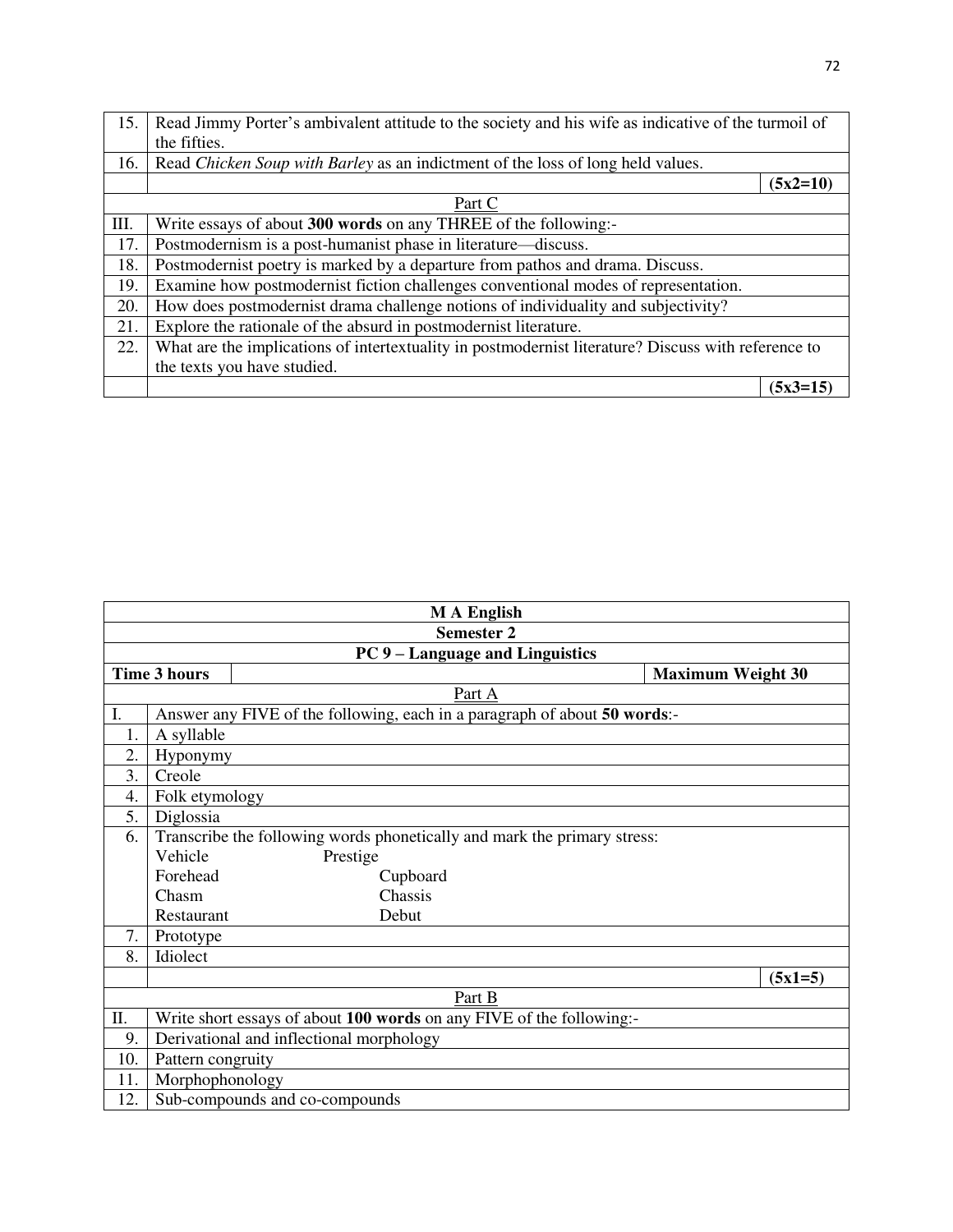| | |
|---|---|
| 15. | Read Jimmy Porter's ambivalent attitude to the society and his wife as indicative of the turmoil of the fifties. |
| 16. | Read *Chicken Soup with Barley* as an indictment of the loss of long held values. |
| | **(5x2=10)** |

Part C

| | |
|---|---|
| III. | Write essays of about **300 words** on any THREE of the following:- |
| 17. | Postmodernism is a post-humanist phase in literature—discuss. |
| 18. | Postmodernist poetry is marked by a departure from pathos and drama. Discuss. |
| 19. | Examine how postmodernist fiction challenges conventional modes of representation. |
| 20. | How does postmodernist drama challenge notions of individuality and subjectivity? |
| 21. | Explore the rationale of the absurd in postmodernist literature. |
| 22. | What are the implications of intertextuality in postmodernist literature? Discuss with reference to the texts you have studied. |
| | **(5x3=15)** |

**M A English**

**Semester 2**

**PC 9 – Language and Linguistics**

| **Time 3 hours** | **Maximum Weight 30** |
|---|---|

Part A

| | |
|---|---|
| I. | Answer any FIVE of the following, each in a paragraph of about **50 words**:- |
| 1. | A syllable |
| 2. | Hyponymy |
| 3. | Creole |
| 4. | Folk etymology |
| 5. | Diglossia |
| 6. | Transcribe the following words phonetically and mark the primary stress:<br>Vehicle Prestige<br>Forehead Cupboard<br>Chasm Chassis<br>Restaurant Debut |
| 7. | Prototype |
| 8. | Idiolect |
| | **(5x1=5)** |

Part B

| | |
|---|---|
| II. | Write short essays of about **100 words** on any FIVE of the following:- |
| 9. | Derivational and inflectional morphology |
| 10. | Pattern congruity |
| 11. | Morphophonology |
| 12. | Sub-compounds and co-compounds |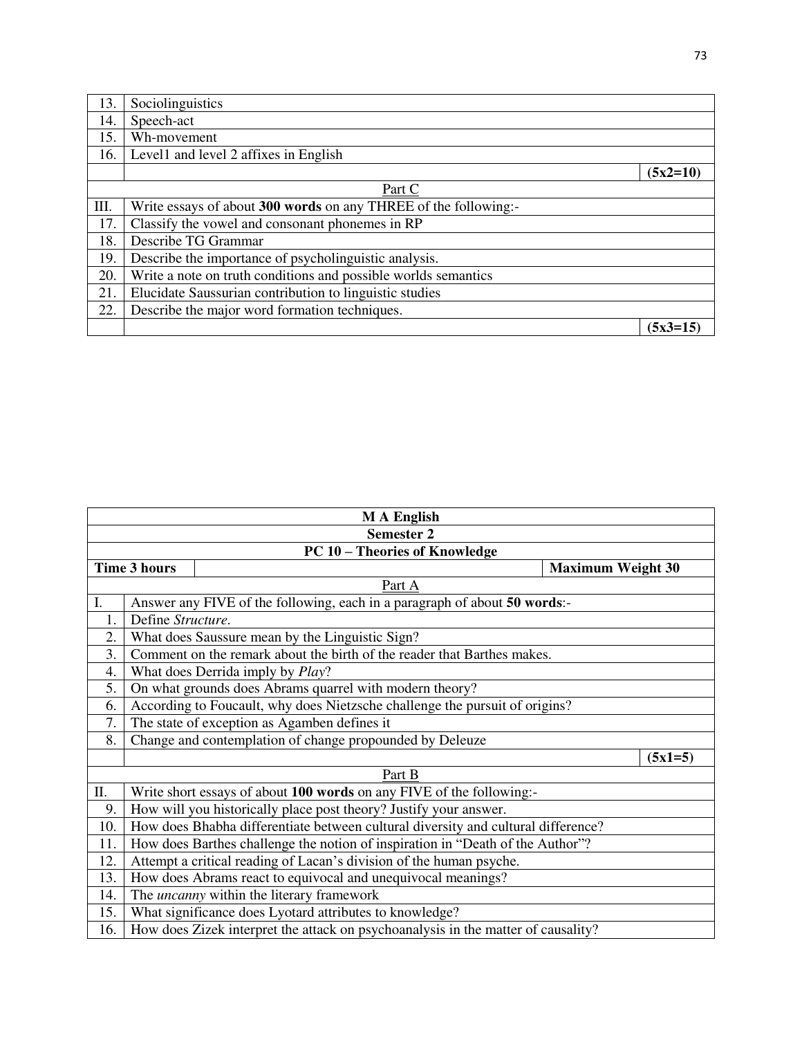| | |
|---|---|
| 13. | Sociolinguistics |
| 14. | Speech-act |
| 15. | Wh-movement |
| 16. | Level1 and level 2 affixes in English |
| | **(5x2=10)** |
| | Part C |
| III. | Write essays of about **300 words** on any THREE of the following:- |
| 17. | Classify the vowel and consonant phonemes in RP |
| 18. | Describe TG Grammar |
| 19. | Describe the importance of psycholinguistic analysis. |
| 20. | Write a note on truth conditions and possible worlds semantics |
| 21. | Elucidate Saussurian contribution to linguistic studies |
| 22. | Describe the major word formation techniques. |
| | **(5x3=15)** |

| **M A English** | | |
|---|---|---|
| **Semester 2** | | |
| **PC 10 – Theories of Knowledge** | | |
| **Time 3 hours** | | **Maximum Weight 30** |
| Part A | | |
| I. | Answer any FIVE of the following, each in a paragraph of about **50 words**:- | |
| 1. | Define *Structure*. | |
| 2. | What does Saussure mean by the Linguistic Sign? | |
| 3. | Comment on the remark about the birth of the reader that Barthes makes. | |
| 4. | What does Derrida imply by *Play*? | |
| 5. | On what grounds does Abrams quarrel with modern theory? | |
| 6. | According to Foucault, why does Nietzsche challenge the pursuit of origins? | |
| 7. | The state of exception as Agamben defines it | |
| 8. | Change and contemplation of change propounded by Deleuze | |
| | | **(5x1=5)** |
| Part B | | |
| II. | Write short essays of about **100 words** on any FIVE of the following:- | |
| 9. | How will you historically place post theory? Justify your answer. | |
| 10. | How does Bhabha differentiate between cultural diversity and cultural difference? | |
| 11. | How does Barthes challenge the notion of inspiration in “Death of the Author”? | |
| 12. | Attempt a critical reading of Lacan’s division of the human psyche. | |
| 13. | How does Abrams react to equivocal and unequivocal meanings? | |
| 14. | The *uncanny* within the literary framework | |
| 15. | What significance does Lyotard attributes to knowledge? | |
| 16. | How does Zizek interpret the attack on psychoanalysis in the matter of causality? | |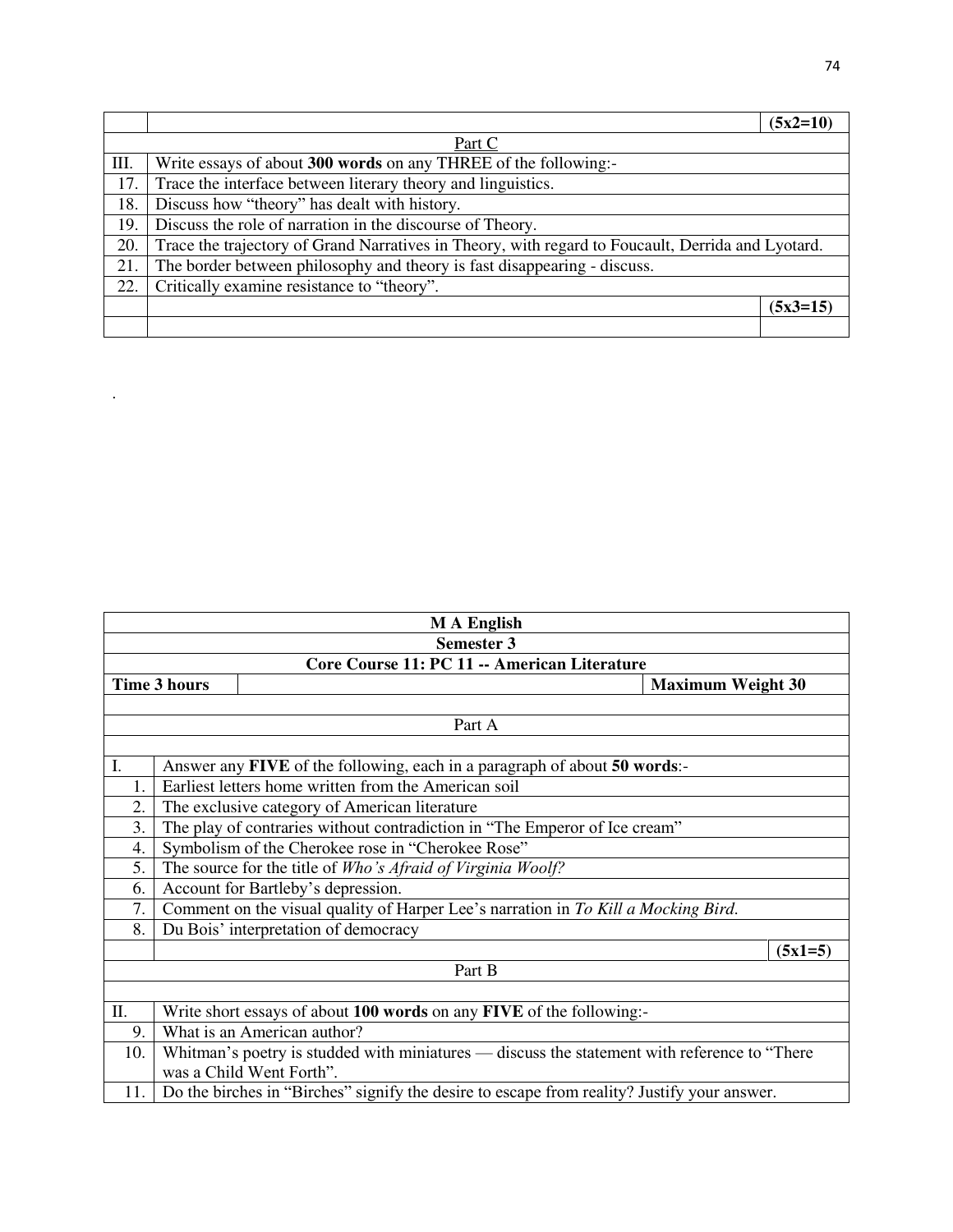| | | (5x2=10) |
|---|---|---|
| | Part C | |
| III. | Write essays of about **300 words** on any THREE of the following:- | |
| 17. | Trace the interface between literary theory and linguistics. | |
| 18. | Discuss how "theory" has dealt with history. | |
| 19. | Discuss the role of narration in the discourse of Theory. | |
| 20. | Trace the trajectory of Grand Narratives in Theory, with regard to Foucault, Derrida and Lyotard. | |
| 21. | The border between philosophy and theory is fast disappearing - discuss. | |
| 22. | Critically examine resistance to "theory". | |
| | | **(5x3=15)** |
| | | |

.

| **M A English** | | |
|---|---|---|
| **Semester 3** | | |
| **Core Course 11: PC 11 -- American Literature** | | |
| **Time 3 hours** | | **Maximum Weight 30** |
| | | |
| Part A | | |
| | | |
| I. | Answer any **FIVE** of the following, each in a paragraph of about **50 words**:- | |
| 1. | Earliest letters home written from the American soil | |
| 2. | The exclusive category of American literature | |
| 3. | The play of contraries without contradiction in "The Emperor of Ice cream" | |
| 4. | Symbolism of the Cherokee rose in "Cherokee Rose" | |
| 5. | The source for the title of *Who's Afraid of Virginia Woolf?* | |
| 6. | Account for Bartleby's depression. | |
| 7. | Comment on the visual quality of Harper Lee's narration in *To Kill a Mocking Bird.* | |
| 8. | Du Bois' interpretation of democracy | |
| | | **(5x1=5)** |
| Part B | | |
| | | |
| II. | Write short essays of about **100 words** on any **FIVE** of the following:- | |
| 9. | What is an American author? | |
| 10. | Whitman's poetry is studded with miniatures — discuss the statement with reference to "There was a Child Went Forth". | |
| 11. | Do the birches in "Birches" signify the desire to escape from reality? Justify your answer. | |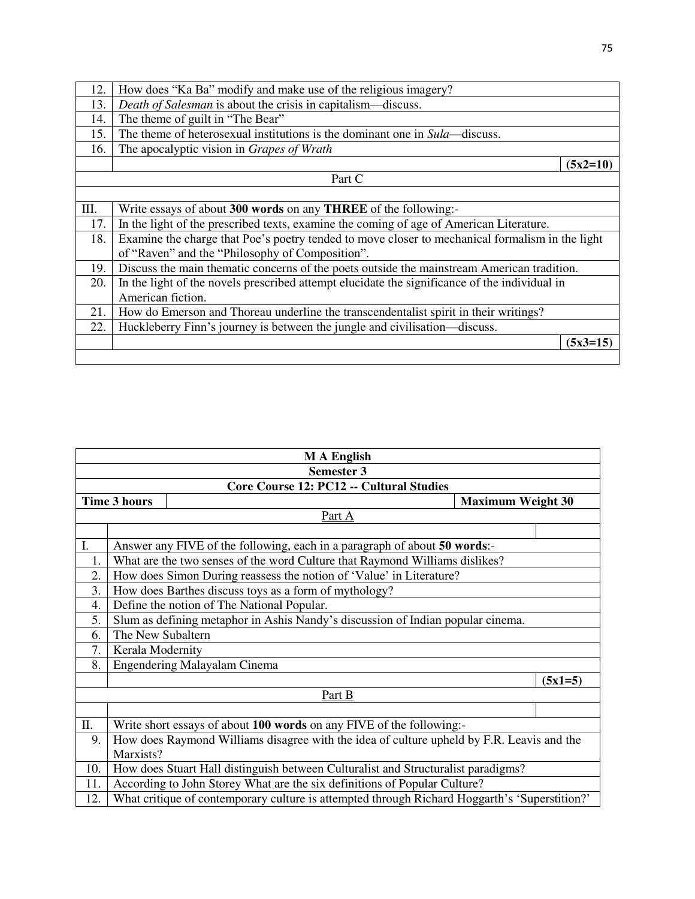| | |
|---|---|
| 12. | How does “Ka Ba” modify and make use of the religious imagery? |
| 13. | *Death of Salesman* is about the crisis in capitalism—discuss. |
| 14. | The theme of guilt in “The Bear” |
| 15. | The theme of heterosexual institutions is the dominant one in *Sula*—discuss. |
| 16. | The apocalyptic vision in *Grapes of Wrath* |
| | **(5x2=10)** |
| | Part C |
| | |
| III. | Write essays of about **300 words** on any **THREE** of the following:- |
| 17. | In the light of the prescribed texts, examine the coming of age of American Literature. |
| 18. | Examine the charge that Poe’s poetry tended to move closer to mechanical formalism in the light of “Raven” and the “Philosophy of Composition”. |
| 19. | Discuss the main thematic concerns of the poets outside the mainstream American tradition. |
| 20. | In the light of the novels prescribed attempt elucidate the significance of the individual in American fiction. |
| 21. | How do Emerson and Thoreau underline the transcendentalist spirit in their writings? |
| 22. | Huckleberry Finn’s journey is between the jungle and civilisation—discuss. |
| | **(5x3=15)** |

| **M A English** | | |
|---|---|---|
| **Semester 3** | | |
| **Core Course 12: PC12 -- Cultural Studies** | | |
| **Time 3 hours** | | **Maximum Weight 30** |
| Part A | | |
| | | |
| I. | Answer any FIVE of the following, each in a paragraph of about **50 words**:- | |
| 1. | What are the two senses of the word Culture that Raymond Williams dislikes? | |
| 2. | How does Simon During reassess the notion of ‘Value’ in Literature? | |
| 3. | How does Barthes discuss toys as a form of mythology? | |
| 4. | Define the notion of The National Popular. | |
| 5. | Slum as defining metaphor in Ashis Nandy’s discussion of Indian popular cinema. | |
| 6. | The New Subaltern | |
| 7. | Kerala Modernity | |
| 8. | Engendering Malayalam Cinema | |
| | | **(5x1=5)** |
| Part B | | |
| | | |
| II. | Write short essays of about **100 words** on any FIVE of the following:- | |
| 9. | How does Raymond Williams disagree with the idea of culture upheld by F.R. Leavis and the Marxists? | |
| 10. | How does Stuart Hall distinguish between Culturalist and Structuralist paradigms? | |
| 11. | According to John Storey What are the six definitions of Popular Culture? | |
| 12. | What critique of contemporary culture is attempted through Richard Hoggarth’s ‘Superstition?’ | |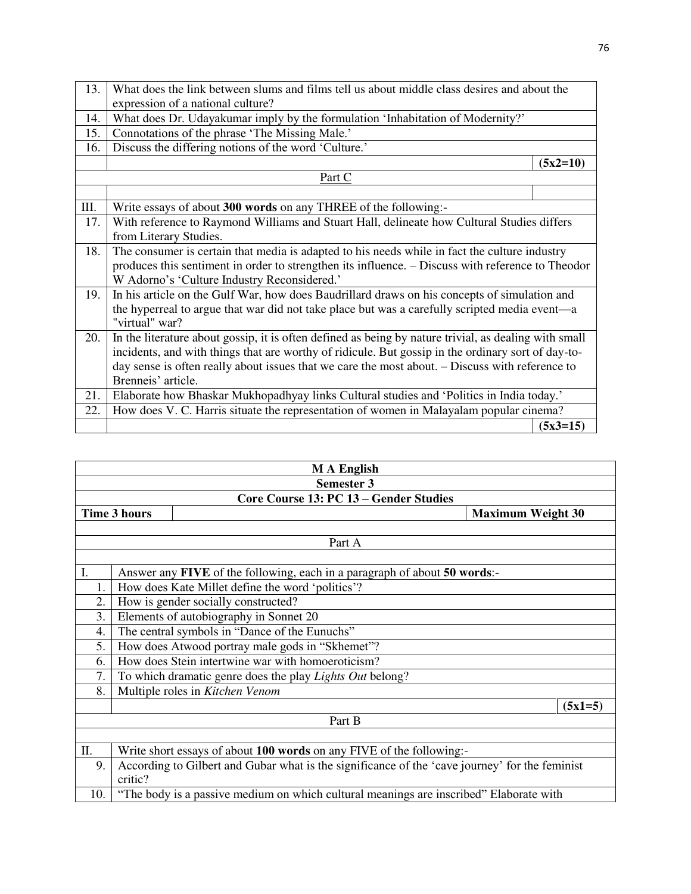| | |
|---|---|
| 13. | What does the link between slums and films tell us about middle class desires and about the expression of a national culture? |
| 14. | What does Dr. Udayakumar imply by the formulation 'Inhabitation of Modernity?' |
| 15. | Connotations of the phrase 'The Missing Male.' |
| 16. | Discuss the differing notions of the word 'Culture.' |
| | **(5x2=10)** |

Part C

| | |
|---|---|
| III. | Write essays of about **300 words** on any THREE of the following:- |
| 17. | With reference to Raymond Williams and Stuart Hall, delineate how Cultural Studies differs from Literary Studies. |
| 18. | The consumer is certain that media is adapted to his needs while in fact the culture industry produces this sentiment in order to strengthen its influence. – Discuss with reference to Theodor W Adorno's 'Culture Industry Reconsidered.' |
| 19. | In his article on the Gulf War, how does Baudrillard draws on his concepts of simulation and the hyperreal to argue that war did not take place but was a carefully scripted media event—a "virtual" war? |
| 20. | In the literature about gossip, it is often defined as being by nature trivial, as dealing with small incidents, and with things that are worthy of ridicule. But gossip in the ordinary sort of day-to-day sense is often really about issues that we care the most about. – Discuss with reference to Brenneis' article. |
| 21. | Elaborate how Bhaskar Mukhopadhyay links Cultural studies and 'Politics in India today.' |
| 22. | How does V. C. Harris situate the representation of women in Malayalam popular cinema? |
| | **(5x3=15)** |

**M A English**

**Semester 3**

**Core Course 13: PC 13 – Gender Studies**

**Time 3 hours** | **Maximum Weight 30**

Part A

| | |
|---|---|
| I. | Answer any **FIVE** of the following, each in a paragraph of about **50 words**:- |
| 1. | How does Kate Millet define the word 'politics'? |
| 2. | How is gender socially constructed? |
| 3. | Elements of autobiography in Sonnet 20 |
| 4. | The central symbols in "Dance of the Eunuchs" |
| 5. | How does Atwood portray male gods in "Skhemet"? |
| 6. | How does Stein intertwine war with homoeroticism? |
| 7. | To which dramatic genre does the play *Lights Out* belong? |
| 8. | Multiple roles in *Kitchen Venom* |
| | **(5x1=5)** |

Part B

| | |
|---|---|
| II. | Write short essays of about **100 words** on any FIVE of the following:- |
| 9. | According to Gilbert and Gubar what is the significance of the 'cave journey' for the feminist critic? |
| 10. | "The body is a passive medium on which cultural meanings are inscribed" Elaborate with |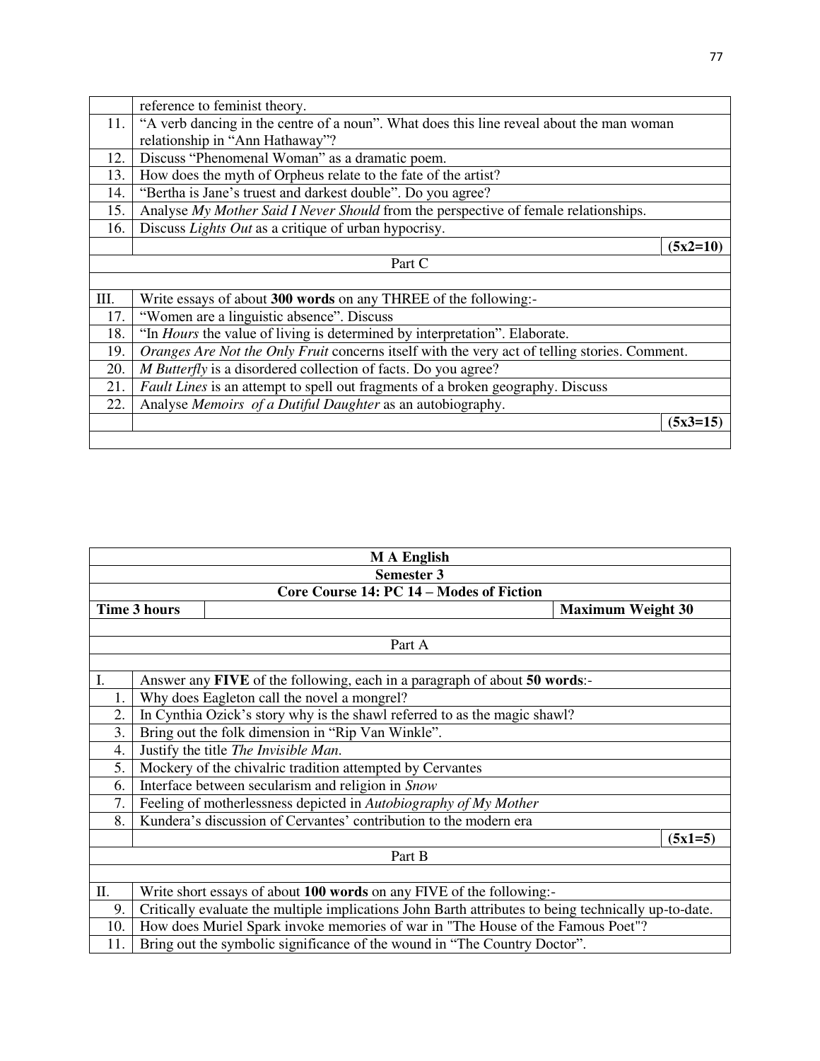| | |
|---|---|
| | reference to feminist theory. |
| 11. | "A verb dancing in the centre of a noun". What does this line reveal about the man woman relationship in "Ann Hathaway"? |
| 12. | Discuss "Phenomenal Woman" as a dramatic poem. |
| 13. | How does the myth of Orpheus relate to the fate of the artist? |
| 14. | "Bertha is Jane's truest and darkest double". Do you agree? |
| 15. | Analyse *My Mother Said I Never Should* from the perspective of female relationships. |
| 16. | Discuss *Lights Out* as a critique of urban hypocrisy. |
| | **(5x2=10)** |

Part C

| | |
|---|---|
| III. | Write essays of about **300 words** on any THREE of the following:- |
| 17. | "Women are a linguistic absence". Discuss |
| 18. | "In *Hours* the value of living is determined by interpretation". Elaborate. |
| 19. | *Oranges Are Not the Only Fruit* concerns itself with the very act of telling stories. Comment. |
| 20. | *M Butterfly* is a disordered collection of facts. Do you agree? |
| 21. | *Fault Lines* is an attempt to spell out fragments of a broken geography. Discuss |
| 22. | Analyse *Memoirs of a Dutiful Daughter* as an autobiography. |
| | **(5x3=15)** |

**M A English**

**Semester 3**

**Core Course 14: PC 14 – Modes of Fiction**

**Time 3 hours** | **Maximum Weight 30**

Part A

| | |
|---|---|
| I. | Answer any **FIVE** of the following, each in a paragraph of about **50 words**:- |
| 1. | Why does Eagleton call the novel a mongrel? |
| 2. | In Cynthia Ozick's story why is the shawl referred to as the magic shawl? |
| 3. | Bring out the folk dimension in "Rip Van Winkle". |
| 4. | Justify the title *The Invisible Man*. |
| 5. | Mockery of the chivalric tradition attempted by Cervantes |
| 6. | Interface between secularism and religion in *Snow* |
| 7. | Feeling of motherlessness depicted in *Autobiography of My Mother* |
| 8. | Kundera's discussion of Cervantes' contribution to the modern era |
| | **(5x1=5)** |

Part B

| | |
|---|---|
| II. | Write short essays of about **100 words** on any FIVE of the following:- |
| 9. | Critically evaluate the multiple implications John Barth attributes to being technically up-to-date. |
| 10. | How does Muriel Spark invoke memories of war in "The House of the Famous Poet"? |
| 11. | Bring out the symbolic significance of the wound in "The Country Doctor". |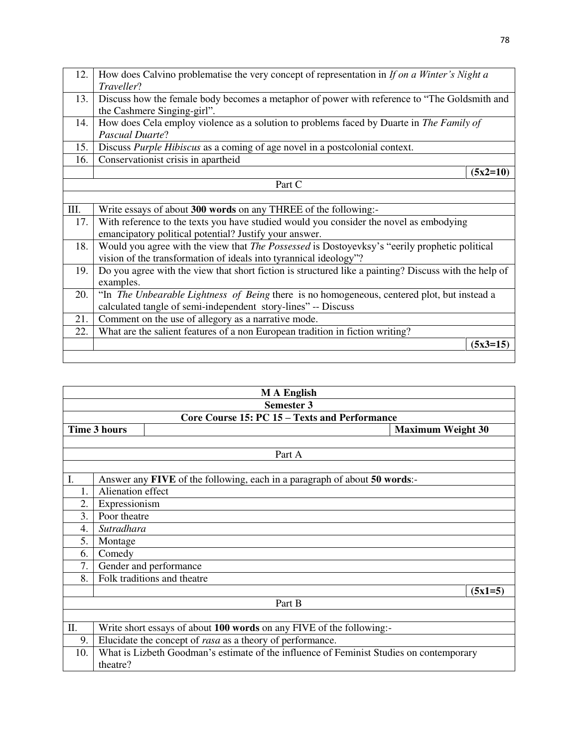| | |
|---|---|
| 12. | How does Calvino problematise the very concept of representation in *If on a Winter's Night a Traveller*? |
| 13. | Discuss how the female body becomes a metaphor of power with reference to "The Goldsmith and the Cashmere Singing-girl". |
| 14. | How does Cela employ violence as a solution to problems faced by Duarte in *The Family of Pascual Duarte*? |
| 15. | Discuss *Purple Hibiscus* as a coming of age novel in a postcolonial context. |
| 16. | Conservationist crisis in apartheid |
| | **(5x2=10)** |

Part C

| | |
|---|---|
| III. | Write essays of about **300 words** on any THREE of the following:- |
| 17. | With reference to the texts you have studied would you consider the novel as embodying emancipatory political potential? Justify your answer. |
| 18. | Would you agree with the view that *The Possessed* is Dostoyevksy's "eerily prophetic political vision of the transformation of ideals into tyrannical ideology"? |
| 19. | Do you agree with the view that short fiction is structured like a painting? Discuss with the help of examples. |
| 20. | "In *The Unbearable Lightness of Being* there is no homogeneous, centered plot, but instead a calculated tangle of semi-independent story-lines" -- Discuss |
| 21. | Comment on the use of allegory as a narrative mode. |
| 22. | What are the salient features of a non European tradition in fiction writing? |
| | **(5x3=15)** |

**M A English**

**Semester 3**

**Core Course 15: PC 15 – Texts and Performance**

**Time 3 hours** | **Maximum Weight 30**

Part A

| | |
|---|---|
| I. | Answer any **FIVE** of the following, each in a paragraph of about **50 words**:- |
| 1. | Alienation effect |
| 2. | Expressionism |
| 3. | Poor theatre |
| 4. | *Sutradhara* |
| 5. | Montage |
| 6. | Comedy |
| 7. | Gender and performance |
| 8. | Folk traditions and theatre |
| | **(5x1=5)** |

Part B

| | |
|---|---|
| II. | Write short essays of about **100 words** on any FIVE of the following:- |
| 9. | Elucidate the concept of *rasa* as a theory of performance. |
| 10. | What is Lizbeth Goodman's estimate of the influence of Feminist Studies on contemporary theatre? |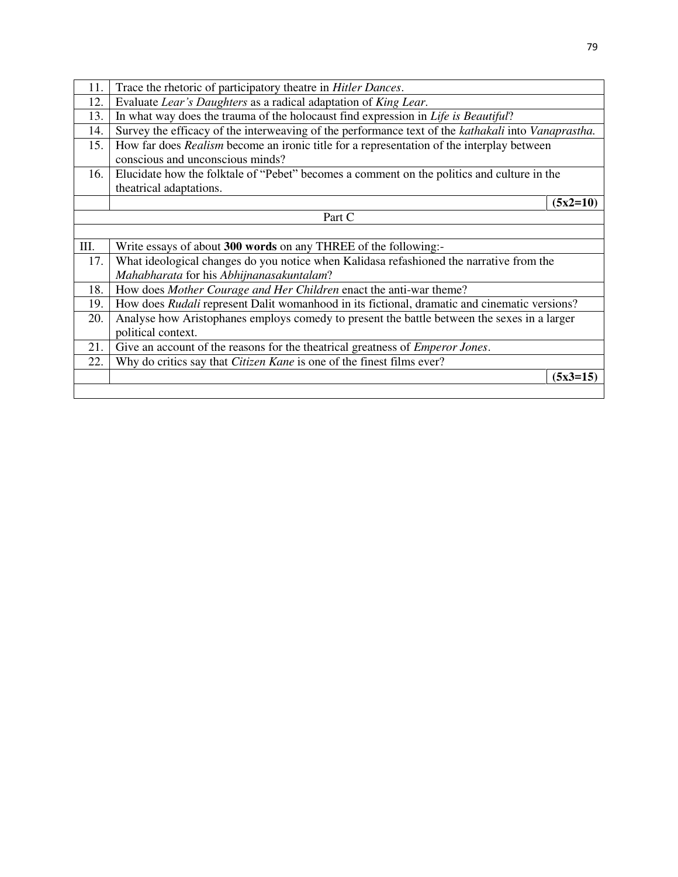| | |
|---|---|
| 11. | Trace the rhetoric of participatory theatre in *Hitler Dances*. |
| 12. | Evaluate *Lear's Daughters* as a radical adaptation of *King Lear*. |
| 13. | In what way does the trauma of the holocaust find expression in *Life is Beautiful*? |
| 14. | Survey the efficacy of the interweaving of the performance text of the *kathakali* into *Vanaprastha.* |
| 15. | How far does *Realism* become an ironic title for a representation of the interplay between conscious and unconscious minds? |
| 16. | Elucidate how the folktale of "Pebet" becomes a comment on the politics and culture in the theatrical adaptations. |
| | **(5x2=10)** |
| | Part C |
| | |
| III. | Write essays of about **300 words** on any THREE of the following:- |
| 17. | What ideological changes do you notice when Kalidasa refashioned the narrative from the *Mahabharata* for his *Abhijnanasakuntalam*? |
| 18. | How does *Mother Courage and Her Children* enact the anti-war theme? |
| 19. | How does *Rudali* represent Dalit womanhood in its fictional, dramatic and cinematic versions? |
| 20. | Analyse how Aristophanes employs comedy to present the battle between the sexes in a larger political context. |
| 21. | Give an account of the reasons for the theatrical greatness of *Emperor Jones*. |
| 22. | Why do critics say that *Citizen Kane* is one of the finest films ever? |
| | **(5x3=15)** |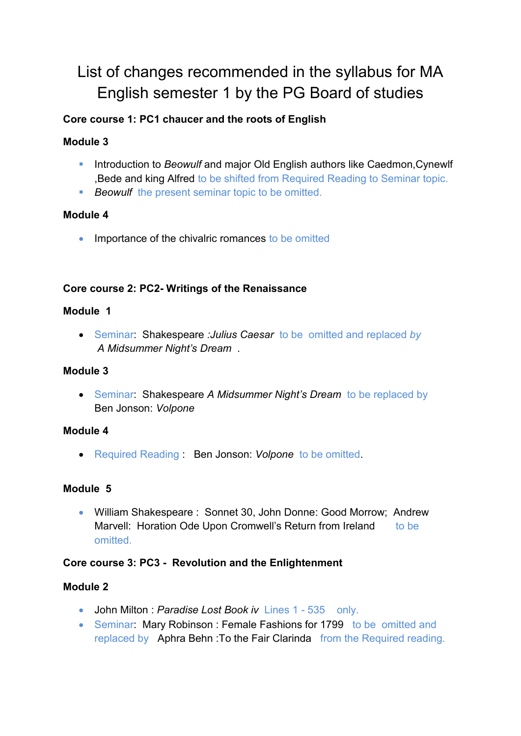# List of changes recommended in the syllabus for MA English semester 1 by the PG Board of studies

**Core course 1: PC1 chaucer and the roots of English**

**Module 3**

- Introduction to *Beowulf* and major Old English authors like Caedmon,Cynewlf ,Bede and king Alfred to be shifted from Required Reading to Seminar topic.
- *Beowulf* the present seminar topic to be omitted.

**Module 4**

- Importance of the chivalric romances to be omitted

**Core course 2: PC2- Writings of the Renaissance**

**Module 1**

- Seminar: Shakespeare :*Julius Caesar* to be omitted and replaced *by A Midsummer Night's Dream* .

**Module 3**

- Seminar: Shakespeare *A Midsummer Night's Dream* to be replaced by Ben Jonson: *Volpone*

**Module 4**

- Required Reading : Ben Jonson: *Volpone* to be omitted.

**Module 5**

- William Shakespeare : Sonnet 30, John Donne: Good Morrow; Andrew Marvell: Horation Ode Upon Cromwell's Return from Ireland to be omitted.

**Core course 3: PC3 - Revolution and the Enlightenment**

**Module 2**

- John Milton : *Paradise Lost Book iv* Lines 1 - 535 only.
- Seminar: Mary Robinson : Female Fashions for 1799 to be omitted and replaced by Aphra Behn :To the Fair Clarinda from the Required reading.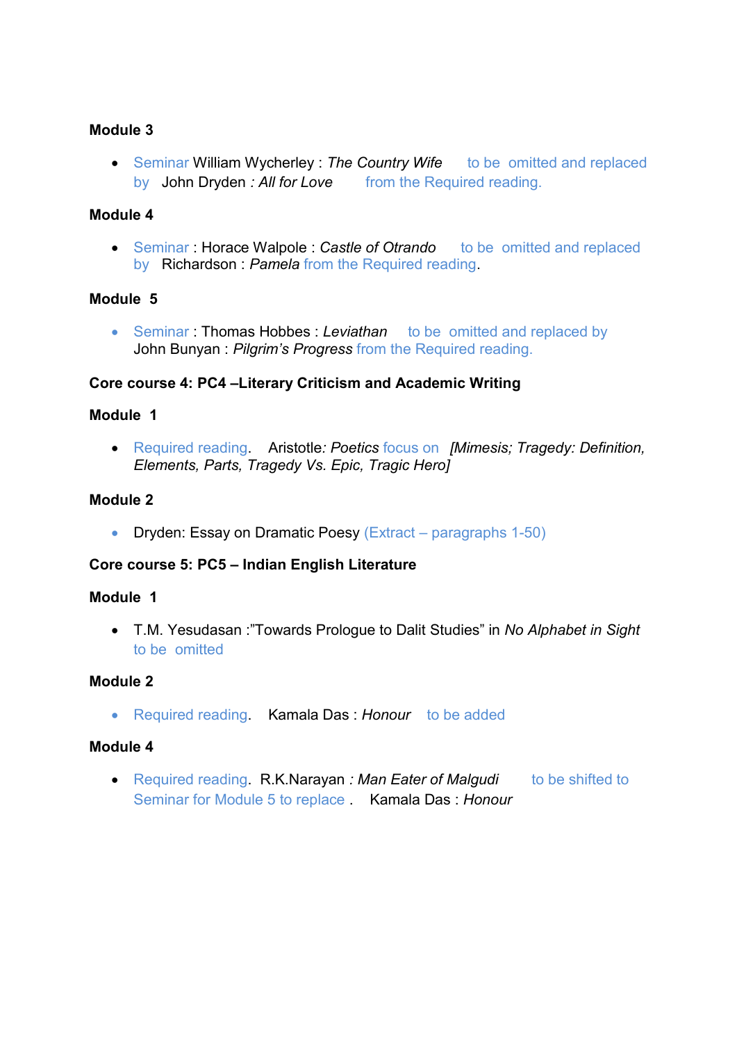**Module 3**

- Seminar William Wycherley : *The Country Wife* to be omitted and replaced by John Dryden *: All for Love* from the Required reading.

**Module 4**

- Seminar : Horace Walpole : *Castle of Otrando* to be omitted and replaced by Richardson : *Pamela* from the Required reading.

**Module 5**

- Seminar : Thomas Hobbes : *Leviathan* to be omitted and replaced by John Bunyan : *Pilgrim's Progress* from the Required reading.

**Core course 4: PC4 –Literary Criticism and Academic Writing**

**Module 1**

- Required reading. Aristotle*: Poetics* focus on *[Mimesis; Tragedy: Definition, Elements, Parts, Tragedy Vs. Epic, Tragic Hero]*

**Module 2**

- Dryden: Essay on Dramatic Poesy (Extract – paragraphs 1-50)

**Core course 5: PC5 – Indian English Literature**

**Module 1**

- T.M. Yesudasan :"Towards Prologue to Dalit Studies" in *No Alphabet in Sight* to be omitted

**Module 2**

- Required reading. Kamala Das : *Honour* to be added

**Module 4**

- Required reading. R.K.Narayan *: Man Eater of Malgudi* to be shifted to Seminar for Module 5 to replace . Kamala Das : *Honour*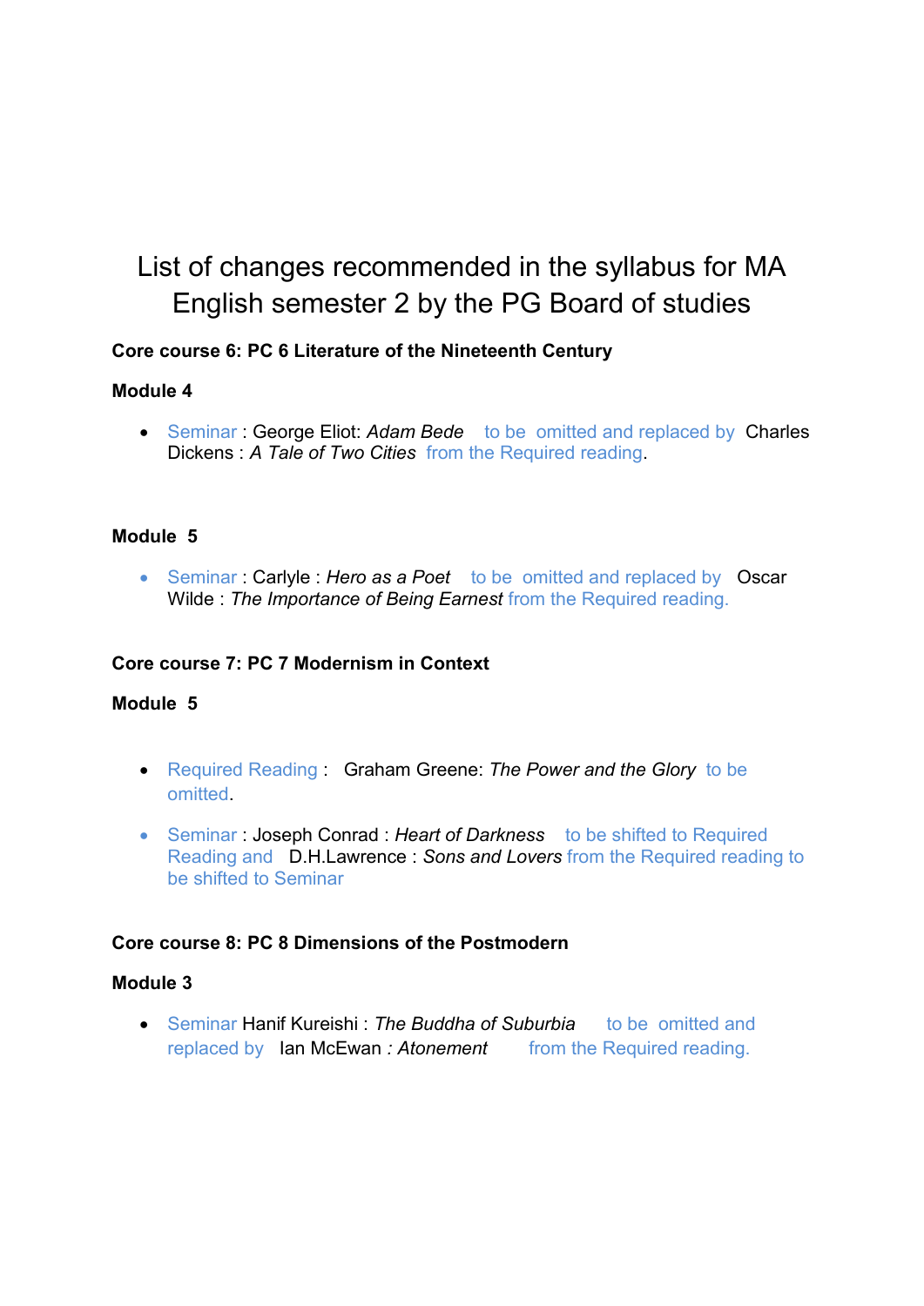# List of changes recommended in the syllabus for MA English semester 2 by the PG Board of studies

**Core course 6: PC 6 Literature of the Nineteenth Century**

**Module 4**

- Seminar : George Eliot: *Adam Bede* to be omitted and replaced by Charles Dickens : *A Tale of Two Cities* from the Required reading.

**Module 5**

- Seminar : Carlyle : *Hero as a Poet* to be omitted and replaced by Oscar Wilde : *The Importance of Being Earnest* from the Required reading.

**Core course 7: PC 7 Modernism in Context**

**Module 5**

- Required Reading : Graham Greene: *The Power and the Glory* to be omitted.
- Seminar : Joseph Conrad : *Heart of Darkness* to be shifted to Required Reading and D.H.Lawrence : *Sons and Lovers* from the Required reading to be shifted to Seminar

**Core course 8: PC 8 Dimensions of the Postmodern**

**Module 3**

- Seminar Hanif Kureishi : *The Buddha of Suburbia* to be omitted and replaced by Ian McEwan : *Atonement* from the Required reading.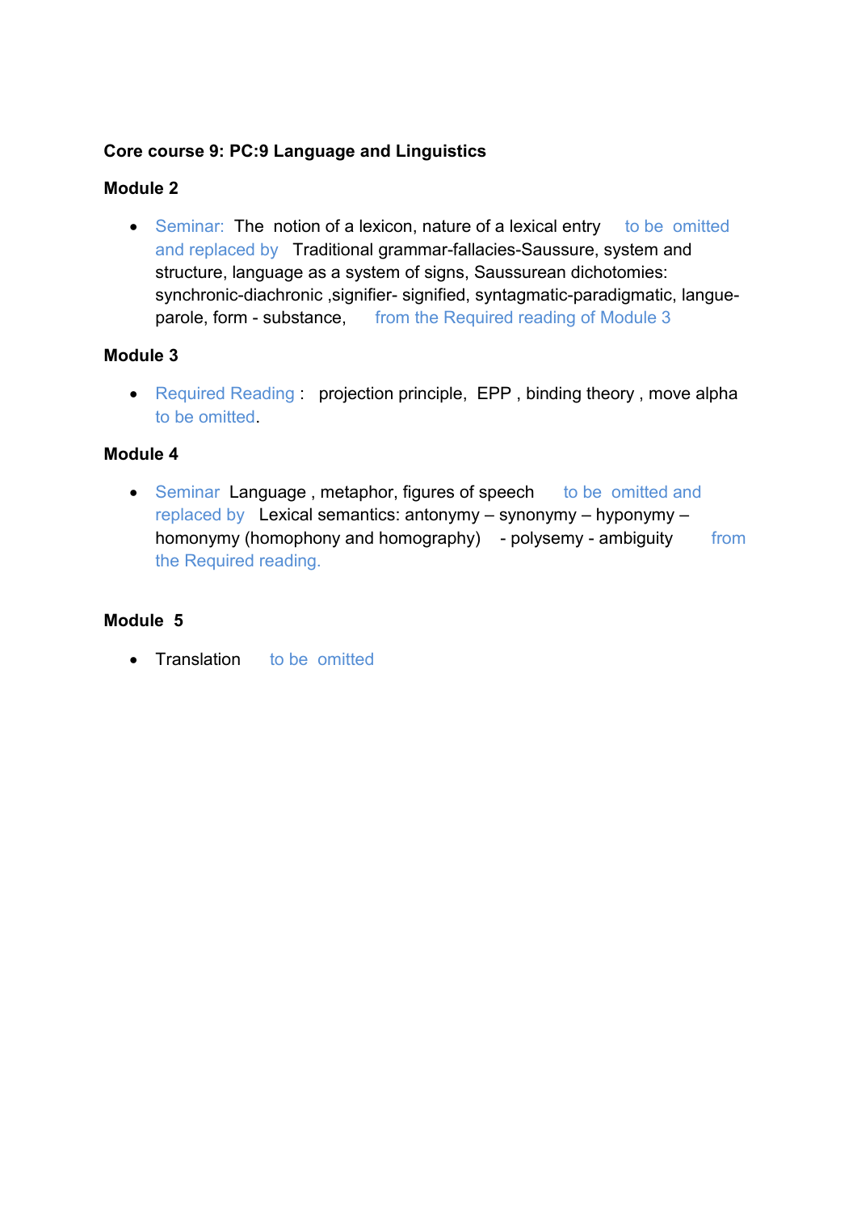**Core course 9: PC:9 Language and Linguistics**

**Module 2**

- Seminar: The notion of a lexicon, nature of a lexical entry to be omitted and replaced by Traditional grammar-fallacies-Saussure, system and structure, language as a system of signs, Saussurean dichotomies: synchronic-diachronic ,signifier- signified, syntagmatic-paradigmatic, langue-parole, form - substance, from the Required reading of Module 3

**Module 3**

- Required Reading : projection principle, EPP , binding theory , move alpha to be omitted.

**Module 4**

- Seminar Language , metaphor, figures of speech to be omitted and replaced by Lexical semantics: antonymy – synonymy – hyponymy – homonymy (homophony and homography) - polysemy - ambiguity from the Required reading.

**Module 5**

- Translation to be omitted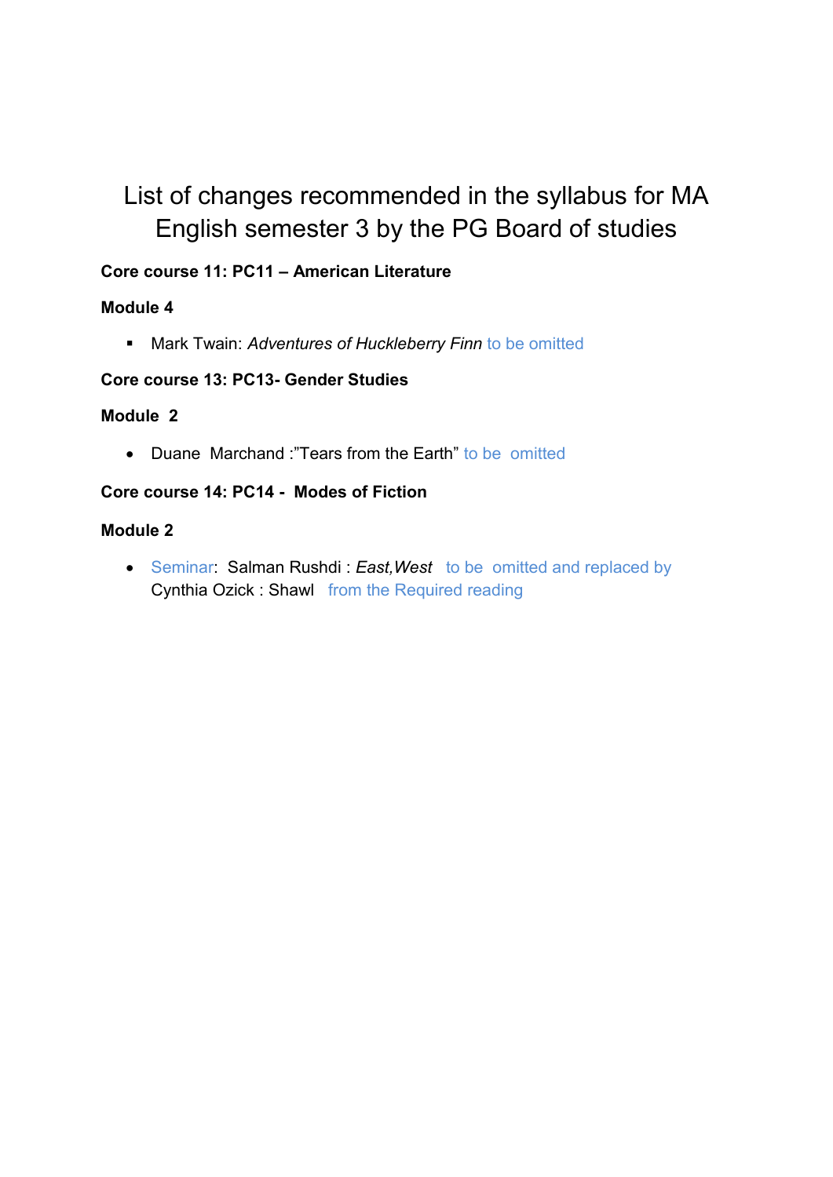# List of changes recommended in the syllabus for MA English semester 3 by the PG Board of studies

**Core course 11: PC11 – American Literature**

**Module 4**

- Mark Twain: *Adventures of Huckleberry Finn* to be omitted

**Core course 13: PC13- Gender Studies**

**Module 2**

- Duane Marchand :"Tears from the Earth" to be omitted

**Core course 14: PC14 - Modes of Fiction**

**Module 2**

- Seminar: Salman Rushdi : *East,West* to be omitted and replaced by Cynthia Ozick : Shawl from the Required reading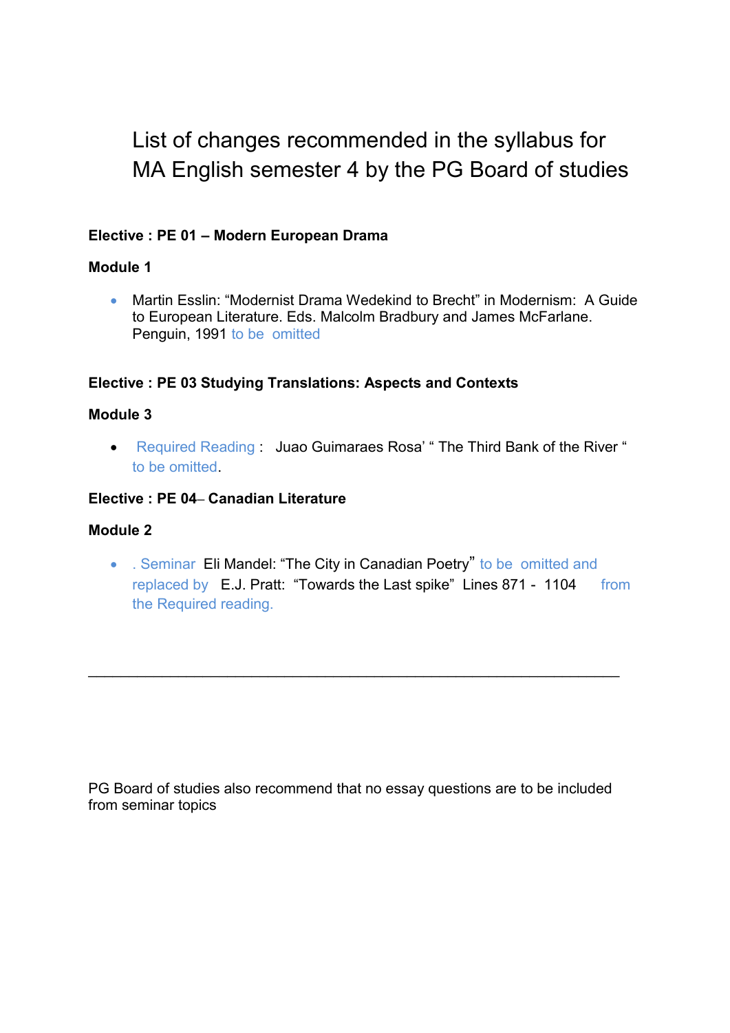# List of changes recommended in the syllabus for MA English semester 4 by the PG Board of studies

**Elective : PE 01 – Modern European Drama**

**Module 1**

- Martin Esslin: "Modernist Drama Wedekind to Brecht" in Modernism: A Guide to European Literature. Eds. Malcolm Bradbury and James McFarlane. Penguin, 1991 to be omitted

**Elective : PE 03 Studying Translations: Aspects and Contexts**

**Module 3**

- Required Reading : Juao Guimaraes Rosa' " The Third Bank of the River " to be omitted.

**Elective : PE 04– Canadian Literature**

**Module 2**

- . Seminar Eli Mandel: "The City in Canadian Poetry" to be omitted and replaced by E.J. Pratt: "Towards the Last spike" Lines 871 - 1104 from the Required reading.

---

PG Board of studies also recommend that no essay questions are to be included from seminar topics